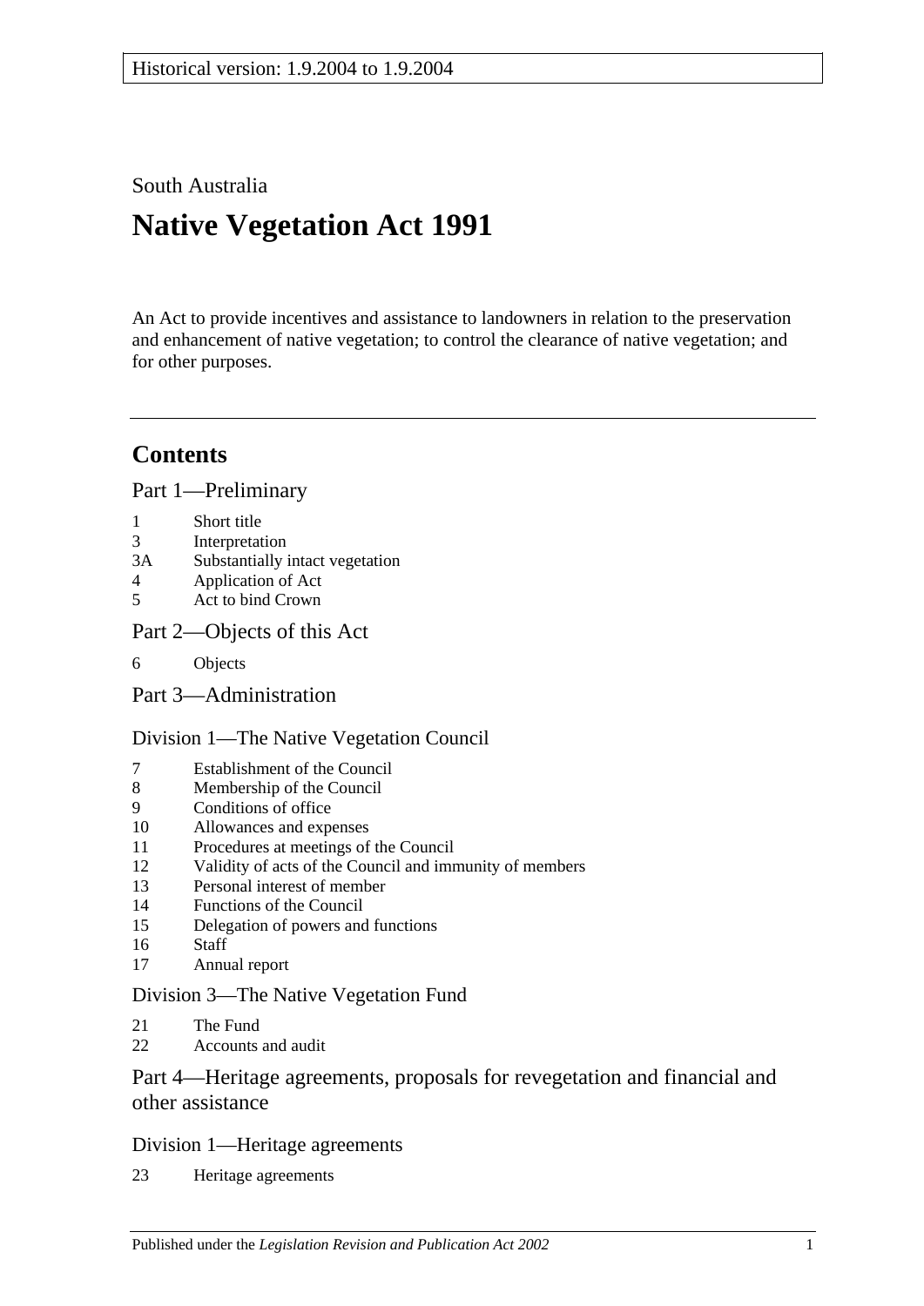Historical version: 1.9.2004 to 1.9.2004

South Australia

# Native Vegetation Act 1991

An Act to provide incentives and assistance to landowners in relation to the preservation and enhancement of native vegetation; to control the clearance of native vegetation; and for other purposes.

## Contents

### Part 1—Preliminary

- 1 Short title
- 3 Interpretation
- 3A Substantially intact vegetation
- 4 Application of Act
- 5 Act to bind Crown

### Part 2—Objects of this Act

- 6 Objects

### Part 3—Administration

#### Division 1—The Native Vegetation Council

- 7 Establishment of the Council
- 8 Membership of the Council
- 9 Conditions of office
- 10 Allowances and expenses
- 11 Procedures at meetings of the Council
- 12 Validity of acts of the Council and immunity of members
- 13 Personal interest of member
- 14 Functions of the Council
- 15 Delegation of powers and functions
- 16 Staff
- 17 Annual report

#### Division 3—The Native Vegetation Fund

- 21 The Fund
- 22 Accounts and audit

### Part 4—Heritage agreements, proposals for revegetation and financial and other assistance

#### Division 1—Heritage agreements

- 23 Heritage agreements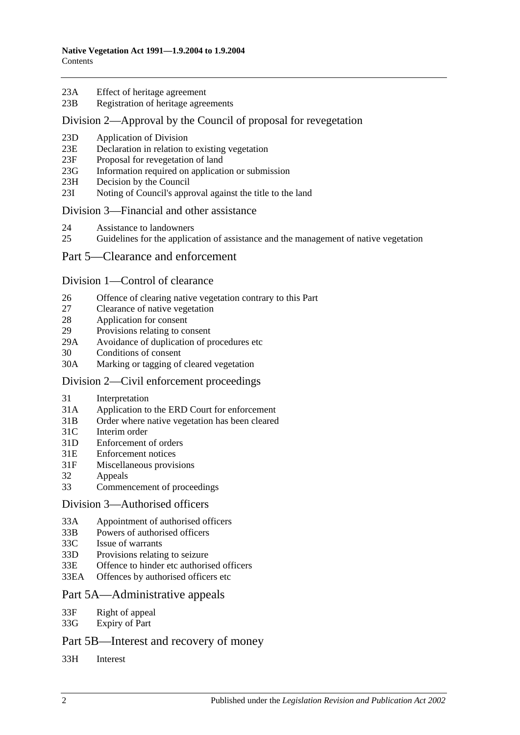23A Effect of heritage agreement
23B Registration of heritage agreements

## Division 2—Approval by the Council of proposal for revegetation

23D Application of Division
23E Declaration in relation to existing vegetation
23F Proposal for revegetation of land
23G Information required on application or submission
23H Decision by the Council
23I Noting of Council's approval against the title to the land

## Division 3—Financial and other assistance

24 Assistance to landowners
25 Guidelines for the application of assistance and the management of native vegetation

# Part 5—Clearance and enforcement

## Division 1—Control of clearance

26 Offence of clearing native vegetation contrary to this Part
27 Clearance of native vegetation
28 Application for consent
29 Provisions relating to consent
29A Avoidance of duplication of procedures etc
30 Conditions of consent
30A Marking or tagging of cleared vegetation

## Division 2—Civil enforcement proceedings

31 Interpretation
31A Application to the ERD Court for enforcement
31B Order where native vegetation has been cleared
31C Interim order
31D Enforcement of orders
31E Enforcement notices
31F Miscellaneous provisions
32 Appeals
33 Commencement of proceedings

## Division 3—Authorised officers

33A Appointment of authorised officers
33B Powers of authorised officers
33C Issue of warrants
33D Provisions relating to seizure
33E Offence to hinder etc authorised officers
33EA Offences by authorised officers etc

# Part 5A—Administrative appeals

33F Right of appeal
33G Expiry of Part

# Part 5B—Interest and recovery of money

33H Interest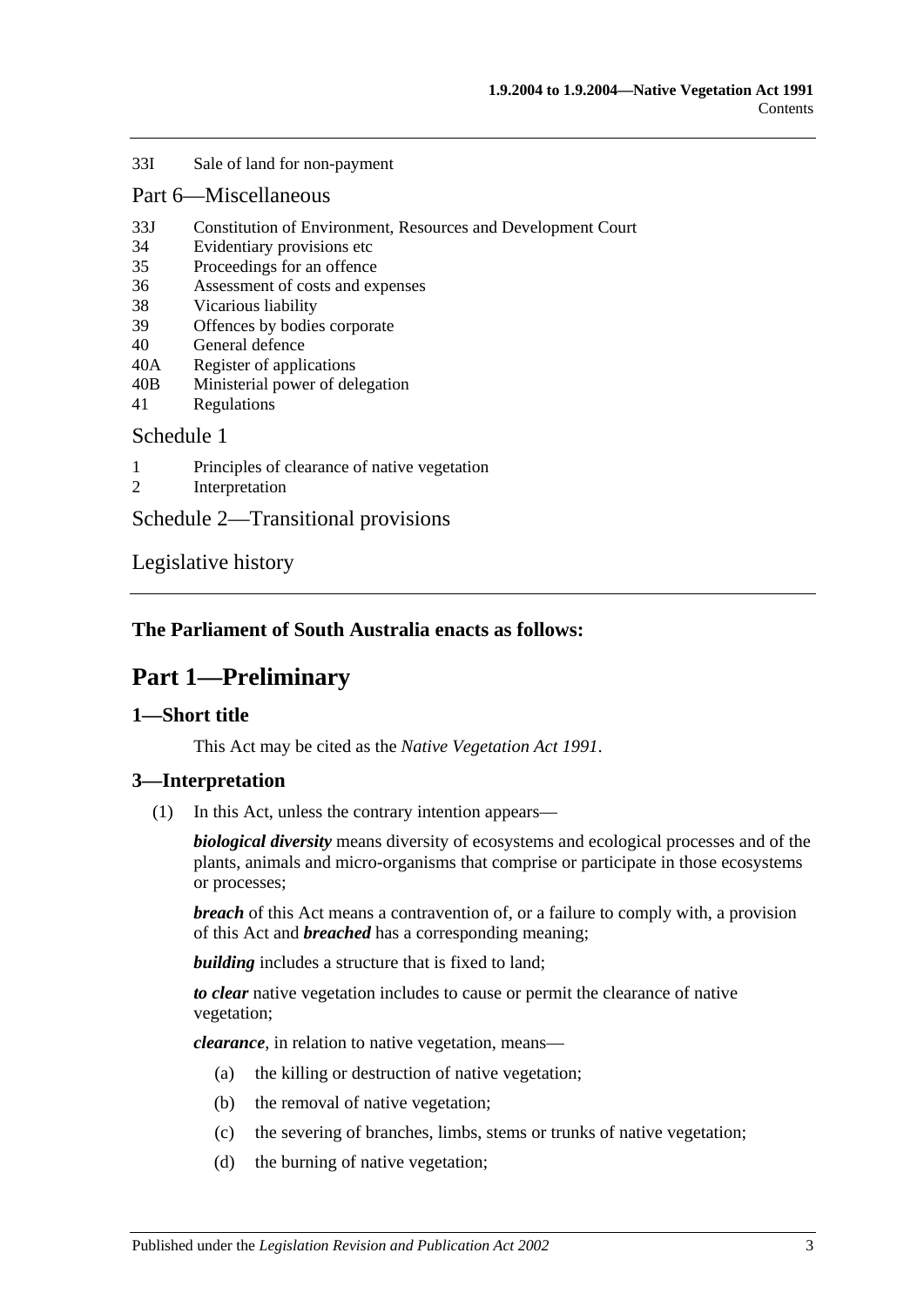33I Sale of land for non-payment

Part 6—Miscellaneous

33J Constitution of Environment, Resources and Development Court
34 Evidentiary provisions etc
35 Proceedings for an offence
36 Assessment of costs and expenses
38 Vicarious liability
39 Offences by bodies corporate
40 General defence
40A Register of applications
40B Ministerial power of delegation
41 Regulations

Schedule 1

1 Principles of clearance of native vegetation
2 Interpretation

Schedule 2—Transitional provisions

Legislative history

**The Parliament of South Australia enacts as follows:**

# Part 1—Preliminary

## 1—Short title

This Act may be cited as the *Native Vegetation Act 1991*.

## 3—Interpretation

(1) In this Act, unless the contrary intention appears—

***biological diversity*** means diversity of ecosystems and ecological processes and of the plants, animals and micro-organisms that comprise or participate in those ecosystems or processes;

***breach*** of this Act means a contravention of, or a failure to comply with, a provision of this Act and ***breached*** has a corresponding meaning;

***building*** includes a structure that is fixed to land;

***to clear*** native vegetation includes to cause or permit the clearance of native vegetation;

***clearance***, in relation to native vegetation, means—

(a) the killing or destruction of native vegetation;

(b) the removal of native vegetation;

(c) the severing of branches, limbs, stems or trunks of native vegetation;

(d) the burning of native vegetation;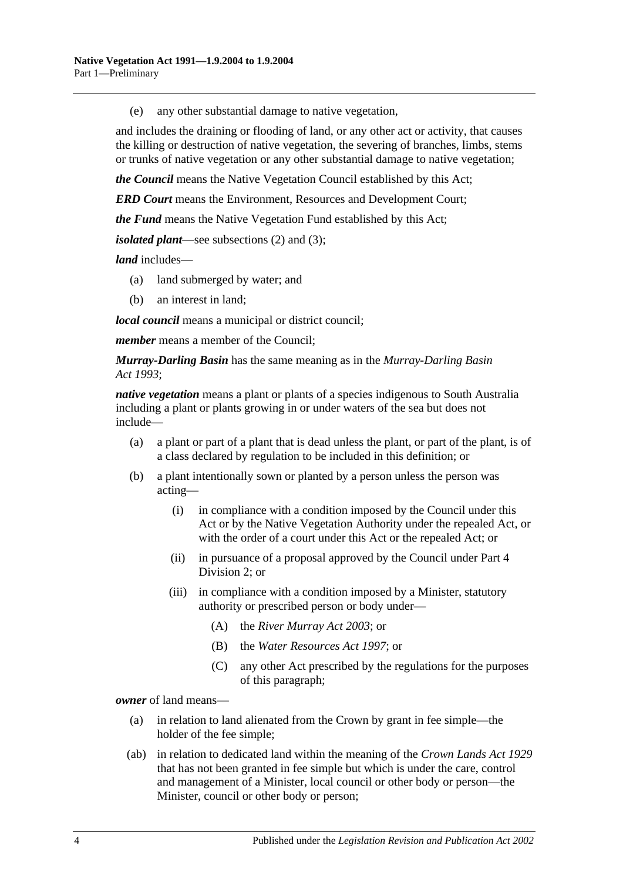(e) any other substantial damage to native vegetation,

and includes the draining or flooding of land, or any other act or activity, that causes the killing or destruction of native vegetation, the severing of branches, limbs, stems or trunks of native vegetation or any other substantial damage to native vegetation;

***the Council*** means the Native Vegetation Council established by this Act;

***ERD Court*** means the Environment, Resources and Development Court;

***the Fund*** means the Native Vegetation Fund established by this Act;

***isolated plant***—see subsections (2) and (3);

***land*** includes—

(a) land submerged by water; and

(b) an interest in land;

***local council*** means a municipal or district council;

***member*** means a member of the Council;

***Murray-Darling Basin*** has the same meaning as in the *Murray-Darling Basin Act 1993*;

***native vegetation*** means a plant or plants of a species indigenous to South Australia including a plant or plants growing in or under waters of the sea but does not include—

(a) a plant or part of a plant that is dead unless the plant, or part of the plant, is of a class declared by regulation to be included in this definition; or

(b) a plant intentionally sown or planted by a person unless the person was acting—

(i) in compliance with a condition imposed by the Council under this Act or by the Native Vegetation Authority under the repealed Act, or with the order of a court under this Act or the repealed Act; or

(ii) in pursuance of a proposal approved by the Council under Part 4 Division 2; or

(iii) in compliance with a condition imposed by a Minister, statutory authority or prescribed person or body under—

(A) the *River Murray Act 2003*; or

(B) the *Water Resources Act 1997*; or

(C) any other Act prescribed by the regulations for the purposes of this paragraph;

***owner*** of land means—

(a) in relation to land alienated from the Crown by grant in fee simple—the holder of the fee simple;

(ab) in relation to dedicated land within the meaning of the *Crown Lands Act 1929* that has not been granted in fee simple but which is under the care, control and management of a Minister, local council or other body or person—the Minister, council or other body or person;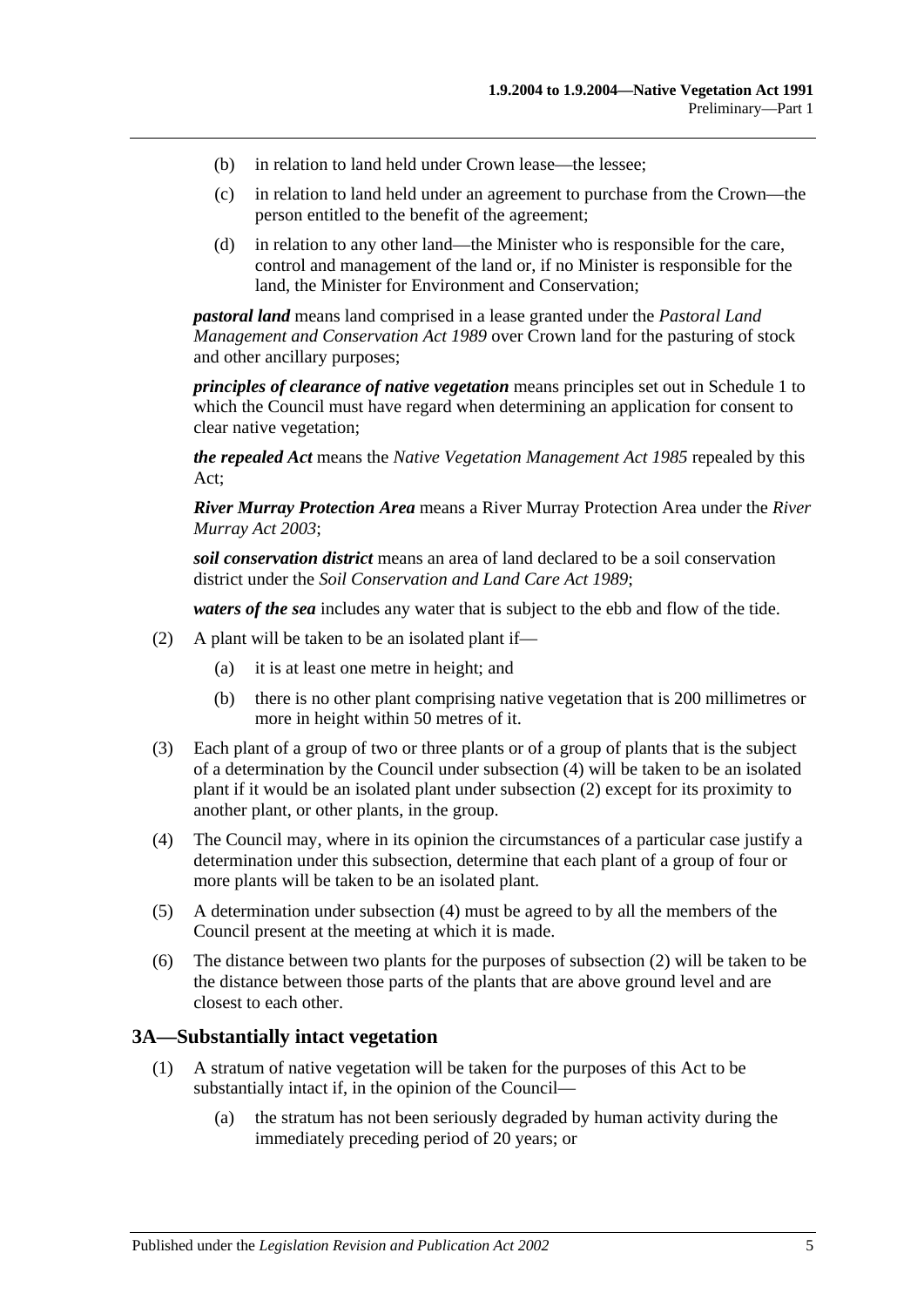(b) in relation to land held under Crown lease—the lessee;

(c) in relation to land held under an agreement to purchase from the Crown—the person entitled to the benefit of the agreement;

(d) in relation to any other land—the Minister who is responsible for the care, control and management of the land or, if no Minister is responsible for the land, the Minister for Environment and Conservation;

***pastoral land*** means land comprised in a lease granted under the *Pastoral Land Management and Conservation Act 1989* over Crown land for the pasturing of stock and other ancillary purposes;

***principles of clearance of native vegetation*** means principles set out in Schedule 1 to which the Council must have regard when determining an application for consent to clear native vegetation;

***the repealed Act*** means the *Native Vegetation Management Act 1985* repealed by this Act;

***River Murray Protection Area*** means a River Murray Protection Area under the *River Murray Act 2003*;

***soil conservation district*** means an area of land declared to be a soil conservation district under the *Soil Conservation and Land Care Act 1989*;

***waters of the sea*** includes any water that is subject to the ebb and flow of the tide.

(2) A plant will be taken to be an isolated plant if—

(a) it is at least one metre in height; and

(b) there is no other plant comprising native vegetation that is 200 millimetres or more in height within 50 metres of it.

(3) Each plant of a group of two or three plants or of a group of plants that is the subject of a determination by the Council under subsection (4) will be taken to be an isolated plant if it would be an isolated plant under subsection (2) except for its proximity to another plant, or other plants, in the group.

(4) The Council may, where in its opinion the circumstances of a particular case justify a determination under this subsection, determine that each plant of a group of four or more plants will be taken to be an isolated plant.

(5) A determination under subsection (4) must be agreed to by all the members of the Council present at the meeting at which it is made.

(6) The distance between two plants for the purposes of subsection (2) will be taken to be the distance between those parts of the plants that are above ground level and are closest to each other.

## 3A—Substantially intact vegetation

(1) A stratum of native vegetation will be taken for the purposes of this Act to be substantially intact if, in the opinion of the Council—

(a) the stratum has not been seriously degraded by human activity during the immediately preceding period of 20 years; or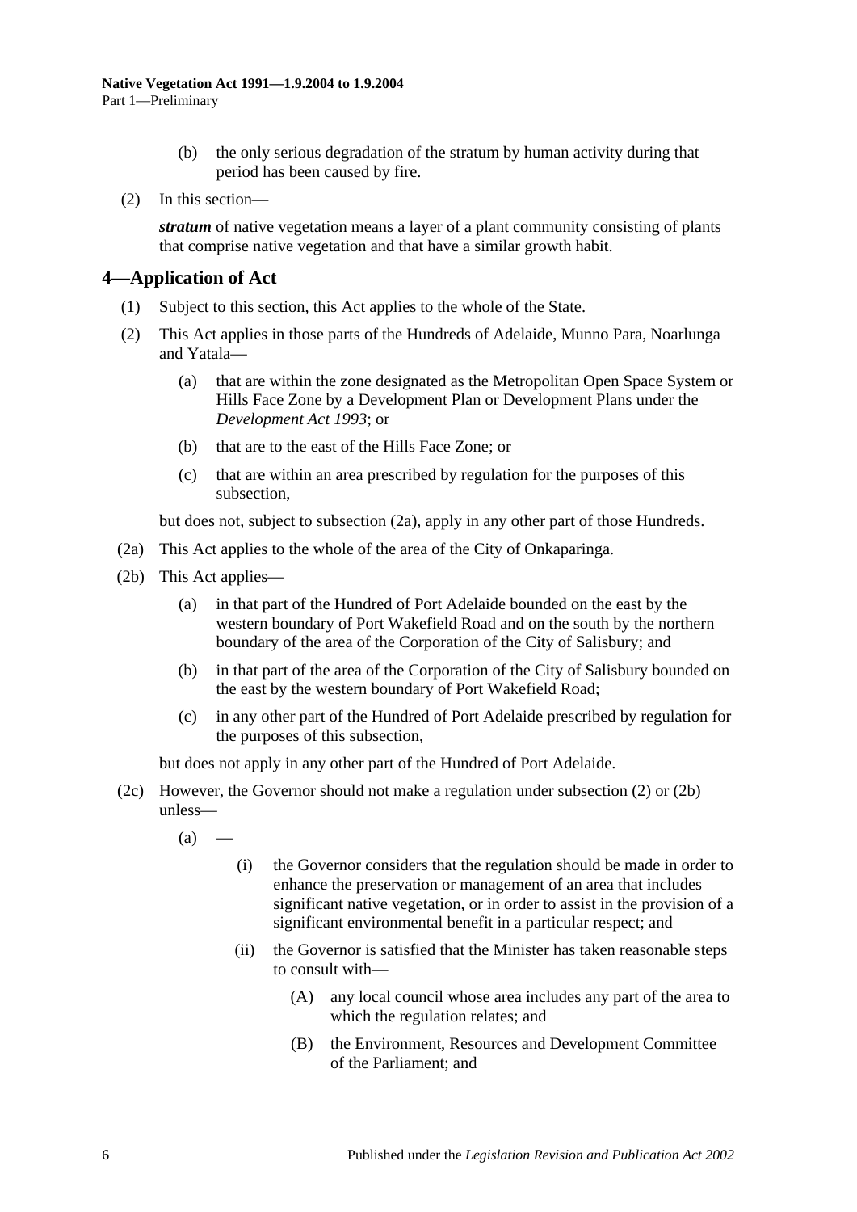(b) the only serious degradation of the stratum by human activity during that period has been caused by fire.

(2) In this section—

***stratum*** of native vegetation means a layer of a plant community consisting of plants that comprise native vegetation and that have a similar growth habit.

## 4—Application of Act

(1) Subject to this section, this Act applies to the whole of the State.

(2) This Act applies in those parts of the Hundreds of Adelaide, Munno Para, Noarlunga and Yatala—

(a) that are within the zone designated as the Metropolitan Open Space System or Hills Face Zone by a Development Plan or Development Plans under the *Development Act 1993*; or

(b) that are to the east of the Hills Face Zone; or

(c) that are within an area prescribed by regulation for the purposes of this subsection,

but does not, subject to subsection (2a), apply in any other part of those Hundreds.

(2a) This Act applies to the whole of the area of the City of Onkaparinga.

(2b) This Act applies—

(a) in that part of the Hundred of Port Adelaide bounded on the east by the western boundary of Port Wakefield Road and on the south by the northern boundary of the area of the Corporation of the City of Salisbury; and

(b) in that part of the area of the Corporation of the City of Salisbury bounded on the east by the western boundary of Port Wakefield Road;

(c) in any other part of the Hundred of Port Adelaide prescribed by regulation for the purposes of this subsection,

but does not apply in any other part of the Hundred of Port Adelaide.

(2c) However, the Governor should not make a regulation under subsection (2) or (2b) unless—

(a) —

(i) the Governor considers that the regulation should be made in order to enhance the preservation or management of an area that includes significant native vegetation, or in order to assist in the provision of a significant environmental benefit in a particular respect; and

(ii) the Governor is satisfied that the Minister has taken reasonable steps to consult with—

(A) any local council whose area includes any part of the area to which the regulation relates; and

(B) the Environment, Resources and Development Committee of the Parliament; and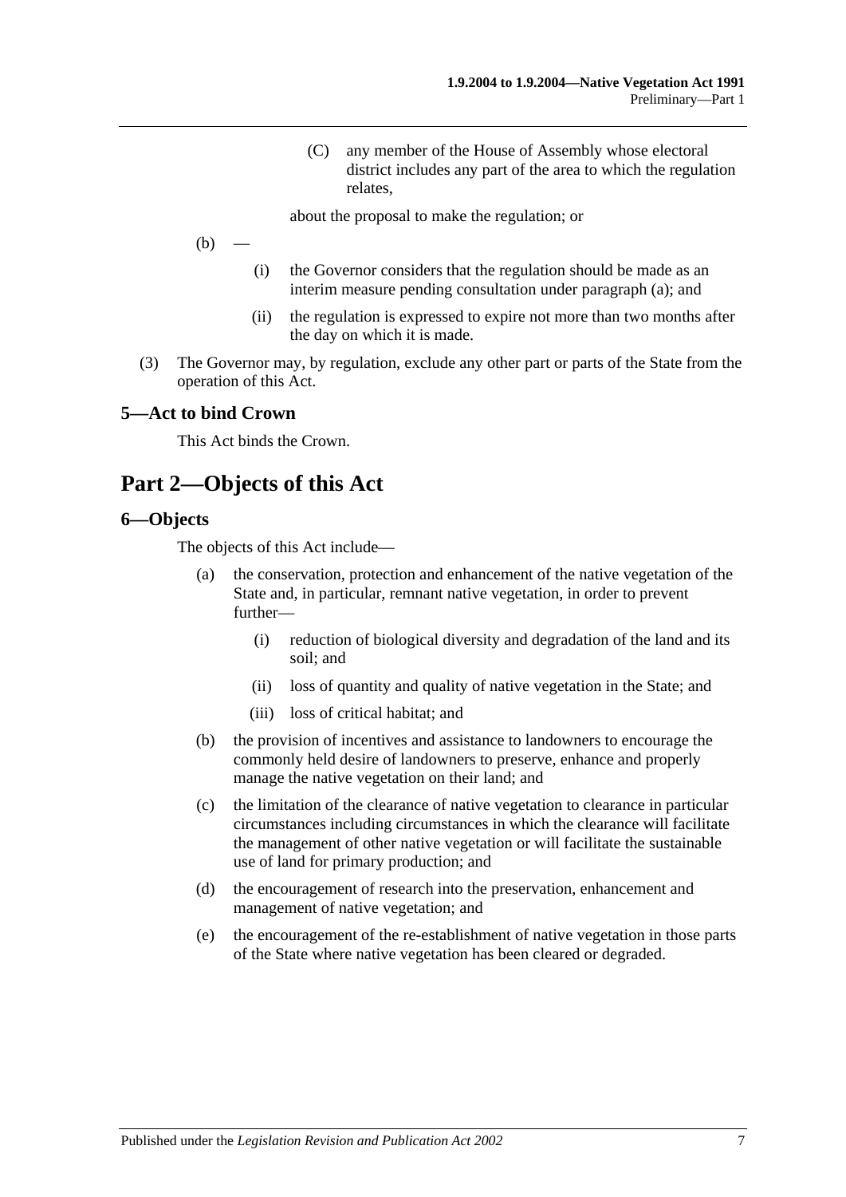(C) any member of the House of Assembly whose electoral district includes any part of the area to which the regulation relates,

about the proposal to make the regulation; or

(b) —

(i) the Governor considers that the regulation should be made as an interim measure pending consultation under paragraph (a); and

(ii) the regulation is expressed to expire not more than two months after the day on which it is made.

(3) The Governor may, by regulation, exclude any other part or parts of the State from the operation of this Act.

### 5—Act to bind Crown

This Act binds the Crown.

## Part 2—Objects of this Act

### 6—Objects

The objects of this Act include—

(a) the conservation, protection and enhancement of the native vegetation of the State and, in particular, remnant native vegetation, in order to prevent further—

(i) reduction of biological diversity and degradation of the land and its soil; and

(ii) loss of quantity and quality of native vegetation in the State; and

(iii) loss of critical habitat; and

(b) the provision of incentives and assistance to landowners to encourage the commonly held desire of landowners to preserve, enhance and properly manage the native vegetation on their land; and

(c) the limitation of the clearance of native vegetation to clearance in particular circumstances including circumstances in which the clearance will facilitate the management of other native vegetation or will facilitate the sustainable use of land for primary production; and

(d) the encouragement of research into the preservation, enhancement and management of native vegetation; and

(e) the encouragement of the re-establishment of native vegetation in those parts of the State where native vegetation has been cleared or degraded.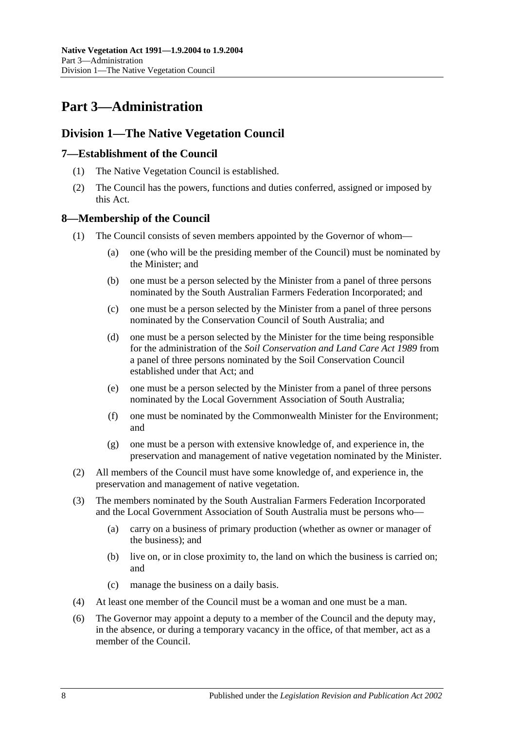# Part 3—Administration

## Division 1—The Native Vegetation Council

### 7—Establishment of the Council

(1) The Native Vegetation Council is established.

(2) The Council has the powers, functions and duties conferred, assigned or imposed by this Act.

### 8—Membership of the Council

(1) The Council consists of seven members appointed by the Governor of whom—

(a) one (who will be the presiding member of the Council) must be nominated by the Minister; and

(b) one must be a person selected by the Minister from a panel of three persons nominated by the South Australian Farmers Federation Incorporated; and

(c) one must be a person selected by the Minister from a panel of three persons nominated by the Conservation Council of South Australia; and

(d) one must be a person selected by the Minister for the time being responsible for the administration of the *Soil Conservation and Land Care Act 1989* from a panel of three persons nominated by the Soil Conservation Council established under that Act; and

(e) one must be a person selected by the Minister from a panel of three persons nominated by the Local Government Association of South Australia;

(f) one must be nominated by the Commonwealth Minister for the Environment; and

(g) one must be a person with extensive knowledge of, and experience in, the preservation and management of native vegetation nominated by the Minister.

(2) All members of the Council must have some knowledge of, and experience in, the preservation and management of native vegetation.

(3) The members nominated by the South Australian Farmers Federation Incorporated and the Local Government Association of South Australia must be persons who—

(a) carry on a business of primary production (whether as owner or manager of the business); and

(b) live on, or in close proximity to, the land on which the business is carried on; and

(c) manage the business on a daily basis.

(4) At least one member of the Council must be a woman and one must be a man.

(6) The Governor may appoint a deputy to a member of the Council and the deputy may, in the absence, or during a temporary vacancy in the office, of that member, act as a member of the Council.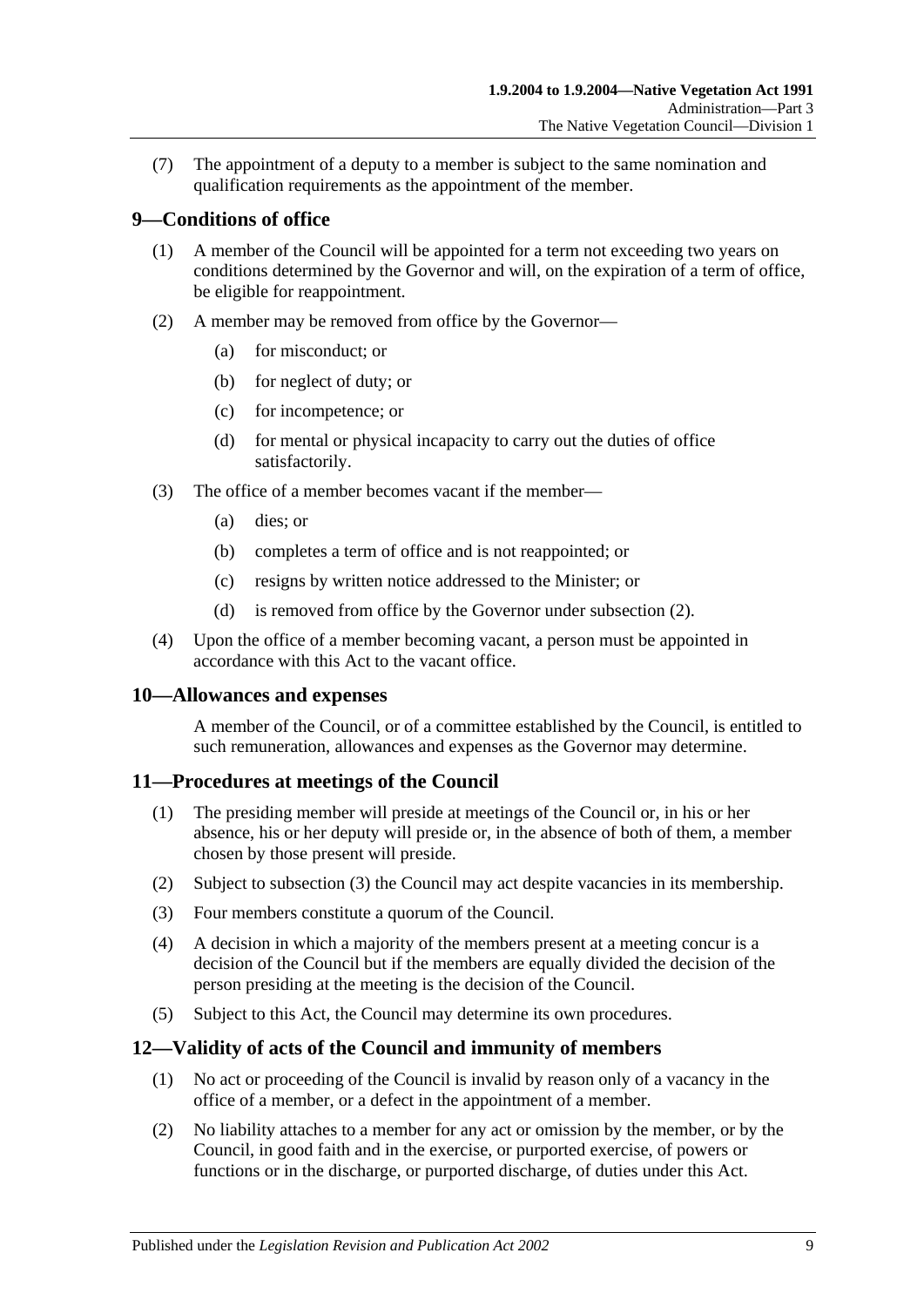(7) The appointment of a deputy to a member is subject to the same nomination and qualification requirements as the appointment of the member.

## 9—Conditions of office

(1) A member of the Council will be appointed for a term not exceeding two years on conditions determined by the Governor and will, on the expiration of a term of office, be eligible for reappointment.

(2) A member may be removed from office by the Governor—

(a) for misconduct; or

(b) for neglect of duty; or

(c) for incompetence; or

(d) for mental or physical incapacity to carry out the duties of office satisfactorily.

(3) The office of a member becomes vacant if the member—

(a) dies; or

(b) completes a term of office and is not reappointed; or

(c) resigns by written notice addressed to the Minister; or

(d) is removed from office by the Governor under subsection (2).

(4) Upon the office of a member becoming vacant, a person must be appointed in accordance with this Act to the vacant office.

## 10—Allowances and expenses

A member of the Council, or of a committee established by the Council, is entitled to such remuneration, allowances and expenses as the Governor may determine.

## 11—Procedures at meetings of the Council

(1) The presiding member will preside at meetings of the Council or, in his or her absence, his or her deputy will preside or, in the absence of both of them, a member chosen by those present will preside.

(2) Subject to subsection (3) the Council may act despite vacancies in its membership.

(3) Four members constitute a quorum of the Council.

(4) A decision in which a majority of the members present at a meeting concur is a decision of the Council but if the members are equally divided the decision of the person presiding at the meeting is the decision of the Council.

(5) Subject to this Act, the Council may determine its own procedures.

## 12—Validity of acts of the Council and immunity of members

(1) No act or proceeding of the Council is invalid by reason only of a vacancy in the office of a member, or a defect in the appointment of a member.

(2) No liability attaches to a member for any act or omission by the member, or by the Council, in good faith and in the exercise, or purported exercise, of powers or functions or in the discharge, or purported discharge, of duties under this Act.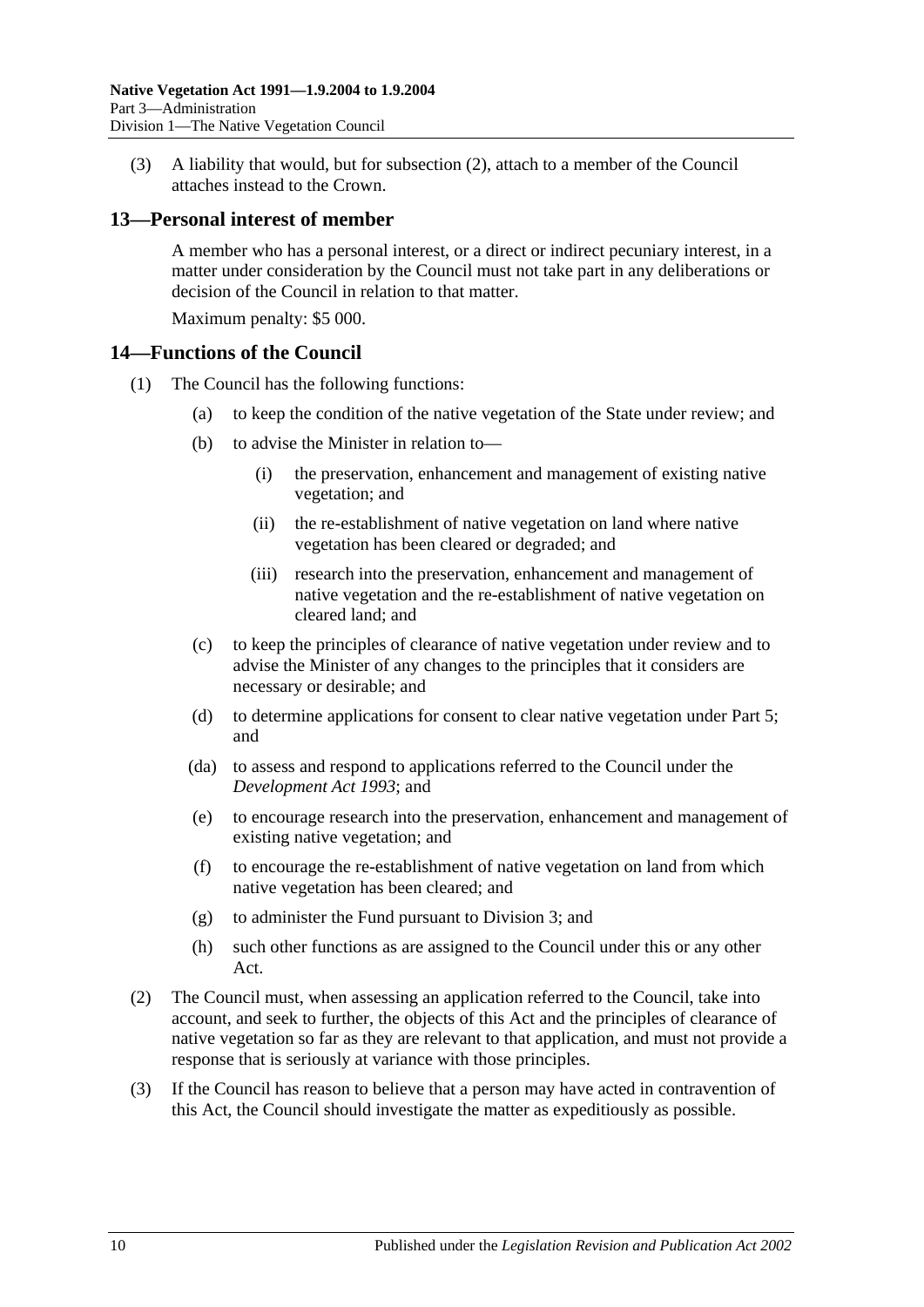(3) A liability that would, but for subsection (2), attach to a member of the Council attaches instead to the Crown.

## 13—Personal interest of member

A member who has a personal interest, or a direct or indirect pecuniary interest, in a matter under consideration by the Council must not take part in any deliberations or decision of the Council in relation to that matter.

Maximum penalty: $5 000.

## 14—Functions of the Council

(1) The Council has the following functions:

- (a) to keep the condition of the native vegetation of the State under review; and
- (b) to advise the Minister in relation to—
  - (i) the preservation, enhancement and management of existing native vegetation; and
  - (ii) the re-establishment of native vegetation on land where native vegetation has been cleared or degraded; and
  - (iii) research into the preservation, enhancement and management of native vegetation and the re-establishment of native vegetation on cleared land; and
- (c) to keep the principles of clearance of native vegetation under review and to advise the Minister of any changes to the principles that it considers are necessary or desirable; and
- (d) to determine applications for consent to clear native vegetation under Part 5; and
- (da) to assess and respond to applications referred to the Council under the *Development Act 1993*; and
- (e) to encourage research into the preservation, enhancement and management of existing native vegetation; and
- (f) to encourage the re-establishment of native vegetation on land from which native vegetation has been cleared; and
- (g) to administer the Fund pursuant to Division 3; and
- (h) such other functions as are assigned to the Council under this or any other Act.

(2) The Council must, when assessing an application referred to the Council, take into account, and seek to further, the objects of this Act and the principles of clearance of native vegetation so far as they are relevant to that application, and must not provide a response that is seriously at variance with those principles.

(3) If the Council has reason to believe that a person may have acted in contravention of this Act, the Council should investigate the matter as expeditiously as possible.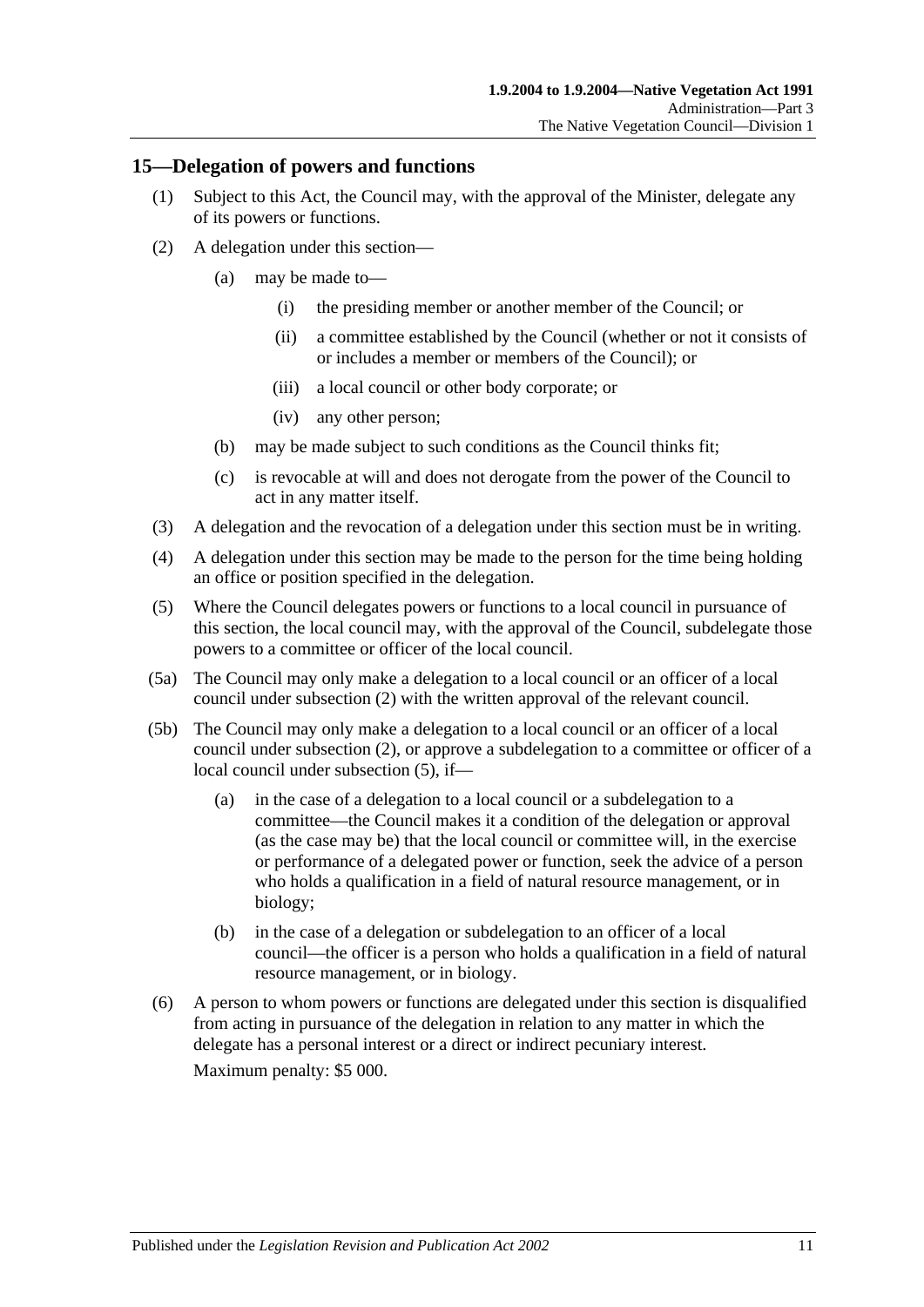## 15—Delegation of powers and functions

(1) Subject to this Act, the Council may, with the approval of the Minister, delegate any of its powers or functions.

(2) A delegation under this section—

(a) may be made to—

(i) the presiding member or another member of the Council; or

(ii) a committee established by the Council (whether or not it consists of or includes a member or members of the Council); or

(iii) a local council or other body corporate; or

(iv) any other person;

(b) may be made subject to such conditions as the Council thinks fit;

(c) is revocable at will and does not derogate from the power of the Council to act in any matter itself.

(3) A delegation and the revocation of a delegation under this section must be in writing.

(4) A delegation under this section may be made to the person for the time being holding an office or position specified in the delegation.

(5) Where the Council delegates powers or functions to a local council in pursuance of this section, the local council may, with the approval of the Council, subdelegate those powers to a committee or officer of the local council.

(5a) The Council may only make a delegation to a local council or an officer of a local council under subsection (2) with the written approval of the relevant council.

(5b) The Council may only make a delegation to a local council or an officer of a local council under subsection (2), or approve a subdelegation to a committee or officer of a local council under subsection (5), if—

(a) in the case of a delegation to a local council or a subdelegation to a committee—the Council makes it a condition of the delegation or approval (as the case may be) that the local council or committee will, in the exercise or performance of a delegated power or function, seek the advice of a person who holds a qualification in a field of natural resource management, or in biology;

(b) in the case of a delegation or subdelegation to an officer of a local council—the officer is a person who holds a qualification in a field of natural resource management, or in biology.

(6) A person to whom powers or functions are delegated under this section is disqualified from acting in pursuance of the delegation in relation to any matter in which the delegate has a personal interest or a direct or indirect pecuniary interest.

Maximum penalty: $5 000.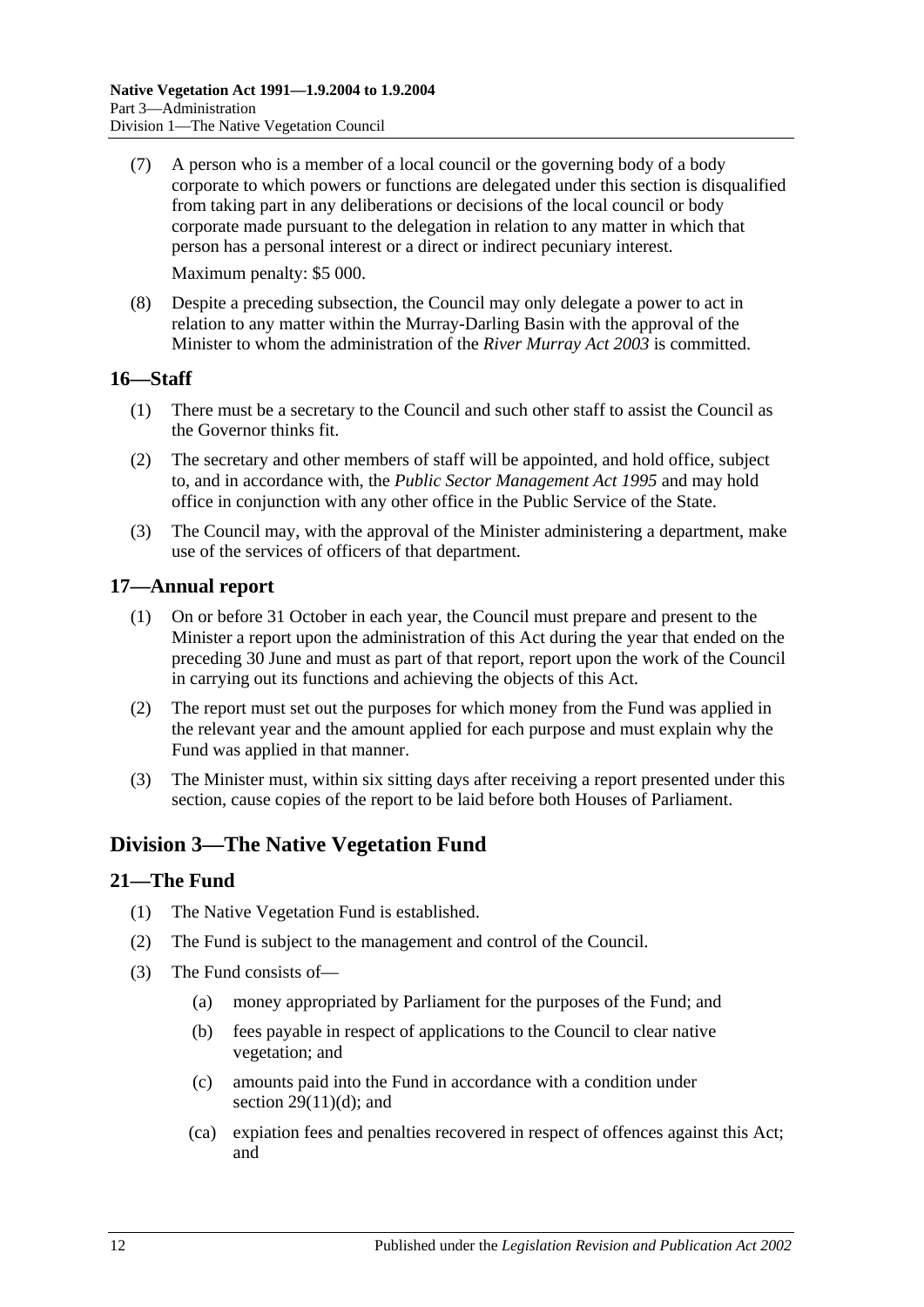(7) A person who is a member of a local council or the governing body of a body corporate to which powers or functions are delegated under this section is disqualified from taking part in any deliberations or decisions of the local council or body corporate made pursuant to the delegation in relation to any matter in which that person has a personal interest or a direct or indirect pecuniary interest.

Maximum penalty: $5 000.

(8) Despite a preceding subsection, the Council may only delegate a power to act in relation to any matter within the Murray-Darling Basin with the approval of the Minister to whom the administration of the *River Murray Act 2003* is committed.

## 16—Staff

(1) There must be a secretary to the Council and such other staff to assist the Council as the Governor thinks fit.

(2) The secretary and other members of staff will be appointed, and hold office, subject to, and in accordance with, the *Public Sector Management Act 1995* and may hold office in conjunction with any other office in the Public Service of the State.

(3) The Council may, with the approval of the Minister administering a department, make use of the services of officers of that department.

## 17—Annual report

(1) On or before 31 October in each year, the Council must prepare and present to the Minister a report upon the administration of this Act during the year that ended on the preceding 30 June and must as part of that report, report upon the work of the Council in carrying out its functions and achieving the objects of this Act.

(2) The report must set out the purposes for which money from the Fund was applied in the relevant year and the amount applied for each purpose and must explain why the Fund was applied in that manner.

(3) The Minister must, within six sitting days after receiving a report presented under this section, cause copies of the report to be laid before both Houses of Parliament.

# Division 3—The Native Vegetation Fund

## 21—The Fund

(1) The Native Vegetation Fund is established.

(2) The Fund is subject to the management and control of the Council.

(3) The Fund consists of—

(a) money appropriated by Parliament for the purposes of the Fund; and

(b) fees payable in respect of applications to the Council to clear native vegetation; and

(c) amounts paid into the Fund in accordance with a condition under section 29(11)(d); and

(ca) expiation fees and penalties recovered in respect of offences against this Act; and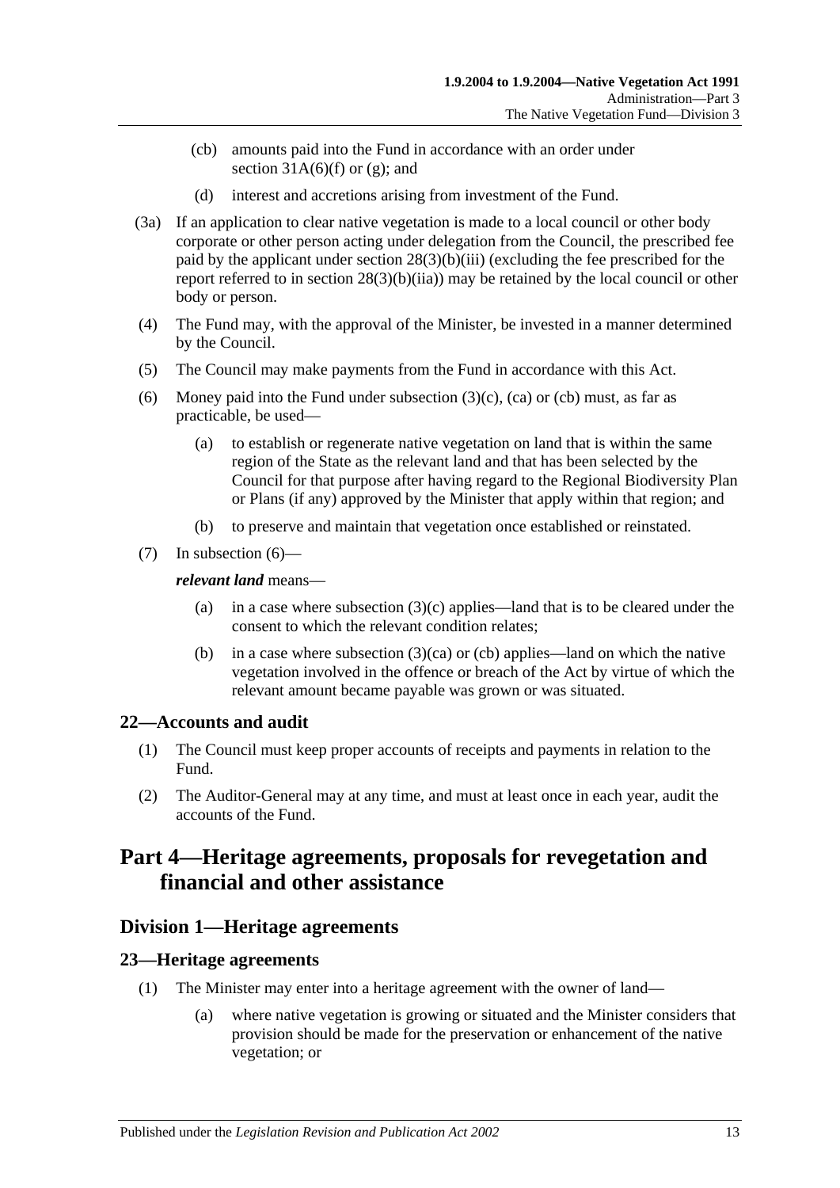(cb) amounts paid into the Fund in accordance with an order under section 31A(6)(f) or (g); and

(d) interest and accretions arising from investment of the Fund.

(3a) If an application to clear native vegetation is made to a local council or other body corporate or other person acting under delegation from the Council, the prescribed fee paid by the applicant under section 28(3)(b)(iii) (excluding the fee prescribed for the report referred to in section 28(3)(b)(iia)) may be retained by the local council or other body or person.

(4) The Fund may, with the approval of the Minister, be invested in a manner determined by the Council.

(5) The Council may make payments from the Fund in accordance with this Act.

(6) Money paid into the Fund under subsection (3)(c), (ca) or (cb) must, as far as practicable, be used—

(a) to establish or regenerate native vegetation on land that is within the same region of the State as the relevant land and that has been selected by the Council for that purpose after having regard to the Regional Biodiversity Plan or Plans (if any) approved by the Minister that apply within that region; and

(b) to preserve and maintain that vegetation once established or reinstated.

(7) In subsection (6)—

***relevant land*** means—

(a) in a case where subsection (3)(c) applies—land that is to be cleared under the consent to which the relevant condition relates;

(b) in a case where subsection (3)(ca) or (cb) applies—land on which the native vegetation involved in the offence or breach of the Act by virtue of which the relevant amount became payable was grown or was situated.

## 22—Accounts and audit

(1) The Council must keep proper accounts of receipts and payments in relation to the Fund.

(2) The Auditor-General may at any time, and must at least once in each year, audit the accounts of the Fund.

# Part 4—Heritage agreements, proposals for revegetation and financial and other assistance

## Division 1—Heritage agreements

## 23—Heritage agreements

(1) The Minister may enter into a heritage agreement with the owner of land—

(a) where native vegetation is growing or situated and the Minister considers that provision should be made for the preservation or enhancement of the native vegetation; or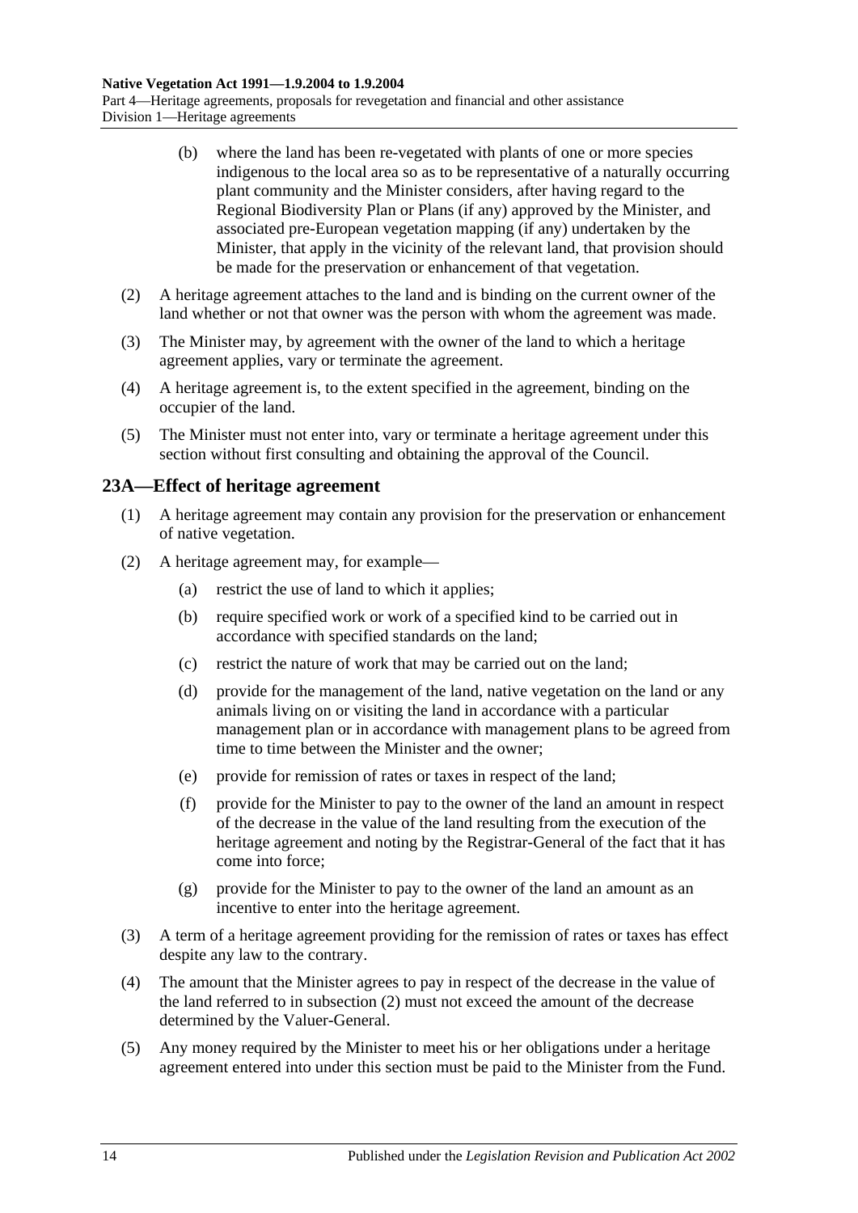(b) where the land has been re-vegetated with plants of one or more species indigenous to the local area so as to be representative of a naturally occurring plant community and the Minister considers, after having regard to the Regional Biodiversity Plan or Plans (if any) approved by the Minister, and associated pre-European vegetation mapping (if any) undertaken by the Minister, that apply in the vicinity of the relevant land, that provision should be made for the preservation or enhancement of that vegetation.

(2) A heritage agreement attaches to the land and is binding on the current owner of the land whether or not that owner was the person with whom the agreement was made.

(3) The Minister may, by agreement with the owner of the land to which a heritage agreement applies, vary or terminate the agreement.

(4) A heritage agreement is, to the extent specified in the agreement, binding on the occupier of the land.

(5) The Minister must not enter into, vary or terminate a heritage agreement under this section without first consulting and obtaining the approval of the Council.

## 23A—Effect of heritage agreement

(1) A heritage agreement may contain any provision for the preservation or enhancement of native vegetation.

(2) A heritage agreement may, for example—

(a) restrict the use of land to which it applies;

(b) require specified work or work of a specified kind to be carried out in accordance with specified standards on the land;

(c) restrict the nature of work that may be carried out on the land;

(d) provide for the management of the land, native vegetation on the land or any animals living on or visiting the land in accordance with a particular management plan or in accordance with management plans to be agreed from time to time between the Minister and the owner;

(e) provide for remission of rates or taxes in respect of the land;

(f) provide for the Minister to pay to the owner of the land an amount in respect of the decrease in the value of the land resulting from the execution of the heritage agreement and noting by the Registrar-General of the fact that it has come into force;

(g) provide for the Minister to pay to the owner of the land an amount as an incentive to enter into the heritage agreement.

(3) A term of a heritage agreement providing for the remission of rates or taxes has effect despite any law to the contrary.

(4) The amount that the Minister agrees to pay in respect of the decrease in the value of the land referred to in subsection (2) must not exceed the amount of the decrease determined by the Valuer-General.

(5) Any money required by the Minister to meet his or her obligations under a heritage agreement entered into under this section must be paid to the Minister from the Fund.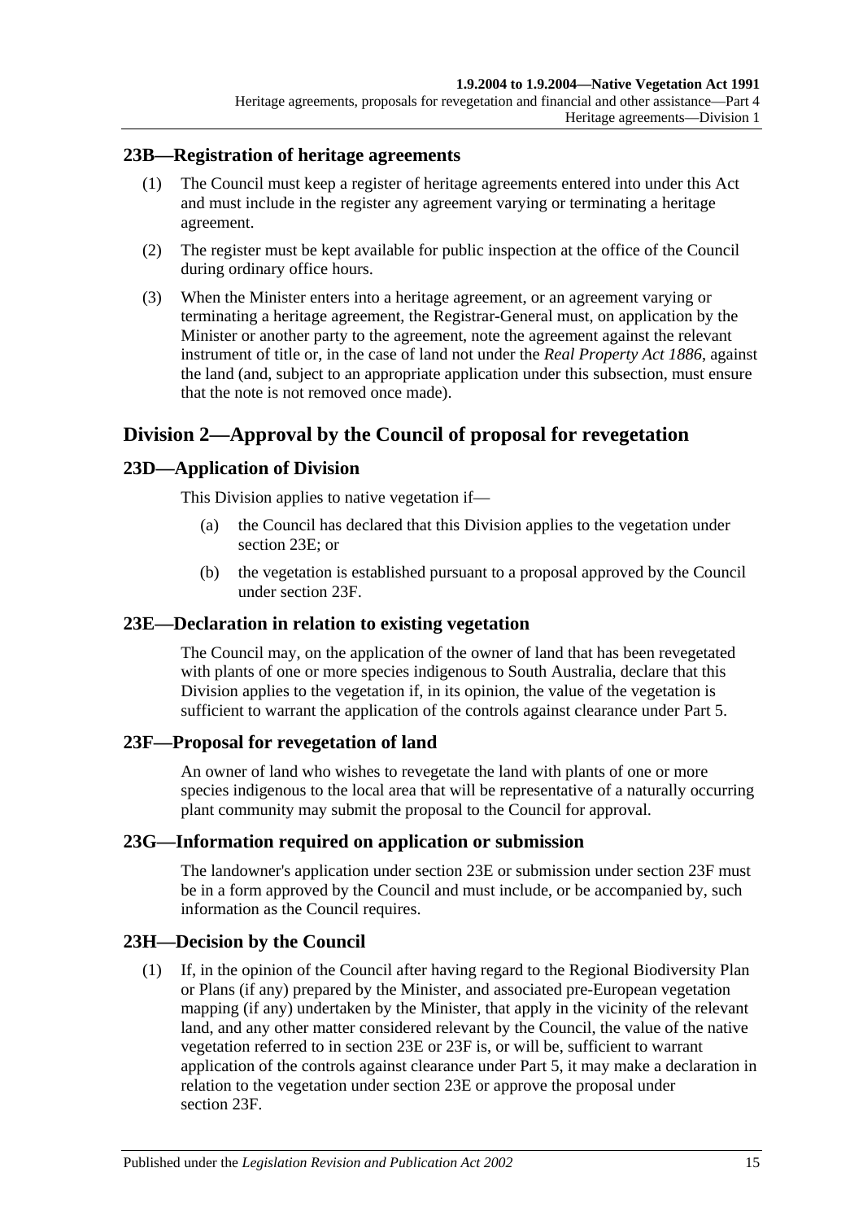## 23B—Registration of heritage agreements

(1) The Council must keep a register of heritage agreements entered into under this Act and must include in the register any agreement varying or terminating a heritage agreement.

(2) The register must be kept available for public inspection at the office of the Council during ordinary office hours.

(3) When the Minister enters into a heritage agreement, or an agreement varying or terminating a heritage agreement, the Registrar-General must, on application by the Minister or another party to the agreement, note the agreement against the relevant instrument of title or, in the case of land not under the *Real Property Act 1886*, against the land (and, subject to an appropriate application under this subsection, must ensure that the note is not removed once made).

# Division 2—Approval by the Council of proposal for revegetation

## 23D—Application of Division

This Division applies to native vegetation if—

(a) the Council has declared that this Division applies to the vegetation under section 23E; or

(b) the vegetation is established pursuant to a proposal approved by the Council under section 23F.

## 23E—Declaration in relation to existing vegetation

The Council may, on the application of the owner of land that has been revegetated with plants of one or more species indigenous to South Australia, declare that this Division applies to the vegetation if, in its opinion, the value of the vegetation is sufficient to warrant the application of the controls against clearance under Part 5.

## 23F—Proposal for revegetation of land

An owner of land who wishes to revegetate the land with plants of one or more species indigenous to the local area that will be representative of a naturally occurring plant community may submit the proposal to the Council for approval.

## 23G—Information required on application or submission

The landowner's application under section 23E or submission under section 23F must be in a form approved by the Council and must include, or be accompanied by, such information as the Council requires.

## 23H—Decision by the Council

(1) If, in the opinion of the Council after having regard to the Regional Biodiversity Plan or Plans (if any) prepared by the Minister, and associated pre-European vegetation mapping (if any) undertaken by the Minister, that apply in the vicinity of the relevant land, and any other matter considered relevant by the Council, the value of the native vegetation referred to in section 23E or 23F is, or will be, sufficient to warrant application of the controls against clearance under Part 5, it may make a declaration in relation to the vegetation under section 23E or approve the proposal under section 23F.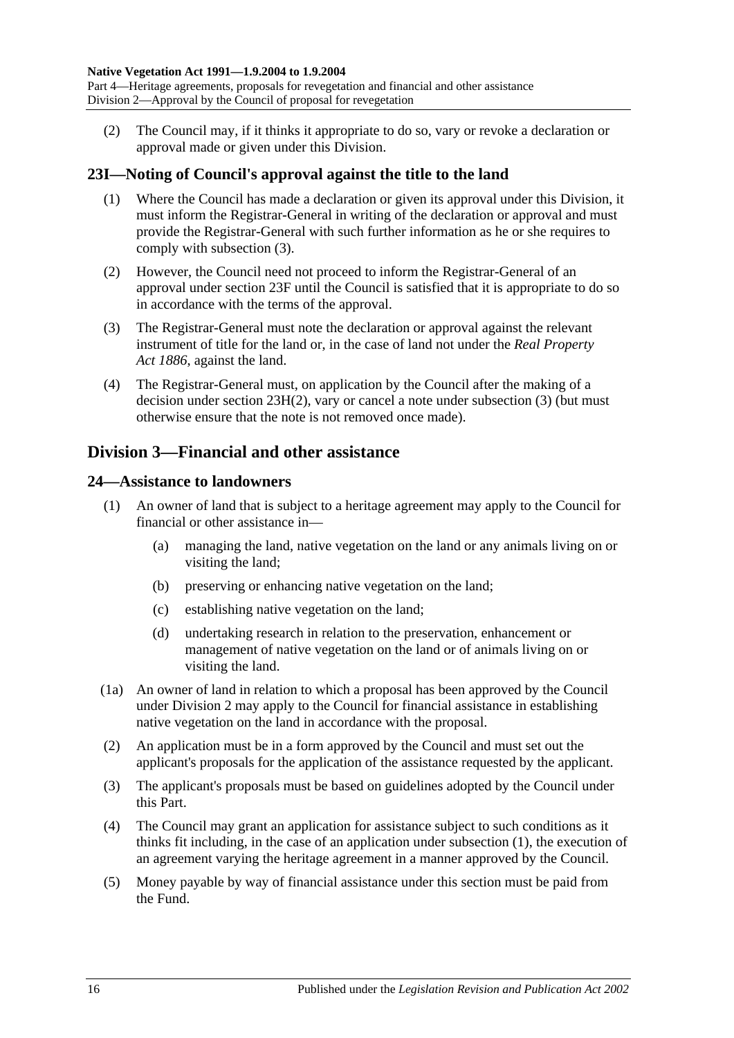(2) The Council may, if it thinks it appropriate to do so, vary or revoke a declaration or approval made or given under this Division.

## 23I—Noting of Council's approval against the title to the land

(1) Where the Council has made a declaration or given its approval under this Division, it must inform the Registrar-General in writing of the declaration or approval and must provide the Registrar-General with such further information as he or she requires to comply with subsection (3).

(2) However, the Council need not proceed to inform the Registrar-General of an approval under section 23F until the Council is satisfied that it is appropriate to do so in accordance with the terms of the approval.

(3) The Registrar-General must note the declaration or approval against the relevant instrument of title for the land or, in the case of land not under the *Real Property Act 1886*, against the land.

(4) The Registrar-General must, on application by the Council after the making of a decision under section 23H(2), vary or cancel a note under subsection (3) (but must otherwise ensure that the note is not removed once made).

# Division 3—Financial and other assistance

## 24—Assistance to landowners

(1) An owner of land that is subject to a heritage agreement may apply to the Council for financial or other assistance in—

- (a) managing the land, native vegetation on the land or any animals living on or visiting the land;
- (b) preserving or enhancing native vegetation on the land;
- (c) establishing native vegetation on the land;
- (d) undertaking research in relation to the preservation, enhancement or management of native vegetation on the land or of animals living on or visiting the land.

(1a) An owner of land in relation to which a proposal has been approved by the Council under Division 2 may apply to the Council for financial assistance in establishing native vegetation on the land in accordance with the proposal.

(2) An application must be in a form approved by the Council and must set out the applicant's proposals for the application of the assistance requested by the applicant.

(3) The applicant's proposals must be based on guidelines adopted by the Council under this Part.

(4) The Council may grant an application for assistance subject to such conditions as it thinks fit including, in the case of an application under subsection (1), the execution of an agreement varying the heritage agreement in a manner approved by the Council.

(5) Money payable by way of financial assistance under this section must be paid from the Fund.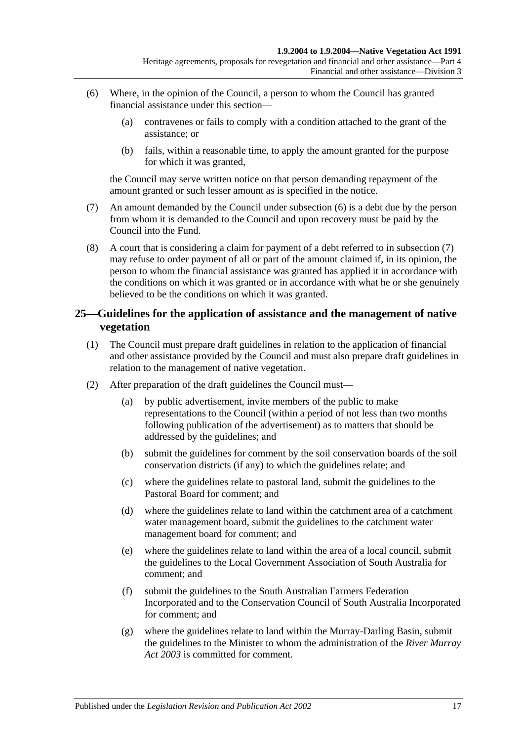(6) Where, in the opinion of the Council, a person to whom the Council has granted financial assistance under this section—

(a) contravenes or fails to comply with a condition attached to the grant of the assistance; or

(b) fails, within a reasonable time, to apply the amount granted for the purpose for which it was granted,

the Council may serve written notice on that person demanding repayment of the amount granted or such lesser amount as is specified in the notice.

(7) An amount demanded by the Council under subsection (6) is a debt due by the person from whom it is demanded to the Council and upon recovery must be paid by the Council into the Fund.

(8) A court that is considering a claim for payment of a debt referred to in subsection (7) may refuse to order payment of all or part of the amount claimed if, in its opinion, the person to whom the financial assistance was granted has applied it in accordance with the conditions on which it was granted or in accordance with what he or she genuinely believed to be the conditions on which it was granted.

## 25—Guidelines for the application of assistance and the management of native vegetation

(1) The Council must prepare draft guidelines in relation to the application of financial and other assistance provided by the Council and must also prepare draft guidelines in relation to the management of native vegetation.

(2) After preparation of the draft guidelines the Council must—

(a) by public advertisement, invite members of the public to make representations to the Council (within a period of not less than two months following publication of the advertisement) as to matters that should be addressed by the guidelines; and

(b) submit the guidelines for comment by the soil conservation boards of the soil conservation districts (if any) to which the guidelines relate; and

(c) where the guidelines relate to pastoral land, submit the guidelines to the Pastoral Board for comment; and

(d) where the guidelines relate to land within the catchment area of a catchment water management board, submit the guidelines to the catchment water management board for comment; and

(e) where the guidelines relate to land within the area of a local council, submit the guidelines to the Local Government Association of South Australia for comment; and

(f) submit the guidelines to the South Australian Farmers Federation Incorporated and to the Conservation Council of South Australia Incorporated for comment; and

(g) where the guidelines relate to land within the Murray-Darling Basin, submit the guidelines to the Minister to whom the administration of the *River Murray Act 2003* is committed for comment.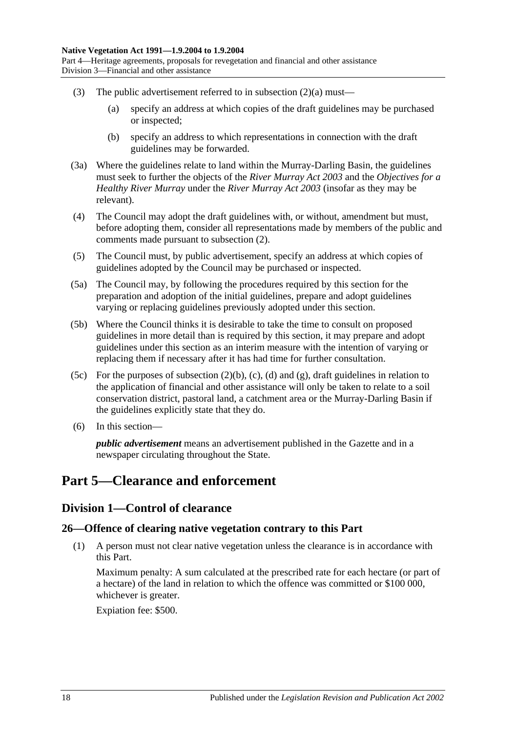(3) The public advertisement referred to in subsection (2)(a) must—

(a) specify an address at which copies of the draft guidelines may be purchased or inspected;

(b) specify an address to which representations in connection with the draft guidelines may be forwarded.

(3a) Where the guidelines relate to land within the Murray-Darling Basin, the guidelines must seek to further the objects of the *River Murray Act 2003* and the *Objectives for a Healthy River Murray* under the *River Murray Act 2003* (insofar as they may be relevant).

(4) The Council may adopt the draft guidelines with, or without, amendment but must, before adopting them, consider all representations made by members of the public and comments made pursuant to subsection (2).

(5) The Council must, by public advertisement, specify an address at which copies of guidelines adopted by the Council may be purchased or inspected.

(5a) The Council may, by following the procedures required by this section for the preparation and adoption of the initial guidelines, prepare and adopt guidelines varying or replacing guidelines previously adopted under this section.

(5b) Where the Council thinks it is desirable to take the time to consult on proposed guidelines in more detail than is required by this section, it may prepare and adopt guidelines under this section as an interim measure with the intention of varying or replacing them if necessary after it has had time for further consultation.

(5c) For the purposes of subsection (2)(b), (c), (d) and (g), draft guidelines in relation to the application of financial and other assistance will only be taken to relate to a soil conservation district, pastoral land, a catchment area or the Murray-Darling Basin if the guidelines explicitly state that they do.

(6) In this section—

***public advertisement*** means an advertisement published in the Gazette and in a newspaper circulating throughout the State.

# Part 5—Clearance and enforcement

## Division 1—Control of clearance

### 26—Offence of clearing native vegetation contrary to this Part

(1) A person must not clear native vegetation unless the clearance is in accordance with this Part.

Maximum penalty: A sum calculated at the prescribed rate for each hectare (or part of a hectare) of the land in relation to which the offence was committed or $100 000, whichever is greater.

Expiation fee: $500.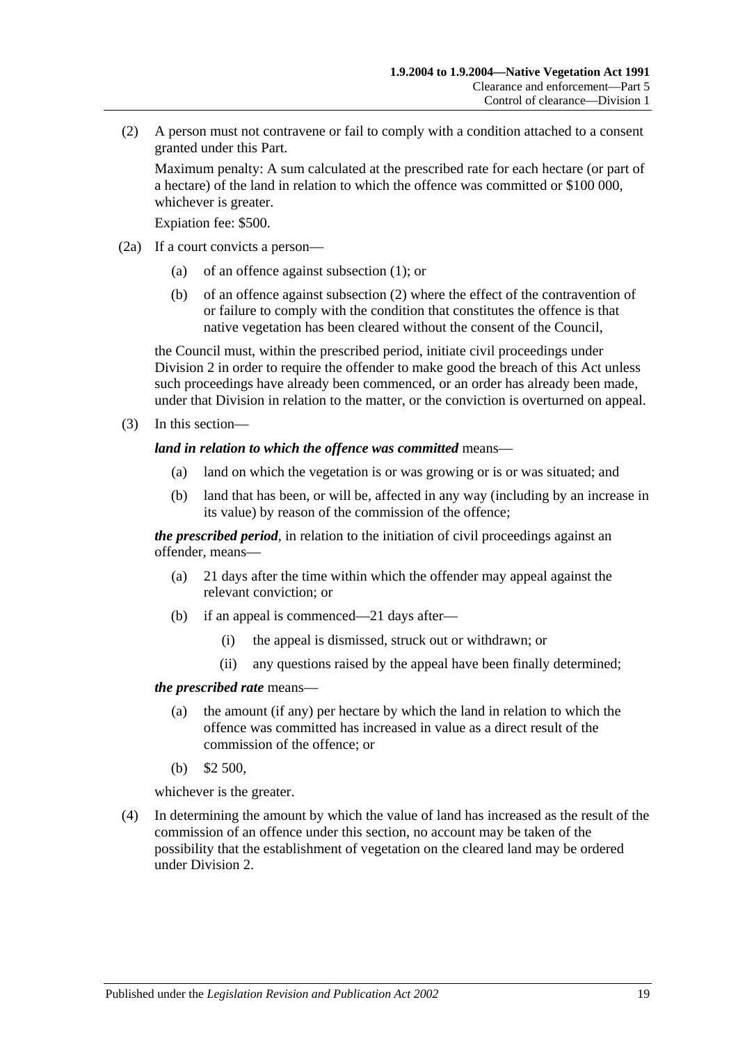(2) A person must not contravene or fail to comply with a condition attached to a consent granted under this Part.

Maximum penalty: A sum calculated at the prescribed rate for each hectare (or part of a hectare) of the land in relation to which the offence was committed or $100 000, whichever is greater.

Expiation fee: $500.

(2a) If a court convicts a person—

(a) of an offence against subsection (1); or

(b) of an offence against subsection (2) where the effect of the contravention of or failure to comply with the condition that constitutes the offence is that native vegetation has been cleared without the consent of the Council,

the Council must, within the prescribed period, initiate civil proceedings under Division 2 in order to require the offender to make good the breach of this Act unless such proceedings have already been commenced, or an order has already been made, under that Division in relation to the matter, or the conviction is overturned on appeal.

(3) In this section—

***land in relation to which the offence was committed*** means—

(a) land on which the vegetation is or was growing or is or was situated; and

(b) land that has been, or will be, affected in any way (including by an increase in its value) by reason of the commission of the offence;

***the prescribed period***, in relation to the initiation of civil proceedings against an offender, means—

(a) 21 days after the time within which the offender may appeal against the relevant conviction; or

(b) if an appeal is commenced—21 days after—

(i) the appeal is dismissed, struck out or withdrawn; or

(ii) any questions raised by the appeal have been finally determined;

***the prescribed rate*** means—

(a) the amount (if any) per hectare by which the land in relation to which the offence was committed has increased in value as a direct result of the commission of the offence; or

(b) $2 500,

whichever is the greater.

(4) In determining the amount by which the value of land has increased as the result of the commission of an offence under this section, no account may be taken of the possibility that the establishment of vegetation on the cleared land may be ordered under Division 2.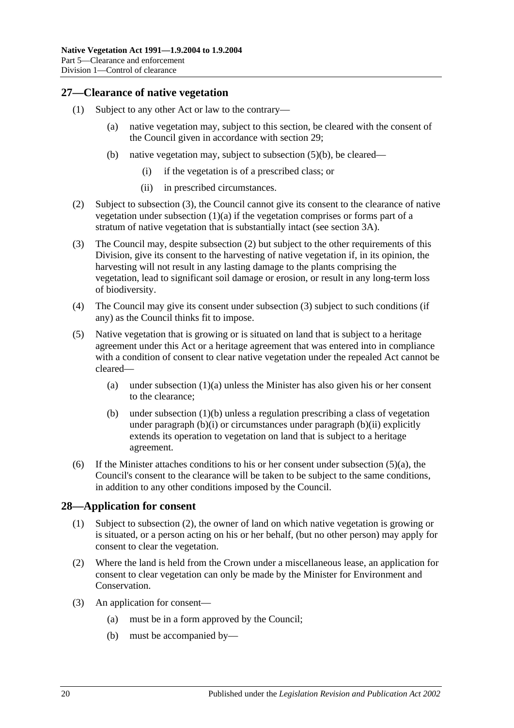## 27—Clearance of native vegetation

(1) Subject to any other Act or law to the contrary—

(a) native vegetation may, subject to this section, be cleared with the consent of the Council given in accordance with section 29;

(b) native vegetation may, subject to subsection (5)(b), be cleared—

(i) if the vegetation is of a prescribed class; or

(ii) in prescribed circumstances.

(2) Subject to subsection (3), the Council cannot give its consent to the clearance of native vegetation under subsection (1)(a) if the vegetation comprises or forms part of a stratum of native vegetation that is substantially intact (see section 3A).

(3) The Council may, despite subsection (2) but subject to the other requirements of this Division, give its consent to the harvesting of native vegetation if, in its opinion, the harvesting will not result in any lasting damage to the plants comprising the vegetation, lead to significant soil damage or erosion, or result in any long-term loss of biodiversity.

(4) The Council may give its consent under subsection (3) subject to such conditions (if any) as the Council thinks fit to impose.

(5) Native vegetation that is growing or is situated on land that is subject to a heritage agreement under this Act or a heritage agreement that was entered into in compliance with a condition of consent to clear native vegetation under the repealed Act cannot be cleared—

(a) under subsection (1)(a) unless the Minister has also given his or her consent to the clearance;

(b) under subsection (1)(b) unless a regulation prescribing a class of vegetation under paragraph (b)(i) or circumstances under paragraph (b)(ii) explicitly extends its operation to vegetation on land that is subject to a heritage agreement.

(6) If the Minister attaches conditions to his or her consent under subsection (5)(a), the Council's consent to the clearance will be taken to be subject to the same conditions, in addition to any other conditions imposed by the Council.

## 28—Application for consent

(1) Subject to subsection (2), the owner of land on which native vegetation is growing or is situated, or a person acting on his or her behalf, (but no other person) may apply for consent to clear the vegetation.

(2) Where the land is held from the Crown under a miscellaneous lease, an application for consent to clear vegetation can only be made by the Minister for Environment and Conservation.

(3) An application for consent—

(a) must be in a form approved by the Council;

(b) must be accompanied by—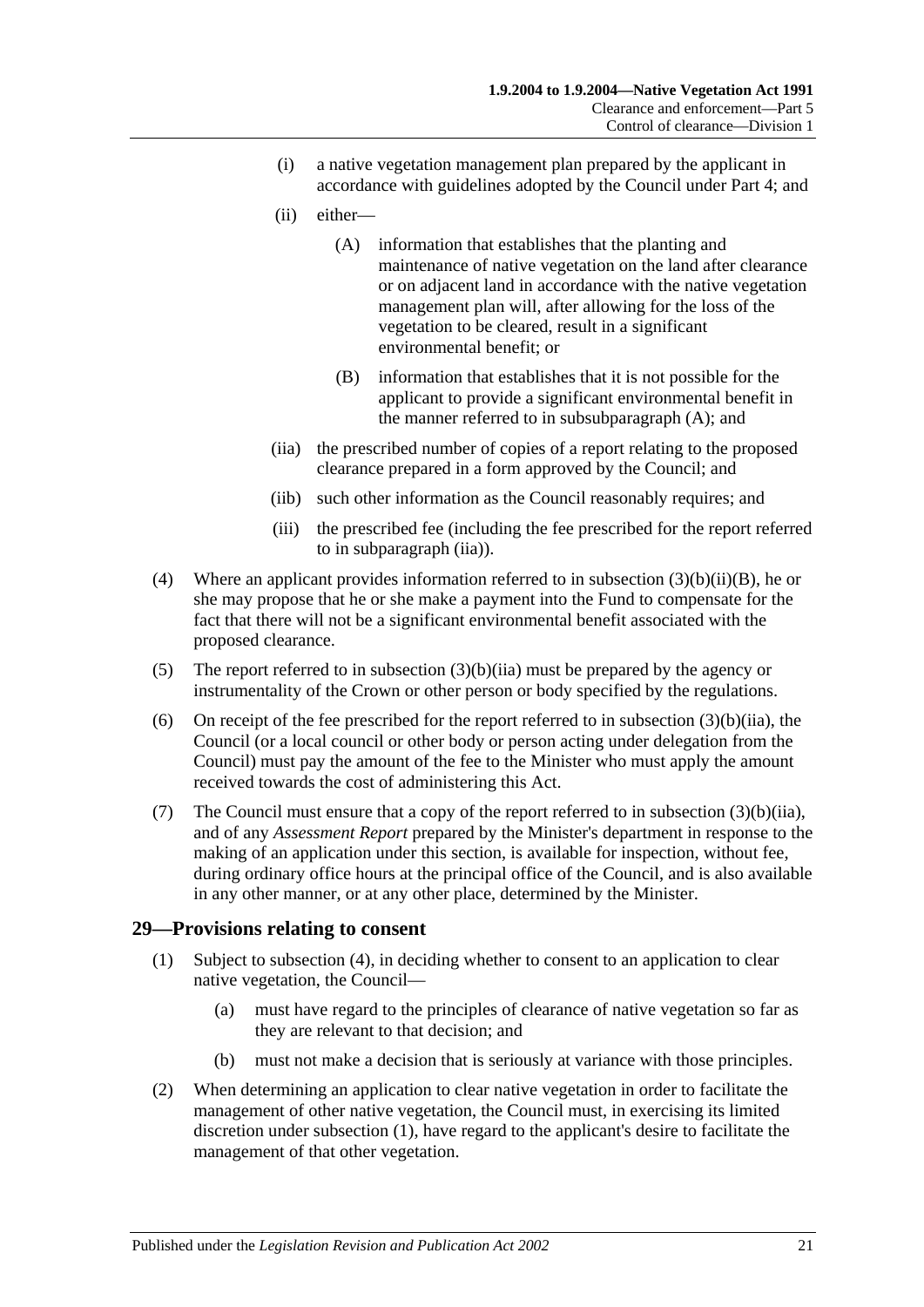(i) a native vegetation management plan prepared by the applicant in accordance with guidelines adopted by the Council under Part 4; and

(ii) either—

(A) information that establishes that the planting and maintenance of native vegetation on the land after clearance or on adjacent land in accordance with the native vegetation management plan will, after allowing for the loss of the vegetation to be cleared, result in a significant environmental benefit; or

(B) information that establishes that it is not possible for the applicant to provide a significant environmental benefit in the manner referred to in subsubparagraph (A); and

(iia) the prescribed number of copies of a report relating to the proposed clearance prepared in a form approved by the Council; and

(iib) such other information as the Council reasonably requires; and

(iii) the prescribed fee (including the fee prescribed for the report referred to in subparagraph (iia)).

(4) Where an applicant provides information referred to in subsection (3)(b)(ii)(B), he or she may propose that he or she make a payment into the Fund to compensate for the fact that there will not be a significant environmental benefit associated with the proposed clearance.

(5) The report referred to in subsection (3)(b)(iia) must be prepared by the agency or instrumentality of the Crown or other person or body specified by the regulations.

(6) On receipt of the fee prescribed for the report referred to in subsection (3)(b)(iia), the Council (or a local council or other body or person acting under delegation from the Council) must pay the amount of the fee to the Minister who must apply the amount received towards the cost of administering this Act.

(7) The Council must ensure that a copy of the report referred to in subsection (3)(b)(iia), and of any *Assessment Report* prepared by the Minister's department in response to the making of an application under this section, is available for inspection, without fee, during ordinary office hours at the principal office of the Council, and is also available in any other manner, or at any other place, determined by the Minister.

## 29—Provisions relating to consent

(1) Subject to subsection (4), in deciding whether to consent to an application to clear native vegetation, the Council—

(a) must have regard to the principles of clearance of native vegetation so far as they are relevant to that decision; and

(b) must not make a decision that is seriously at variance with those principles.

(2) When determining an application to clear native vegetation in order to facilitate the management of other native vegetation, the Council must, in exercising its limited discretion under subsection (1), have regard to the applicant's desire to facilitate the management of that other vegetation.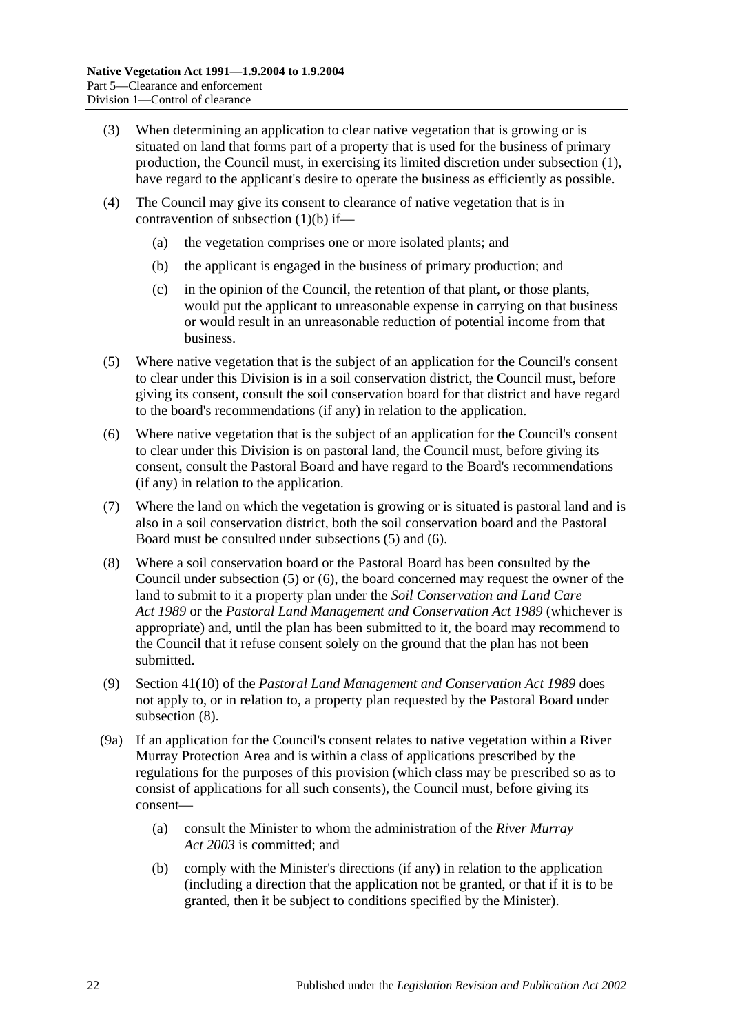(3) When determining an application to clear native vegetation that is growing or is situated on land that forms part of a property that is used for the business of primary production, the Council must, in exercising its limited discretion under subsection (1), have regard to the applicant's desire to operate the business as efficiently as possible.

(4) The Council may give its consent to clearance of native vegetation that is in contravention of subsection (1)(b) if—

- (a) the vegetation comprises one or more isolated plants; and
- (b) the applicant is engaged in the business of primary production; and
- (c) in the opinion of the Council, the retention of that plant, or those plants, would put the applicant to unreasonable expense in carrying on that business or would result in an unreasonable reduction of potential income from that business.

(5) Where native vegetation that is the subject of an application for the Council's consent to clear under this Division is in a soil conservation district, the Council must, before giving its consent, consult the soil conservation board for that district and have regard to the board's recommendations (if any) in relation to the application.

(6) Where native vegetation that is the subject of an application for the Council's consent to clear under this Division is on pastoral land, the Council must, before giving its consent, consult the Pastoral Board and have regard to the Board's recommendations (if any) in relation to the application.

(7) Where the land on which the vegetation is growing or is situated is pastoral land and is also in a soil conservation district, both the soil conservation board and the Pastoral Board must be consulted under subsections (5) and (6).

(8) Where a soil conservation board or the Pastoral Board has been consulted by the Council under subsection (5) or (6), the board concerned may request the owner of the land to submit to it a property plan under the *Soil Conservation and Land Care Act 1989* or the *Pastoral Land Management and Conservation Act 1989* (whichever is appropriate) and, until the plan has been submitted to it, the board may recommend to the Council that it refuse consent solely on the ground that the plan has not been submitted.

(9) Section 41(10) of the *Pastoral Land Management and Conservation Act 1989* does not apply to, or in relation to, a property plan requested by the Pastoral Board under subsection (8).

(9a) If an application for the Council's consent relates to native vegetation within a River Murray Protection Area and is within a class of applications prescribed by the regulations for the purposes of this provision (which class may be prescribed so as to consist of applications for all such consents), the Council must, before giving its consent—

- (a) consult the Minister to whom the administration of the *River Murray Act 2003* is committed; and
- (b) comply with the Minister's directions (if any) in relation to the application (including a direction that the application not be granted, or that if it is to be granted, then it be subject to conditions specified by the Minister).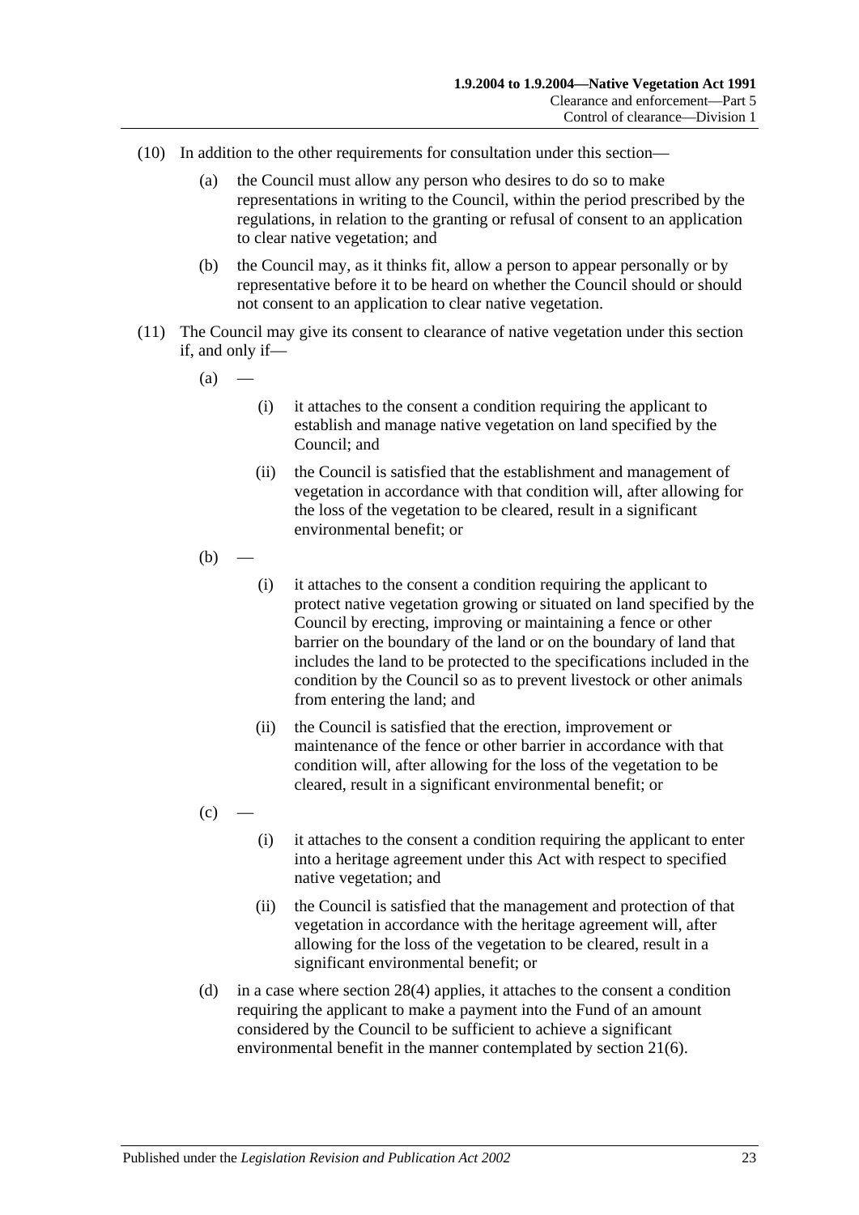(10) In addition to the other requirements for consultation under this section—

(a) the Council must allow any person who desires to do so to make representations in writing to the Council, within the period prescribed by the regulations, in relation to the granting or refusal of consent to an application to clear native vegetation; and

(b) the Council may, as it thinks fit, allow a person to appear personally or by representative before it to be heard on whether the Council should or should not consent to an application to clear native vegetation.

(11) The Council may give its consent to clearance of native vegetation under this section if, and only if—

(a) —

(i) it attaches to the consent a condition requiring the applicant to establish and manage native vegetation on land specified by the Council; and

(ii) the Council is satisfied that the establishment and management of vegetation in accordance with that condition will, after allowing for the loss of the vegetation to be cleared, result in a significant environmental benefit; or

(b) —

(i) it attaches to the consent a condition requiring the applicant to protect native vegetation growing or situated on land specified by the Council by erecting, improving or maintaining a fence or other barrier on the boundary of the land or on the boundary of land that includes the land to be protected to the specifications included in the condition by the Council so as to prevent livestock or other animals from entering the land; and

(ii) the Council is satisfied that the erection, improvement or maintenance of the fence or other barrier in accordance with that condition will, after allowing for the loss of the vegetation to be cleared, result in a significant environmental benefit; or

(c) —

(i) it attaches to the consent a condition requiring the applicant to enter into a heritage agreement under this Act with respect to specified native vegetation; and

(ii) the Council is satisfied that the management and protection of that vegetation in accordance with the heritage agreement will, after allowing for the loss of the vegetation to be cleared, result in a significant environmental benefit; or

(d) in a case where section 28(4) applies, it attaches to the consent a condition requiring the applicant to make a payment into the Fund of an amount considered by the Council to be sufficient to achieve a significant environmental benefit in the manner contemplated by section 21(6).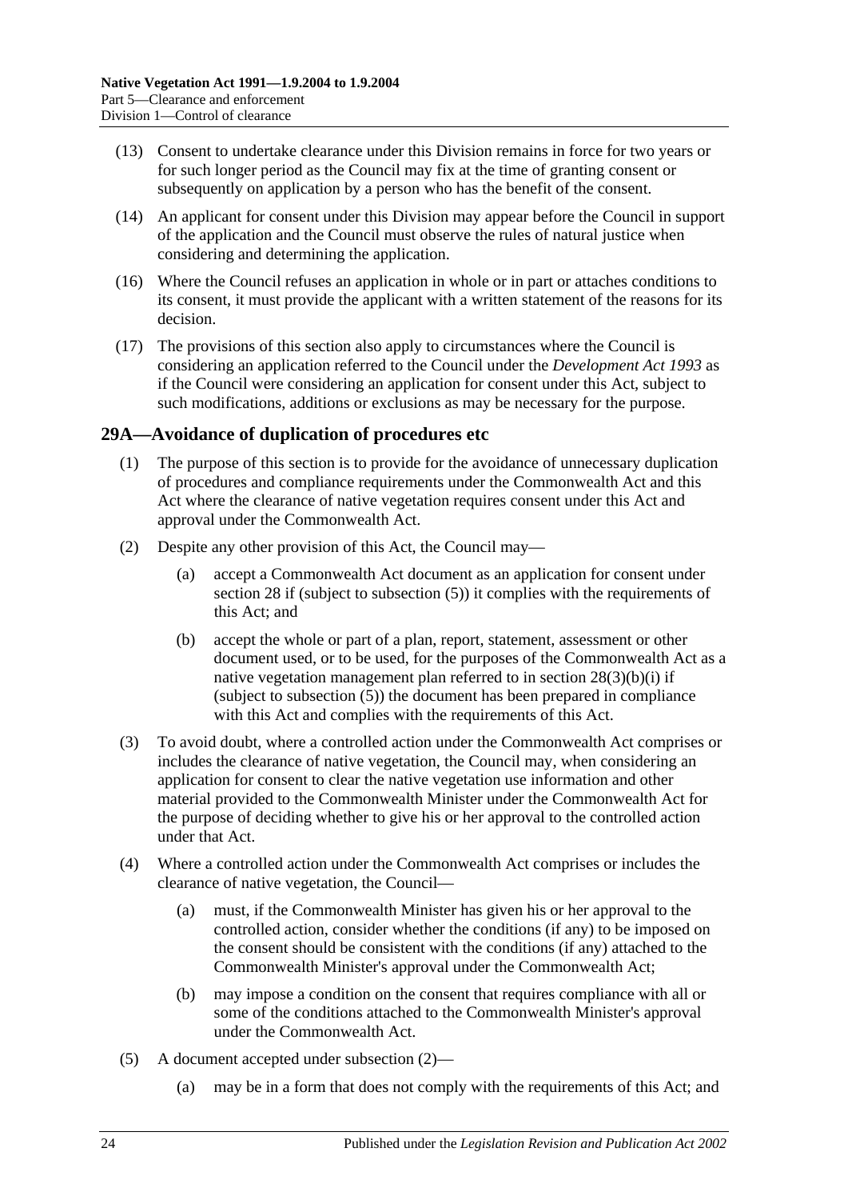(13) Consent to undertake clearance under this Division remains in force for two years or for such longer period as the Council may fix at the time of granting consent or subsequently on application by a person who has the benefit of the consent.

(14) An applicant for consent under this Division may appear before the Council in support of the application and the Council must observe the rules of natural justice when considering and determining the application.

(16) Where the Council refuses an application in whole or in part or attaches conditions to its consent, it must provide the applicant with a written statement of the reasons for its decision.

(17) The provisions of this section also apply to circumstances where the Council is considering an application referred to the Council under the *Development Act 1993* as if the Council were considering an application for consent under this Act, subject to such modifications, additions or exclusions as may be necessary for the purpose.

## 29A—Avoidance of duplication of procedures etc

(1) The purpose of this section is to provide for the avoidance of unnecessary duplication of procedures and compliance requirements under the Commonwealth Act and this Act where the clearance of native vegetation requires consent under this Act and approval under the Commonwealth Act.

(2) Despite any other provision of this Act, the Council may—

(a) accept a Commonwealth Act document as an application for consent under section 28 if (subject to subsection (5)) it complies with the requirements of this Act; and

(b) accept the whole or part of a plan, report, statement, assessment or other document used, or to be used, for the purposes of the Commonwealth Act as a native vegetation management plan referred to in section 28(3)(b)(i) if (subject to subsection (5)) the document has been prepared in compliance with this Act and complies with the requirements of this Act.

(3) To avoid doubt, where a controlled action under the Commonwealth Act comprises or includes the clearance of native vegetation, the Council may, when considering an application for consent to clear the native vegetation use information and other material provided to the Commonwealth Minister under the Commonwealth Act for the purpose of deciding whether to give his or her approval to the controlled action under that Act.

(4) Where a controlled action under the Commonwealth Act comprises or includes the clearance of native vegetation, the Council—

(a) must, if the Commonwealth Minister has given his or her approval to the controlled action, consider whether the conditions (if any) to be imposed on the consent should be consistent with the conditions (if any) attached to the Commonwealth Minister's approval under the Commonwealth Act;

(b) may impose a condition on the consent that requires compliance with all or some of the conditions attached to the Commonwealth Minister's approval under the Commonwealth Act.

(5) A document accepted under subsection (2)—

(a) may be in a form that does not comply with the requirements of this Act; and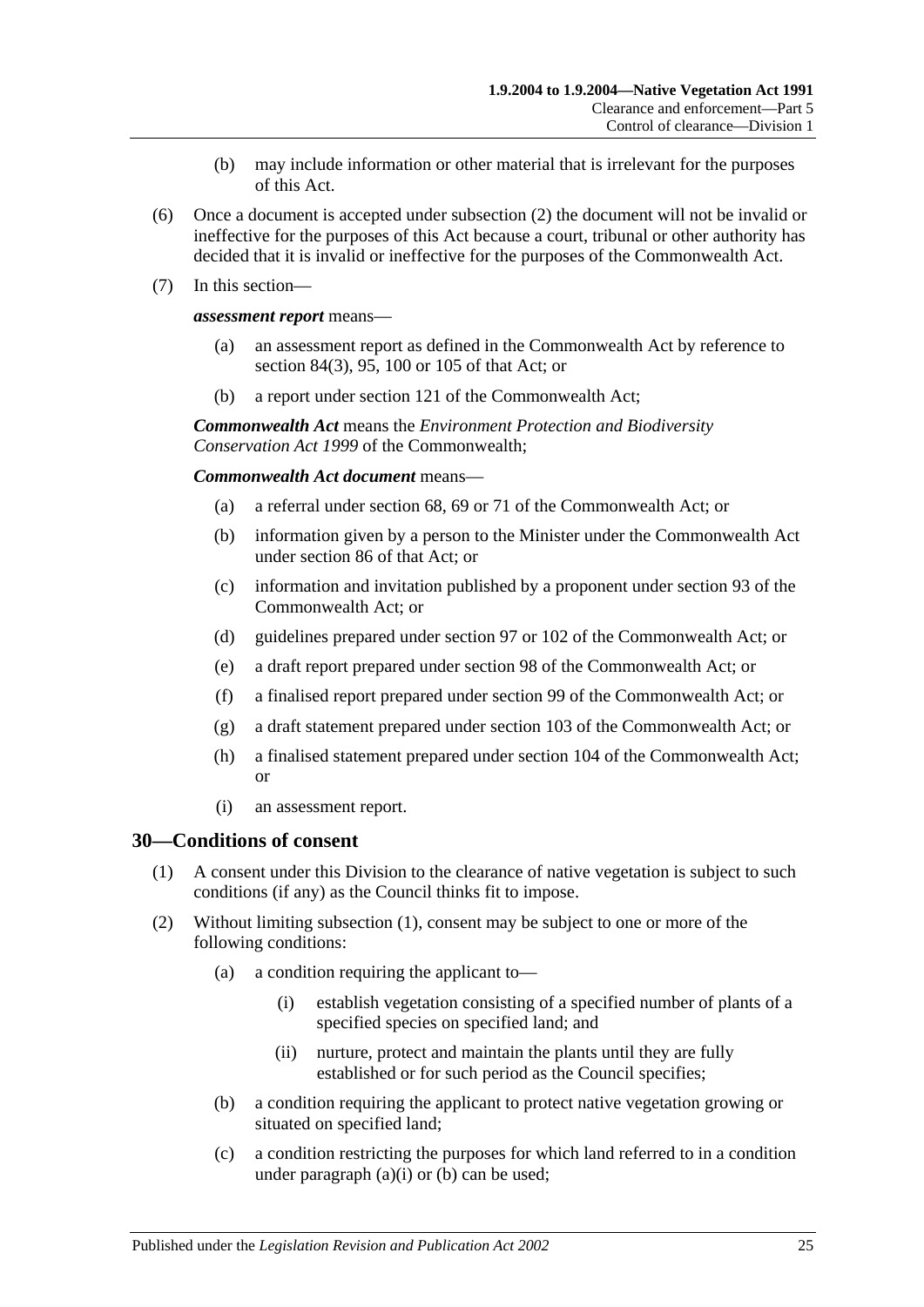(b) may include information or other material that is irrelevant for the purposes of this Act.

(6) Once a document is accepted under subsection (2) the document will not be invalid or ineffective for the purposes of this Act because a court, tribunal or other authority has decided that it is invalid or ineffective for the purposes of the Commonwealth Act.

(7) In this section—

***assessment report*** means—

(a) an assessment report as defined in the Commonwealth Act by reference to section 84(3), 95, 100 or 105 of that Act; or

(b) a report under section 121 of the Commonwealth Act;

***Commonwealth Act*** means the *Environment Protection and Biodiversity Conservation Act 1999* of the Commonwealth;

***Commonwealth Act document*** means—

(a) a referral under section 68, 69 or 71 of the Commonwealth Act; or

(b) information given by a person to the Minister under the Commonwealth Act under section 86 of that Act; or

(c) information and invitation published by a proponent under section 93 of the Commonwealth Act; or

(d) guidelines prepared under section 97 or 102 of the Commonwealth Act; or

(e) a draft report prepared under section 98 of the Commonwealth Act; or

(f) a finalised report prepared under section 99 of the Commonwealth Act; or

(g) a draft statement prepared under section 103 of the Commonwealth Act; or

(h) a finalised statement prepared under section 104 of the Commonwealth Act; or

(i) an assessment report.

## 30—Conditions of consent

(1) A consent under this Division to the clearance of native vegetation is subject to such conditions (if any) as the Council thinks fit to impose.

(2) Without limiting subsection (1), consent may be subject to one or more of the following conditions:

(a) a condition requiring the applicant to—

(i) establish vegetation consisting of a specified number of plants of a specified species on specified land; and

(ii) nurture, protect and maintain the plants until they are fully established or for such period as the Council specifies;

(b) a condition requiring the applicant to protect native vegetation growing or situated on specified land;

(c) a condition restricting the purposes for which land referred to in a condition under paragraph (a)(i) or (b) can be used;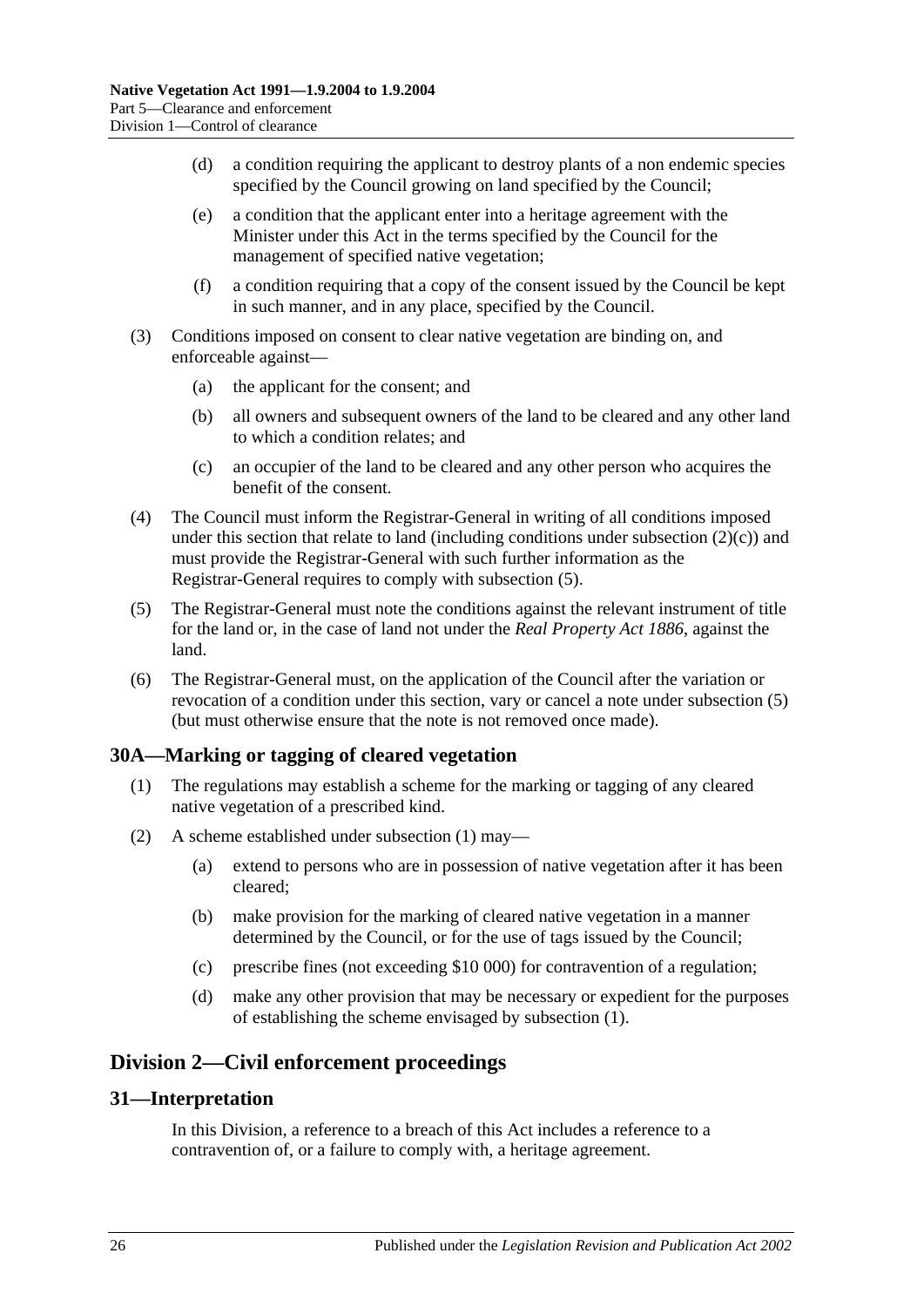(d) a condition requiring the applicant to destroy plants of a non endemic species specified by the Council growing on land specified by the Council;

(e) a condition that the applicant enter into a heritage agreement with the Minister under this Act in the terms specified by the Council for the management of specified native vegetation;

(f) a condition requiring that a copy of the consent issued by the Council be kept in such manner, and in any place, specified by the Council.

(3) Conditions imposed on consent to clear native vegetation are binding on, and enforceable against—

(a) the applicant for the consent; and

(b) all owners and subsequent owners of the land to be cleared and any other land to which a condition relates; and

(c) an occupier of the land to be cleared and any other person who acquires the benefit of the consent.

(4) The Council must inform the Registrar-General in writing of all conditions imposed under this section that relate to land (including conditions under subsection (2)(c)) and must provide the Registrar-General with such further information as the Registrar-General requires to comply with subsection (5).

(5) The Registrar-General must note the conditions against the relevant instrument of title for the land or, in the case of land not under the *Real Property Act 1886*, against the land.

(6) The Registrar-General must, on the application of the Council after the variation or revocation of a condition under this section, vary or cancel a note under subsection (5) (but must otherwise ensure that the note is not removed once made).

## 30A—Marking or tagging of cleared vegetation

(1) The regulations may establish a scheme for the marking or tagging of any cleared native vegetation of a prescribed kind.

(2) A scheme established under subsection (1) may—

(a) extend to persons who are in possession of native vegetation after it has been cleared;

(b) make provision for the marking of cleared native vegetation in a manner determined by the Council, or for the use of tags issued by the Council;

(c) prescribe fines (not exceeding $10 000) for contravention of a regulation;

(d) make any other provision that may be necessary or expedient for the purposes of establishing the scheme envisaged by subsection (1).

# Division 2—Civil enforcement proceedings

## 31—Interpretation

In this Division, a reference to a breach of this Act includes a reference to a contravention of, or a failure to comply with, a heritage agreement.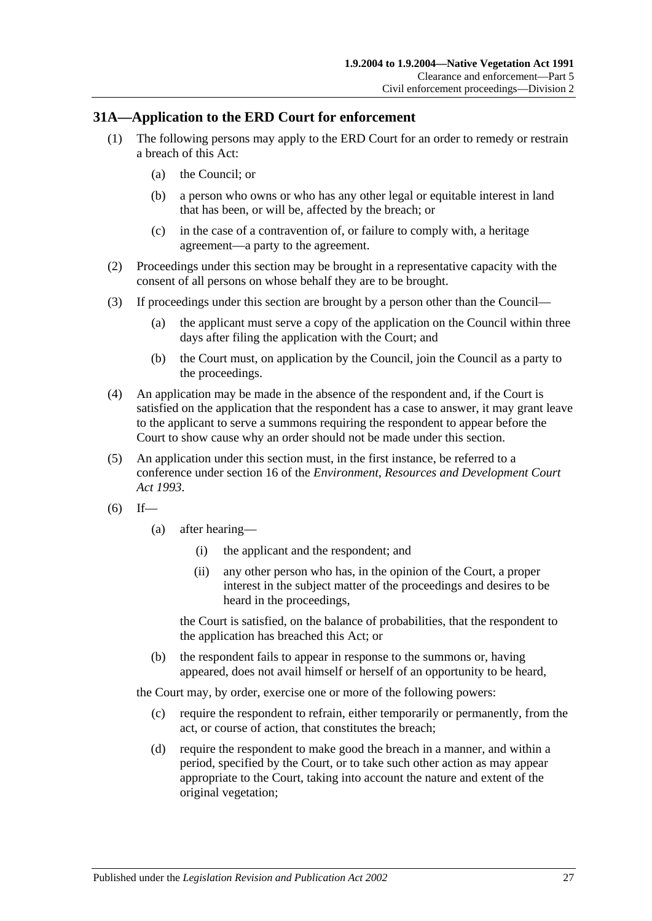## 31A—Application to the ERD Court for enforcement

(1) The following persons may apply to the ERD Court for an order to remedy or restrain a breach of this Act:

- (a) the Council; or
- (b) a person who owns or who has any other legal or equitable interest in land that has been, or will be, affected by the breach; or
- (c) in the case of a contravention of, or failure to comply with, a heritage agreement—a party to the agreement.

(2) Proceedings under this section may be brought in a representative capacity with the consent of all persons on whose behalf they are to be brought.

(3) If proceedings under this section are brought by a person other than the Council—

- (a) the applicant must serve a copy of the application on the Council within three days after filing the application with the Court; and
- (b) the Court must, on application by the Council, join the Council as a party to the proceedings.

(4) An application may be made in the absence of the respondent and, if the Court is satisfied on the application that the respondent has a case to answer, it may grant leave to the applicant to serve a summons requiring the respondent to appear before the Court to show cause why an order should not be made under this section.

(5) An application under this section must, in the first instance, be referred to a conference under section 16 of the *Environment, Resources and Development Court Act 1993*.

(6) If—

- (a) after hearing—
  - (i) the applicant and the respondent; and
  - (ii) any other person who has, in the opinion of the Court, a proper interest in the subject matter of the proceedings and desires to be heard in the proceedings,

  the Court is satisfied, on the balance of probabilities, that the respondent to the application has breached this Act; or
- (b) the respondent fails to appear in response to the summons or, having appeared, does not avail himself or herself of an opportunity to be heard,

the Court may, by order, exercise one or more of the following powers:

- (c) require the respondent to refrain, either temporarily or permanently, from the act, or course of action, that constitutes the breach;
- (d) require the respondent to make good the breach in a manner, and within a period, specified by the Court, or to take such other action as may appear appropriate to the Court, taking into account the nature and extent of the original vegetation;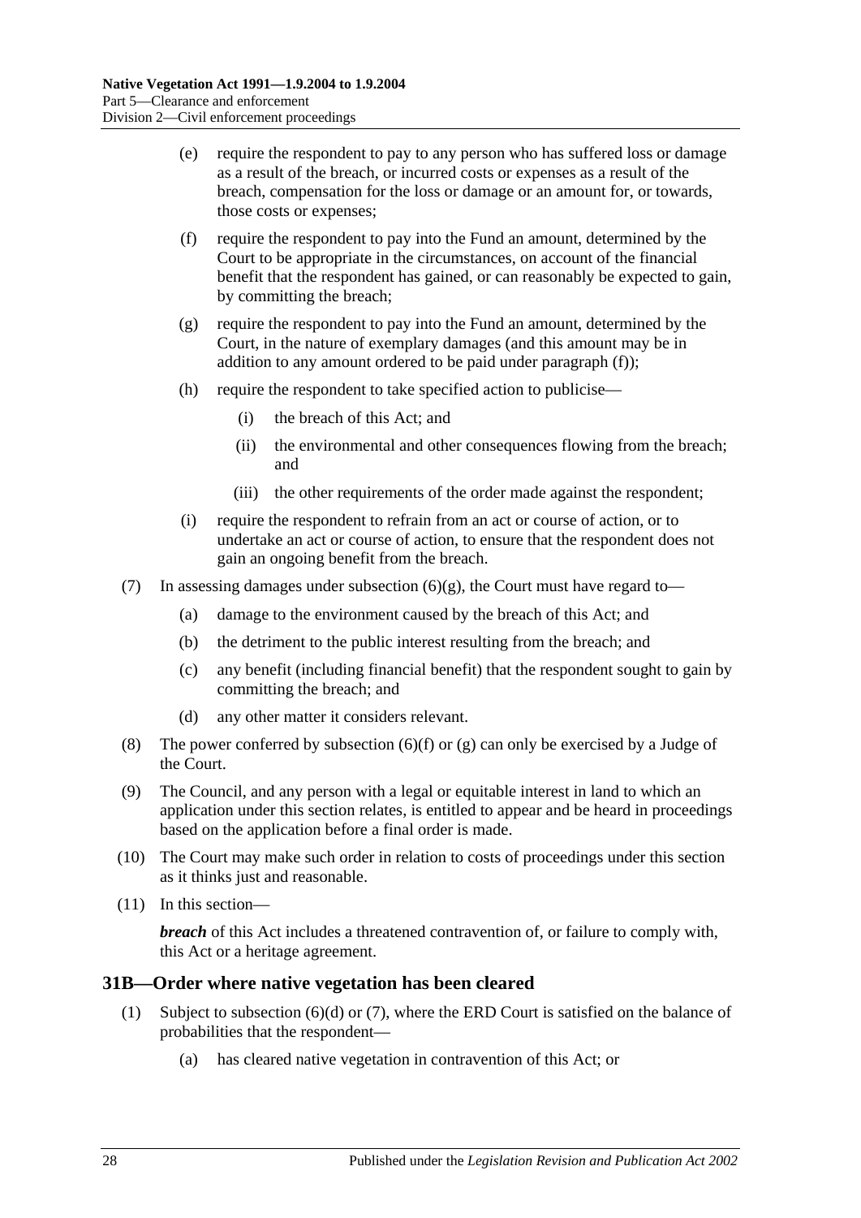(e) require the respondent to pay to any person who has suffered loss or damage as a result of the breach, or incurred costs or expenses as a result of the breach, compensation for the loss or damage or an amount for, or towards, those costs or expenses;

(f) require the respondent to pay into the Fund an amount, determined by the Court to be appropriate in the circumstances, on account of the financial benefit that the respondent has gained, or can reasonably be expected to gain, by committing the breach;

(g) require the respondent to pay into the Fund an amount, determined by the Court, in the nature of exemplary damages (and this amount may be in addition to any amount ordered to be paid under paragraph (f));

(h) require the respondent to take specified action to publicise—

(i) the breach of this Act; and

(ii) the environmental and other consequences flowing from the breach; and

(iii) the other requirements of the order made against the respondent;

(i) require the respondent to refrain from an act or course of action, or to undertake an act or course of action, to ensure that the respondent does not gain an ongoing benefit from the breach.

(7) In assessing damages under subsection (6)(g), the Court must have regard to—

(a) damage to the environment caused by the breach of this Act; and

(b) the detriment to the public interest resulting from the breach; and

(c) any benefit (including financial benefit) that the respondent sought to gain by committing the breach; and

(d) any other matter it considers relevant.

(8) The power conferred by subsection (6)(f) or (g) can only be exercised by a Judge of the Court.

(9) The Council, and any person with a legal or equitable interest in land to which an application under this section relates, is entitled to appear and be heard in proceedings based on the application before a final order is made.

(10) The Court may make such order in relation to costs of proceedings under this section as it thinks just and reasonable.

(11) In this section—

***breach*** of this Act includes a threatened contravention of, or failure to comply with, this Act or a heritage agreement.

## 31B—Order where native vegetation has been cleared

(1) Subject to subsection (6)(d) or (7), where the ERD Court is satisfied on the balance of probabilities that the respondent—

(a) has cleared native vegetation in contravention of this Act; or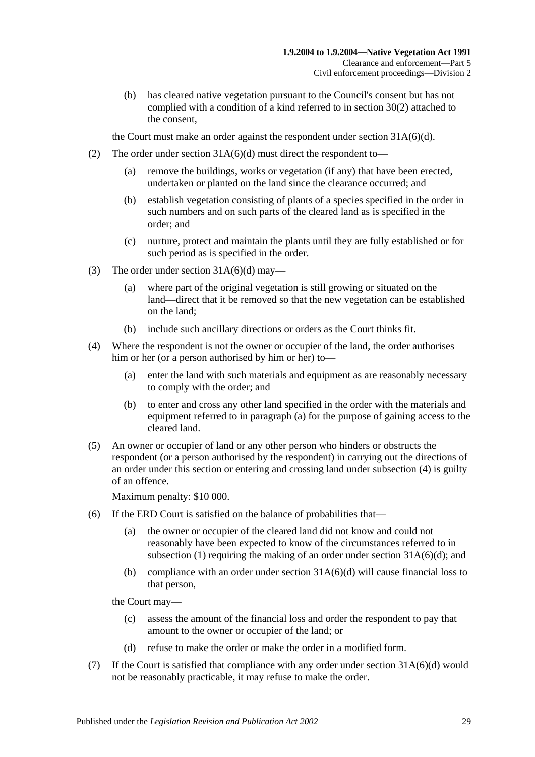(b) has cleared native vegetation pursuant to the Council's consent but has not complied with a condition of a kind referred to in section 30(2) attached to the consent,

the Court must make an order against the respondent under section 31A(6)(d).

(2) The order under section 31A(6)(d) must direct the respondent to—

(a) remove the buildings, works or vegetation (if any) that have been erected, undertaken or planted on the land since the clearance occurred; and

(b) establish vegetation consisting of plants of a species specified in the order in such numbers and on such parts of the cleared land as is specified in the order; and

(c) nurture, protect and maintain the plants until they are fully established or for such period as is specified in the order.

(3) The order under section 31A(6)(d) may—

(a) where part of the original vegetation is still growing or situated on the land—direct that it be removed so that the new vegetation can be established on the land;

(b) include such ancillary directions or orders as the Court thinks fit.

(4) Where the respondent is not the owner or occupier of the land, the order authorises him or her (or a person authorised by him or her) to—

(a) enter the land with such materials and equipment as are reasonably necessary to comply with the order; and

(b) to enter and cross any other land specified in the order with the materials and equipment referred to in paragraph (a) for the purpose of gaining access to the cleared land.

(5) An owner or occupier of land or any other person who hinders or obstructs the respondent (or a person authorised by the respondent) in carrying out the directions of an order under this section or entering and crossing land under subsection (4) is guilty of an offence.

Maximum penalty: $10 000.

(6) If the ERD Court is satisfied on the balance of probabilities that—

(a) the owner or occupier of the cleared land did not know and could not reasonably have been expected to know of the circumstances referred to in subsection (1) requiring the making of an order under section 31A(6)(d); and

(b) compliance with an order under section 31A(6)(d) will cause financial loss to that person,

the Court may—

(c) assess the amount of the financial loss and order the respondent to pay that amount to the owner or occupier of the land; or

(d) refuse to make the order or make the order in a modified form.

(7) If the Court is satisfied that compliance with any order under section 31A(6)(d) would not be reasonably practicable, it may refuse to make the order.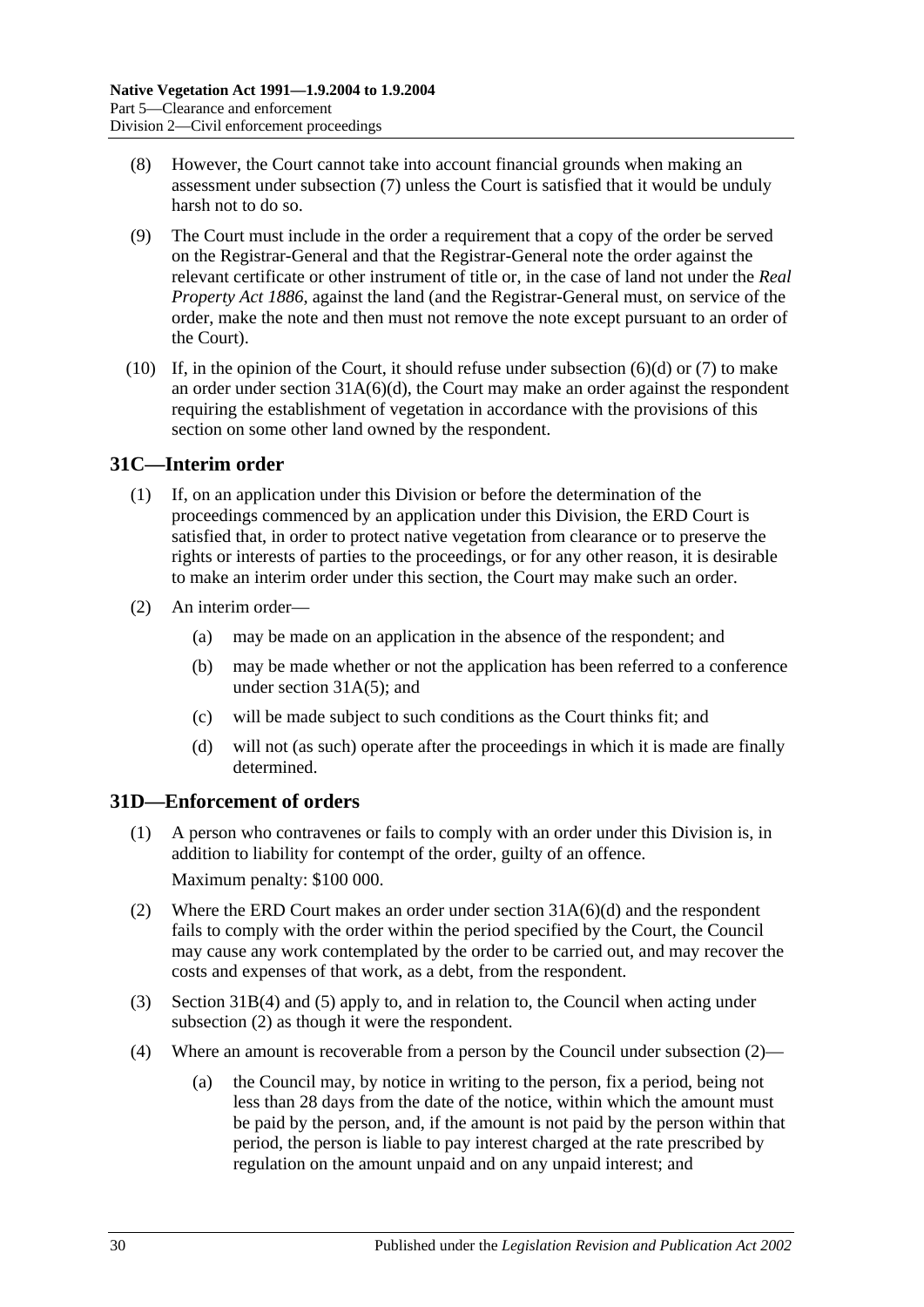(8) However, the Court cannot take into account financial grounds when making an assessment under subsection (7) unless the Court is satisfied that it would be unduly harsh not to do so.

(9) The Court must include in the order a requirement that a copy of the order be served on the Registrar-General and that the Registrar-General note the order against the relevant certificate or other instrument of title or, in the case of land not under the *Real Property Act 1886*, against the land (and the Registrar-General must, on service of the order, make the note and then must not remove the note except pursuant to an order of the Court).

(10) If, in the opinion of the Court, it should refuse under subsection (6)(d) or (7) to make an order under section 31A(6)(d), the Court may make an order against the respondent requiring the establishment of vegetation in accordance with the provisions of this section on some other land owned by the respondent.

## 31C—Interim order

(1) If, on an application under this Division or before the determination of the proceedings commenced by an application under this Division, the ERD Court is satisfied that, in order to protect native vegetation from clearance or to preserve the rights or interests of parties to the proceedings, or for any other reason, it is desirable to make an interim order under this section, the Court may make such an order.

(2) An interim order—

(a) may be made on an application in the absence of the respondent; and

(b) may be made whether or not the application has been referred to a conference under section 31A(5); and

(c) will be made subject to such conditions as the Court thinks fit; and

(d) will not (as such) operate after the proceedings in which it is made are finally determined.

## 31D—Enforcement of orders

(1) A person who contravenes or fails to comply with an order under this Division is, in addition to liability for contempt of the order, guilty of an offence.

Maximum penalty: $100 000.

(2) Where the ERD Court makes an order under section 31A(6)(d) and the respondent fails to comply with the order within the period specified by the Court, the Council may cause any work contemplated by the order to be carried out, and may recover the costs and expenses of that work, as a debt, from the respondent.

(3) Section 31B(4) and (5) apply to, and in relation to, the Council when acting under subsection (2) as though it were the respondent.

(4) Where an amount is recoverable from a person by the Council under subsection (2)—

(a) the Council may, by notice in writing to the person, fix a period, being not less than 28 days from the date of the notice, within which the amount must be paid by the person, and, if the amount is not paid by the person within that period, the person is liable to pay interest charged at the rate prescribed by regulation on the amount unpaid and on any unpaid interest; and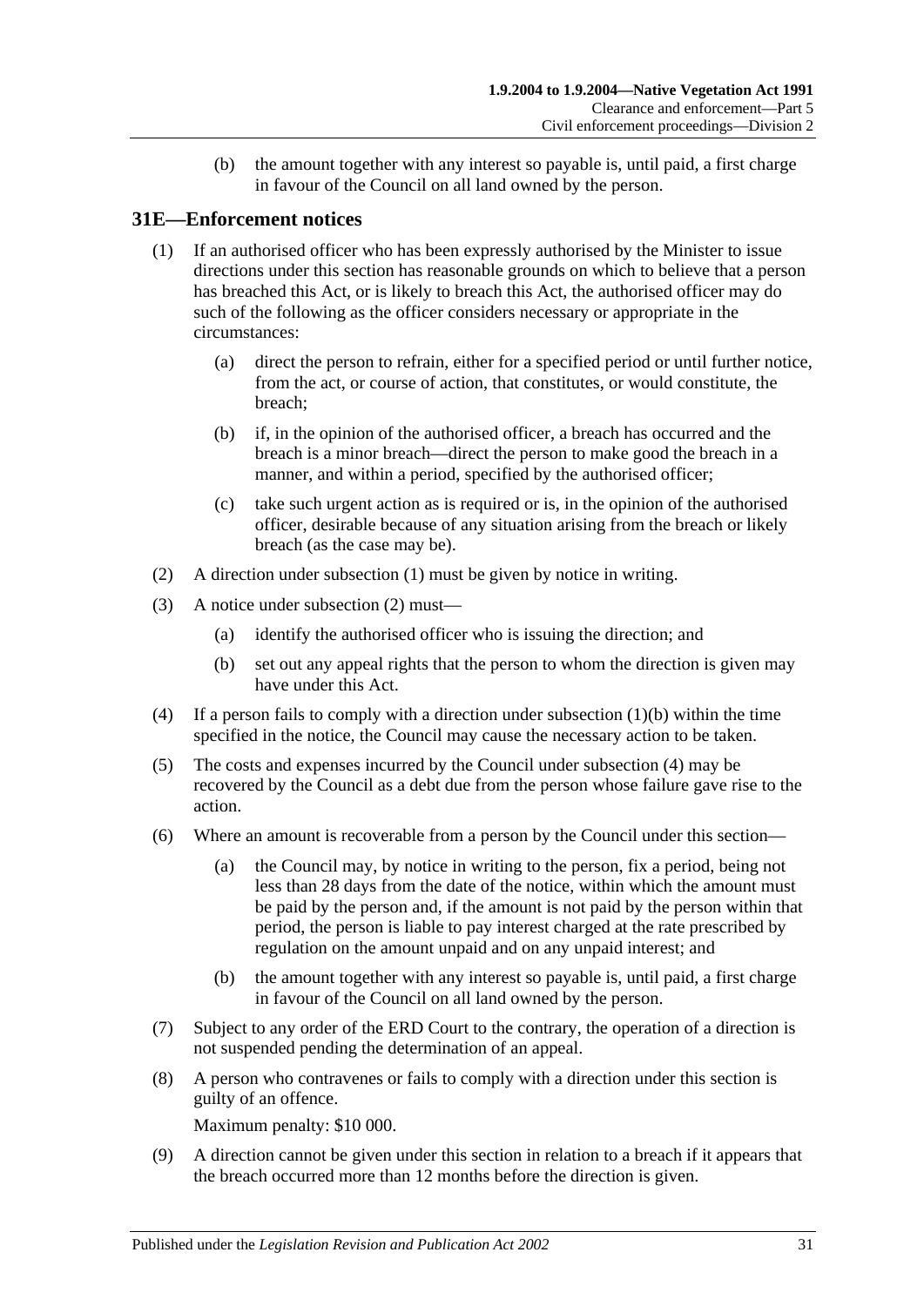(b) the amount together with any interest so payable is, until paid, a first charge in favour of the Council on all land owned by the person.

## 31E—Enforcement notices

(1) If an authorised officer who has been expressly authorised by the Minister to issue directions under this section has reasonable grounds on which to believe that a person has breached this Act, or is likely to breach this Act, the authorised officer may do such of the following as the officer considers necessary or appropriate in the circumstances:

(a) direct the person to refrain, either for a specified period or until further notice, from the act, or course of action, that constitutes, or would constitute, the breach;

(b) if, in the opinion of the authorised officer, a breach has occurred and the breach is a minor breach—direct the person to make good the breach in a manner, and within a period, specified by the authorised officer;

(c) take such urgent action as is required or is, in the opinion of the authorised officer, desirable because of any situation arising from the breach or likely breach (as the case may be).

(2) A direction under subsection (1) must be given by notice in writing.

(3) A notice under subsection (2) must—

(a) identify the authorised officer who is issuing the direction; and

(b) set out any appeal rights that the person to whom the direction is given may have under this Act.

(4) If a person fails to comply with a direction under subsection (1)(b) within the time specified in the notice, the Council may cause the necessary action to be taken.

(5) The costs and expenses incurred by the Council under subsection (4) may be recovered by the Council as a debt due from the person whose failure gave rise to the action.

(6) Where an amount is recoverable from a person by the Council under this section—

(a) the Council may, by notice in writing to the person, fix a period, being not less than 28 days from the date of the notice, within which the amount must be paid by the person and, if the amount is not paid by the person within that period, the person is liable to pay interest charged at the rate prescribed by regulation on the amount unpaid and on any unpaid interest; and

(b) the amount together with any interest so payable is, until paid, a first charge in favour of the Council on all land owned by the person.

(7) Subject to any order of the ERD Court to the contrary, the operation of a direction is not suspended pending the determination of an appeal.

(8) A person who contravenes or fails to comply with a direction under this section is guilty of an offence.

Maximum penalty: $10 000.

(9) A direction cannot be given under this section in relation to a breach if it appears that the breach occurred more than 12 months before the direction is given.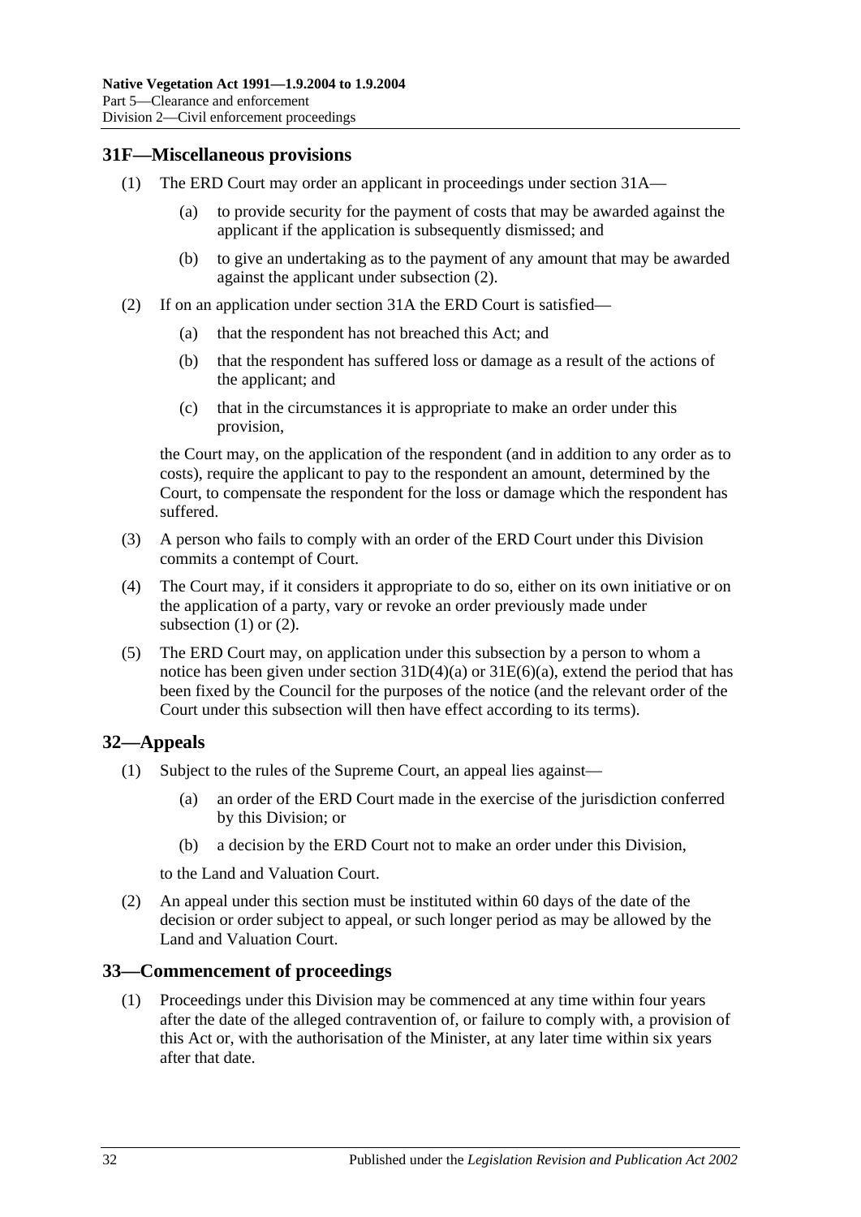## 31F—Miscellaneous provisions

(1) The ERD Court may order an applicant in proceedings under section 31A—

  (a) to provide security for the payment of costs that may be awarded against the applicant if the application is subsequently dismissed; and

  (b) to give an undertaking as to the payment of any amount that may be awarded against the applicant under subsection (2).

(2) If on an application under section 31A the ERD Court is satisfied—

  (a) that the respondent has not breached this Act; and

  (b) that the respondent has suffered loss or damage as a result of the actions of the applicant; and

  (c) that in the circumstances it is appropriate to make an order under this provision,

the Court may, on the application of the respondent (and in addition to any order as to costs), require the applicant to pay to the respondent an amount, determined by the Court, to compensate the respondent for the loss or damage which the respondent has suffered.

(3) A person who fails to comply with an order of the ERD Court under this Division commits a contempt of Court.

(4) The Court may, if it considers it appropriate to do so, either on its own initiative or on the application of a party, vary or revoke an order previously made under subsection (1) or (2).

(5) The ERD Court may, on application under this subsection by a person to whom a notice has been given under section 31D(4)(a) or 31E(6)(a), extend the period that has been fixed by the Council for the purposes of the notice (and the relevant order of the Court under this subsection will then have effect according to its terms).

## 32—Appeals

(1) Subject to the rules of the Supreme Court, an appeal lies against—

  (a) an order of the ERD Court made in the exercise of the jurisdiction conferred by this Division; or

  (b) a decision by the ERD Court not to make an order under this Division,

to the Land and Valuation Court.

(2) An appeal under this section must be instituted within 60 days of the date of the decision or order subject to appeal, or such longer period as may be allowed by the Land and Valuation Court.

## 33—Commencement of proceedings

(1) Proceedings under this Division may be commenced at any time within four years after the date of the alleged contravention of, or failure to comply with, a provision of this Act or, with the authorisation of the Minister, at any later time within six years after that date.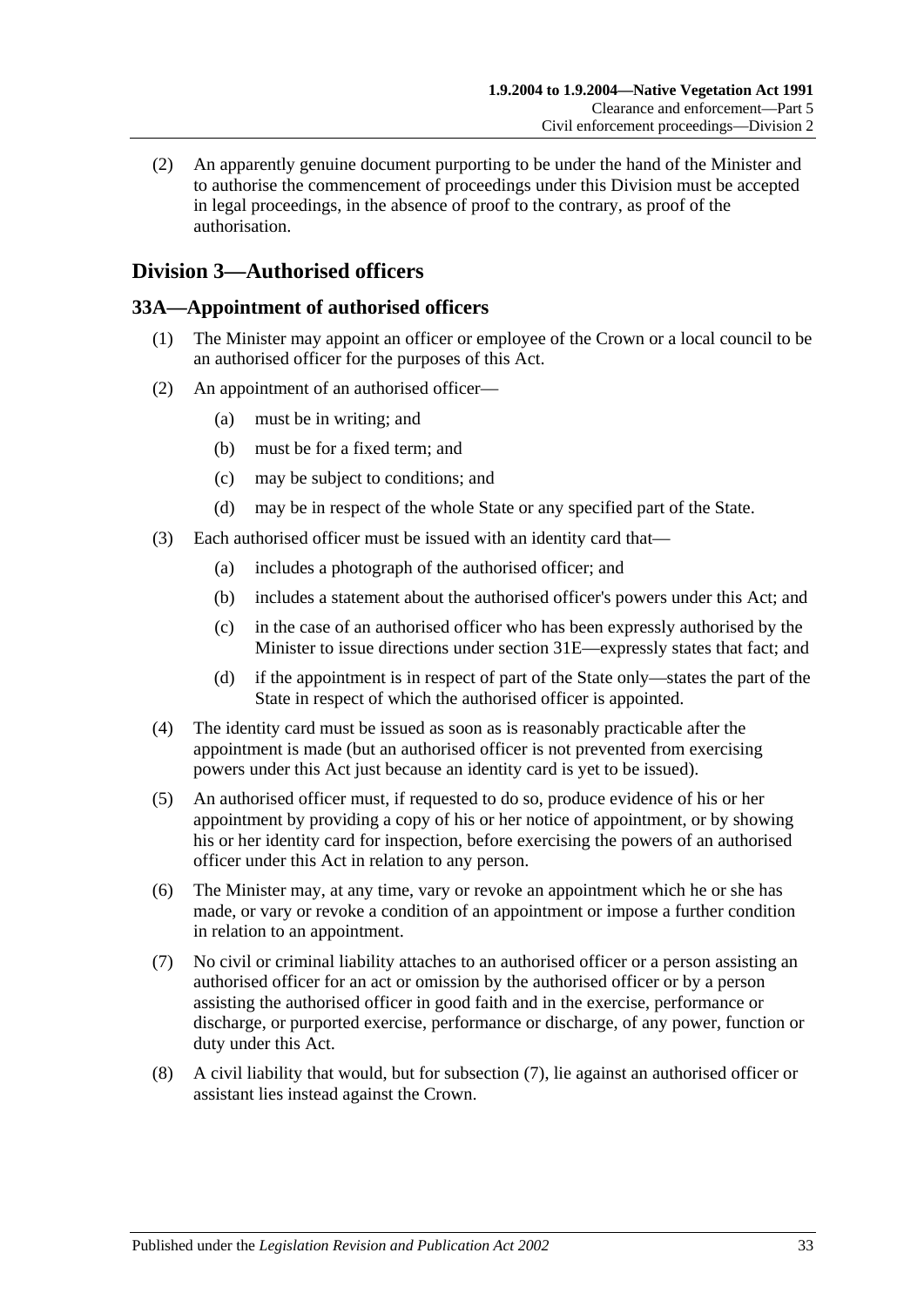(2) An apparently genuine document purporting to be under the hand of the Minister and to authorise the commencement of proceedings under this Division must be accepted in legal proceedings, in the absence of proof to the contrary, as proof of the authorisation.

## Division 3—Authorised officers

### 33A—Appointment of authorised officers

(1) The Minister may appoint an officer or employee of the Crown or a local council to be an authorised officer for the purposes of this Act.

(2) An appointment of an authorised officer—

- (a) must be in writing; and
- (b) must be for a fixed term; and
- (c) may be subject to conditions; and
- (d) may be in respect of the whole State or any specified part of the State.

(3) Each authorised officer must be issued with an identity card that—

- (a) includes a photograph of the authorised officer; and
- (b) includes a statement about the authorised officer's powers under this Act; and
- (c) in the case of an authorised officer who has been expressly authorised by the Minister to issue directions under section 31E—expressly states that fact; and
- (d) if the appointment is in respect of part of the State only—states the part of the State in respect of which the authorised officer is appointed.

(4) The identity card must be issued as soon as is reasonably practicable after the appointment is made (but an authorised officer is not prevented from exercising powers under this Act just because an identity card is yet to be issued).

(5) An authorised officer must, if requested to do so, produce evidence of his or her appointment by providing a copy of his or her notice of appointment, or by showing his or her identity card for inspection, before exercising the powers of an authorised officer under this Act in relation to any person.

(6) The Minister may, at any time, vary or revoke an appointment which he or she has made, or vary or revoke a condition of an appointment or impose a further condition in relation to an appointment.

(7) No civil or criminal liability attaches to an authorised officer or a person assisting an authorised officer for an act or omission by the authorised officer or by a person assisting the authorised officer in good faith and in the exercise, performance or discharge, or purported exercise, performance or discharge, of any power, function or duty under this Act.

(8) A civil liability that would, but for subsection (7), lie against an authorised officer or assistant lies instead against the Crown.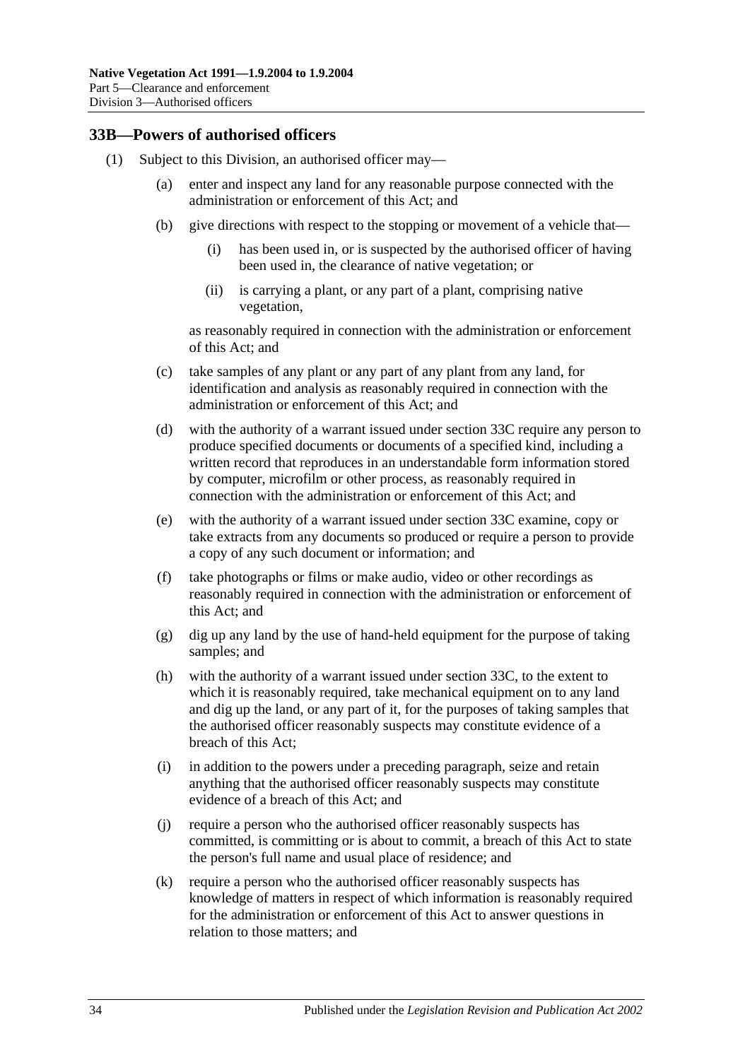## 33B—Powers of authorised officers

(1) Subject to this Division, an authorised officer may—

(a) enter and inspect any land for any reasonable purpose connected with the administration or enforcement of this Act; and

(b) give directions with respect to the stopping or movement of a vehicle that—

(i) has been used in, or is suspected by the authorised officer of having been used in, the clearance of native vegetation; or

(ii) is carrying a plant, or any part of a plant, comprising native vegetation,

as reasonably required in connection with the administration or enforcement of this Act; and

(c) take samples of any plant or any part of any plant from any land, for identification and analysis as reasonably required in connection with the administration or enforcement of this Act; and

(d) with the authority of a warrant issued under section 33C require any person to produce specified documents or documents of a specified kind, including a written record that reproduces in an understandable form information stored by computer, microfilm or other process, as reasonably required in connection with the administration or enforcement of this Act; and

(e) with the authority of a warrant issued under section 33C examine, copy or take extracts from any documents so produced or require a person to provide a copy of any such document or information; and

(f) take photographs or films or make audio, video or other recordings as reasonably required in connection with the administration or enforcement of this Act; and

(g) dig up any land by the use of hand-held equipment for the purpose of taking samples; and

(h) with the authority of a warrant issued under section 33C, to the extent to which it is reasonably required, take mechanical equipment on to any land and dig up the land, or any part of it, for the purposes of taking samples that the authorised officer reasonably suspects may constitute evidence of a breach of this Act;

(i) in addition to the powers under a preceding paragraph, seize and retain anything that the authorised officer reasonably suspects may constitute evidence of a breach of this Act; and

(j) require a person who the authorised officer reasonably suspects has committed, is committing or is about to commit, a breach of this Act to state the person's full name and usual place of residence; and

(k) require a person who the authorised officer reasonably suspects has knowledge of matters in respect of which information is reasonably required for the administration or enforcement of this Act to answer questions in relation to those matters; and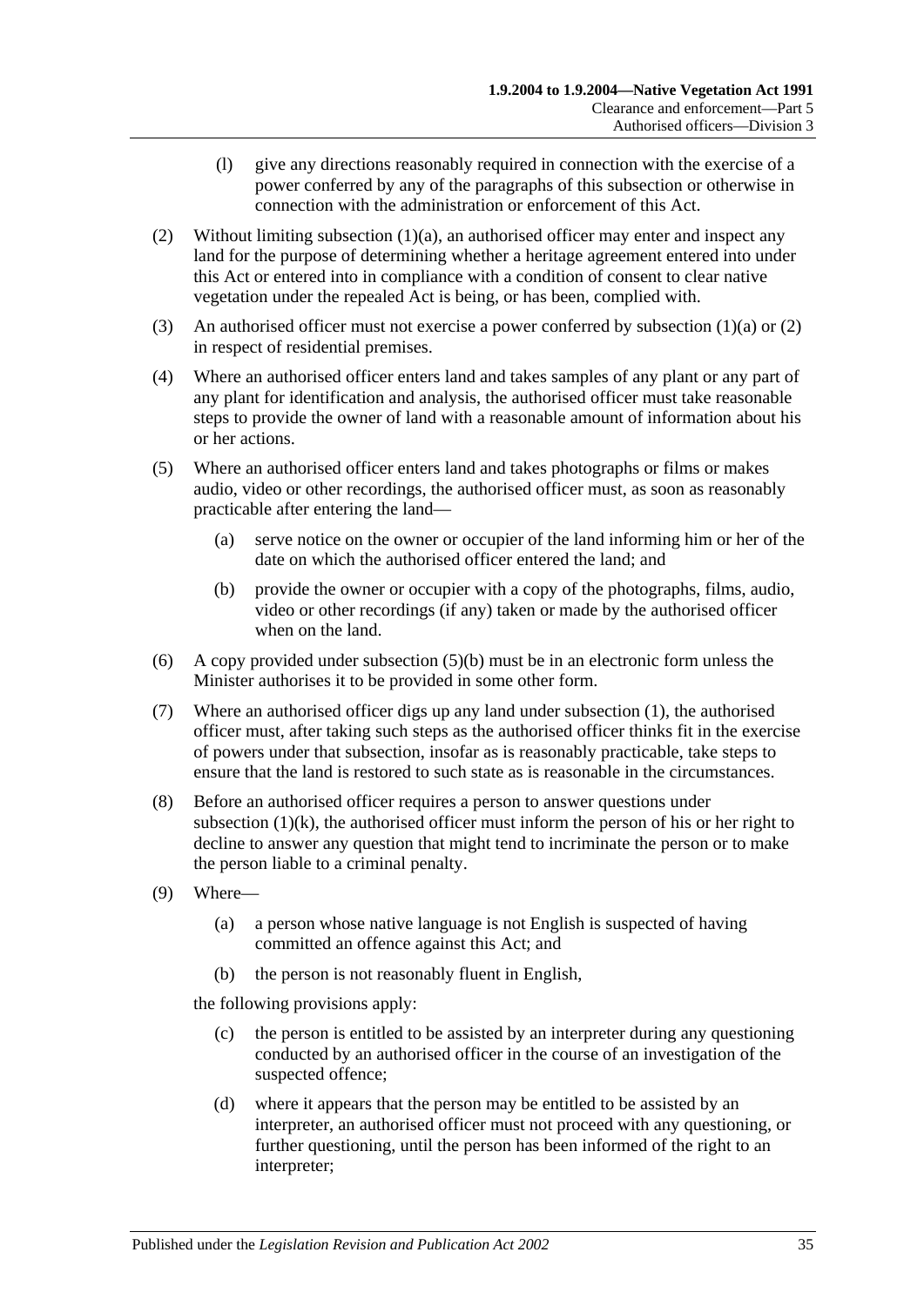(l) give any directions reasonably required in connection with the exercise of a power conferred by any of the paragraphs of this subsection or otherwise in connection with the administration or enforcement of this Act.

(2) Without limiting subsection (1)(a), an authorised officer may enter and inspect any land for the purpose of determining whether a heritage agreement entered into under this Act or entered into in compliance with a condition of consent to clear native vegetation under the repealed Act is being, or has been, complied with.

(3) An authorised officer must not exercise a power conferred by subsection (1)(a) or (2) in respect of residential premises.

(4) Where an authorised officer enters land and takes samples of any plant or any part of any plant for identification and analysis, the authorised officer must take reasonable steps to provide the owner of land with a reasonable amount of information about his or her actions.

(5) Where an authorised officer enters land and takes photographs or films or makes audio, video or other recordings, the authorised officer must, as soon as reasonably practicable after entering the land—

(a) serve notice on the owner or occupier of the land informing him or her of the date on which the authorised officer entered the land; and

(b) provide the owner or occupier with a copy of the photographs, films, audio, video or other recordings (if any) taken or made by the authorised officer when on the land.

(6) A copy provided under subsection (5)(b) must be in an electronic form unless the Minister authorises it to be provided in some other form.

(7) Where an authorised officer digs up any land under subsection (1), the authorised officer must, after taking such steps as the authorised officer thinks fit in the exercise of powers under that subsection, insofar as is reasonably practicable, take steps to ensure that the land is restored to such state as is reasonable in the circumstances.

(8) Before an authorised officer requires a person to answer questions under subsection (1)(k), the authorised officer must inform the person of his or her right to decline to answer any question that might tend to incriminate the person or to make the person liable to a criminal penalty.

(9) Where—

(a) a person whose native language is not English is suspected of having committed an offence against this Act; and

(b) the person is not reasonably fluent in English,

the following provisions apply:

(c) the person is entitled to be assisted by an interpreter during any questioning conducted by an authorised officer in the course of an investigation of the suspected offence;

(d) where it appears that the person may be entitled to be assisted by an interpreter, an authorised officer must not proceed with any questioning, or further questioning, until the person has been informed of the right to an interpreter;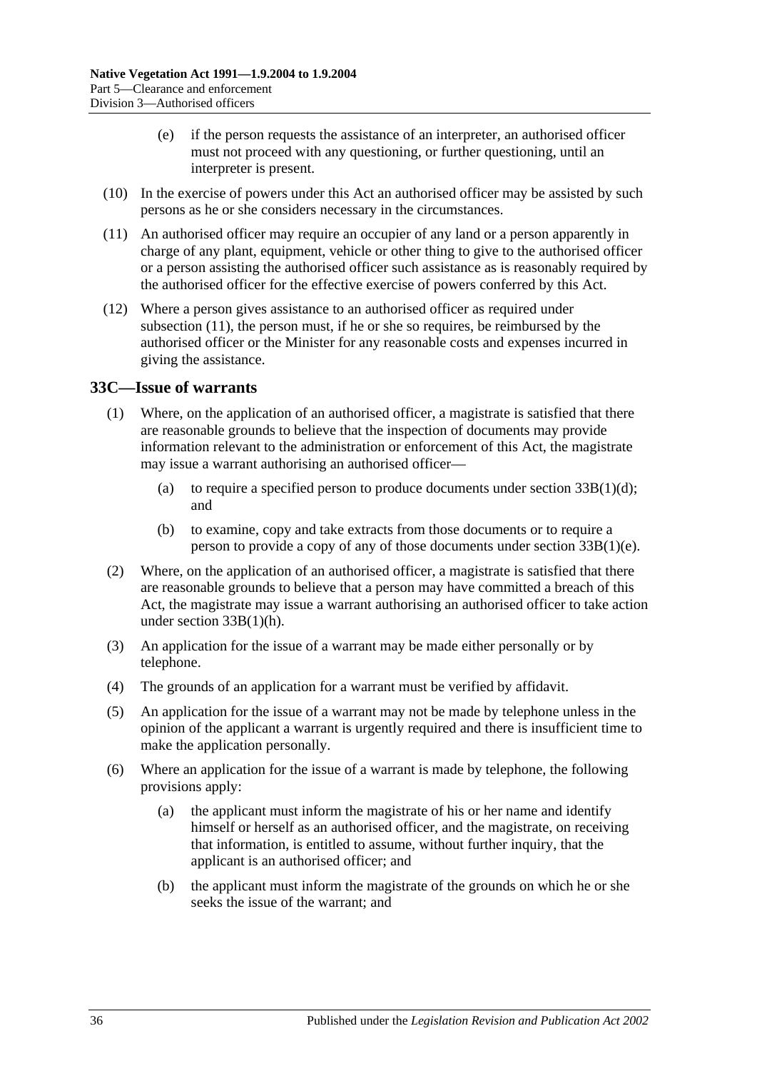(e) if the person requests the assistance of an interpreter, an authorised officer must not proceed with any questioning, or further questioning, until an interpreter is present.

(10) In the exercise of powers under this Act an authorised officer may be assisted by such persons as he or she considers necessary in the circumstances.

(11) An authorised officer may require an occupier of any land or a person apparently in charge of any plant, equipment, vehicle or other thing to give to the authorised officer or a person assisting the authorised officer such assistance as is reasonably required by the authorised officer for the effective exercise of powers conferred by this Act.

(12) Where a person gives assistance to an authorised officer as required under subsection (11), the person must, if he or she so requires, be reimbursed by the authorised officer or the Minister for any reasonable costs and expenses incurred in giving the assistance.

## 33C—Issue of warrants

(1) Where, on the application of an authorised officer, a magistrate is satisfied that there are reasonable grounds to believe that the inspection of documents may provide information relevant to the administration or enforcement of this Act, the magistrate may issue a warrant authorising an authorised officer—

(a) to require a specified person to produce documents under section 33B(1)(d); and

(b) to examine, copy and take extracts from those documents or to require a person to provide a copy of any of those documents under section 33B(1)(e).

(2) Where, on the application of an authorised officer, a magistrate is satisfied that there are reasonable grounds to believe that a person may have committed a breach of this Act, the magistrate may issue a warrant authorising an authorised officer to take action under section 33B(1)(h).

(3) An application for the issue of a warrant may be made either personally or by telephone.

(4) The grounds of an application for a warrant must be verified by affidavit.

(5) An application for the issue of a warrant may not be made by telephone unless in the opinion of the applicant a warrant is urgently required and there is insufficient time to make the application personally.

(6) Where an application for the issue of a warrant is made by telephone, the following provisions apply:

(a) the applicant must inform the magistrate of his or her name and identify himself or herself as an authorised officer, and the magistrate, on receiving that information, is entitled to assume, without further inquiry, that the applicant is an authorised officer; and

(b) the applicant must inform the magistrate of the grounds on which he or she seeks the issue of the warrant; and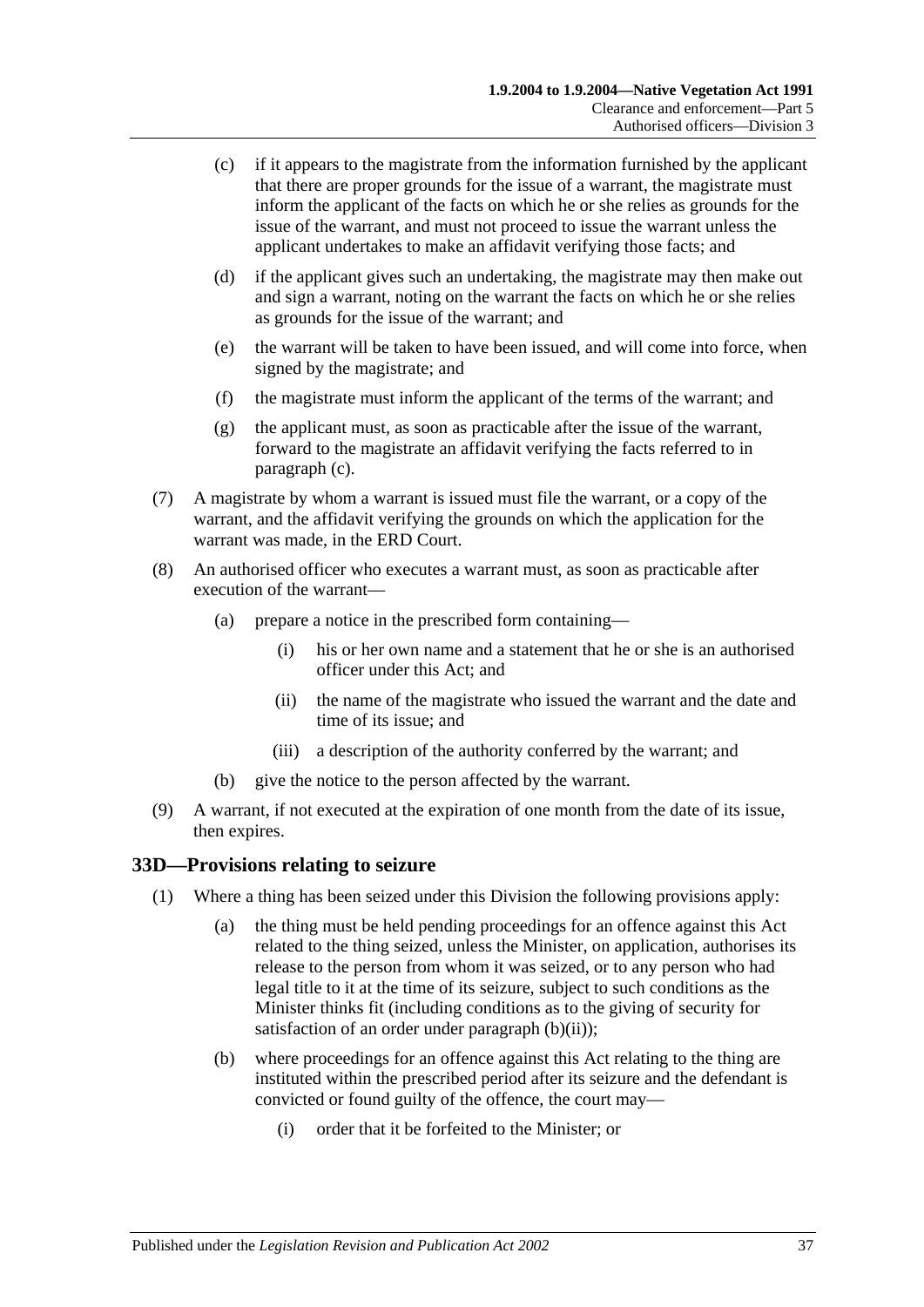(c) if it appears to the magistrate from the information furnished by the applicant that there are proper grounds for the issue of a warrant, the magistrate must inform the applicant of the facts on which he or she relies as grounds for the issue of the warrant, and must not proceed to issue the warrant unless the applicant undertakes to make an affidavit verifying those facts; and

(d) if the applicant gives such an undertaking, the magistrate may then make out and sign a warrant, noting on the warrant the facts on which he or she relies as grounds for the issue of the warrant; and

(e) the warrant will be taken to have been issued, and will come into force, when signed by the magistrate; and

(f) the magistrate must inform the applicant of the terms of the warrant; and

(g) the applicant must, as soon as practicable after the issue of the warrant, forward to the magistrate an affidavit verifying the facts referred to in paragraph (c).

(7) A magistrate by whom a warrant is issued must file the warrant, or a copy of the warrant, and the affidavit verifying the grounds on which the application for the warrant was made, in the ERD Court.

(8) An authorised officer who executes a warrant must, as soon as practicable after execution of the warrant—

(a) prepare a notice in the prescribed form containing—

(i) his or her own name and a statement that he or she is an authorised officer under this Act; and

(ii) the name of the magistrate who issued the warrant and the date and time of its issue; and

(iii) a description of the authority conferred by the warrant; and

(b) give the notice to the person affected by the warrant.

(9) A warrant, if not executed at the expiration of one month from the date of its issue, then expires.

## 33D—Provisions relating to seizure

(1) Where a thing has been seized under this Division the following provisions apply:

(a) the thing must be held pending proceedings for an offence against this Act related to the thing seized, unless the Minister, on application, authorises its release to the person from whom it was seized, or to any person who had legal title to it at the time of its seizure, subject to such conditions as the Minister thinks fit (including conditions as to the giving of security for satisfaction of an order under paragraph (b)(ii));

(b) where proceedings for an offence against this Act relating to the thing are instituted within the prescribed period after its seizure and the defendant is convicted or found guilty of the offence, the court may—

(i) order that it be forfeited to the Minister; or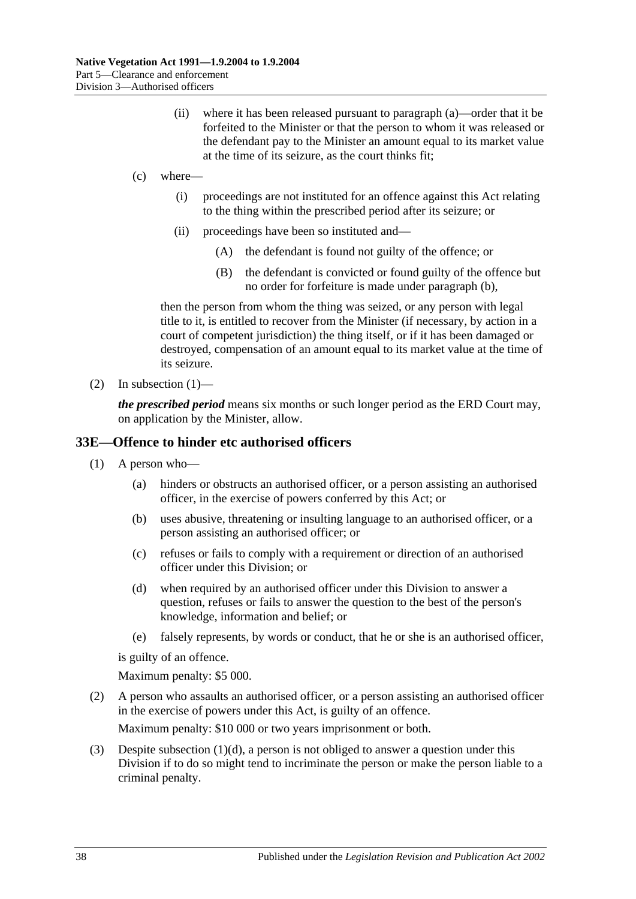(ii) where it has been released pursuant to paragraph (a)—order that it be forfeited to the Minister or that the person to whom it was released or the defendant pay to the Minister an amount equal to its market value at the time of its seizure, as the court thinks fit;

(c) where—

(i) proceedings are not instituted for an offence against this Act relating to the thing within the prescribed period after its seizure; or

(ii) proceedings have been so instituted and—

(A) the defendant is found not guilty of the offence; or

(B) the defendant is convicted or found guilty of the offence but no order for forfeiture is made under paragraph (b),

then the person from whom the thing was seized, or any person with legal title to it, is entitled to recover from the Minister (if necessary, by action in a court of competent jurisdiction) the thing itself, or if it has been damaged or destroyed, compensation of an amount equal to its market value at the time of its seizure.

(2) In subsection (1)—

***the prescribed period*** means six months or such longer period as the ERD Court may, on application by the Minister, allow.

## 33E—Offence to hinder etc authorised officers

(1) A person who—

(a) hinders or obstructs an authorised officer, or a person assisting an authorised officer, in the exercise of powers conferred by this Act; or

(b) uses abusive, threatening or insulting language to an authorised officer, or a person assisting an authorised officer; or

(c) refuses or fails to comply with a requirement or direction of an authorised officer under this Division; or

(d) when required by an authorised officer under this Division to answer a question, refuses or fails to answer the question to the best of the person's knowledge, information and belief; or

(e) falsely represents, by words or conduct, that he or she is an authorised officer,

is guilty of an offence.

Maximum penalty: $5 000.

(2) A person who assaults an authorised officer, or a person assisting an authorised officer in the exercise of powers under this Act, is guilty of an offence.

Maximum penalty: $10 000 or two years imprisonment or both.

(3) Despite subsection (1)(d), a person is not obliged to answer a question under this Division if to do so might tend to incriminate the person or make the person liable to a criminal penalty.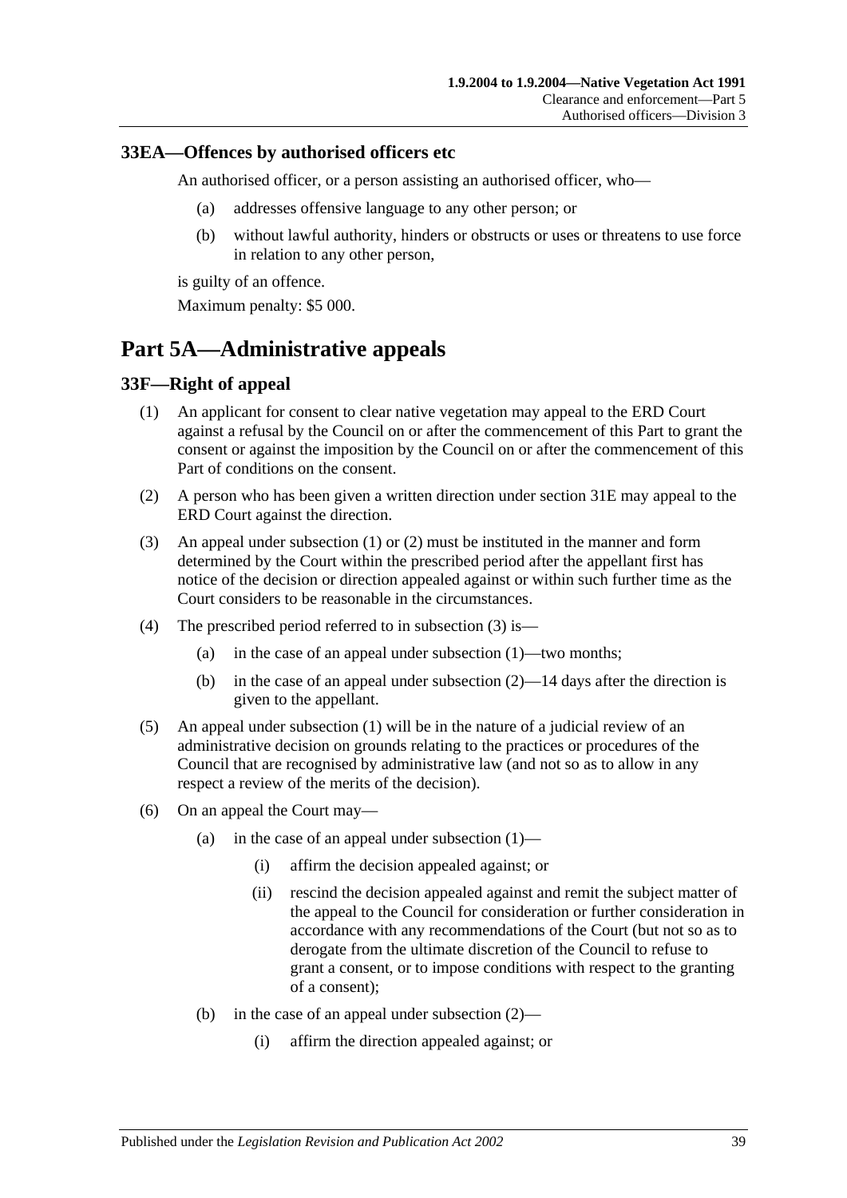### 33EA—Offences by authorised officers etc

An authorised officer, or a person assisting an authorised officer, who—

(a) addresses offensive language to any other person; or

(b) without lawful authority, hinders or obstructs or uses or threatens to use force in relation to any other person,

is guilty of an offence.

Maximum penalty: $5 000.

## Part 5A—Administrative appeals

### 33F—Right of appeal

(1) An applicant for consent to clear native vegetation may appeal to the ERD Court against a refusal by the Council on or after the commencement of this Part to grant the consent or against the imposition by the Council on or after the commencement of this Part of conditions on the consent.

(2) A person who has been given a written direction under section 31E may appeal to the ERD Court against the direction.

(3) An appeal under subsection (1) or (2) must be instituted in the manner and form determined by the Court within the prescribed period after the appellant first has notice of the decision or direction appealed against or within such further time as the Court considers to be reasonable in the circumstances.

(4) The prescribed period referred to in subsection (3) is—

(a) in the case of an appeal under subsection (1)—two months;

(b) in the case of an appeal under subsection (2)—14 days after the direction is given to the appellant.

(5) An appeal under subsection (1) will be in the nature of a judicial review of an administrative decision on grounds relating to the practices or procedures of the Council that are recognised by administrative law (and not so as to allow in any respect a review of the merits of the decision).

(6) On an appeal the Court may—

(a) in the case of an appeal under subsection (1)—

(i) affirm the decision appealed against; or

(ii) rescind the decision appealed against and remit the subject matter of the appeal to the Council for consideration or further consideration in accordance with any recommendations of the Court (but not so as to derogate from the ultimate discretion of the Council to refuse to grant a consent, or to impose conditions with respect to the granting of a consent);

(b) in the case of an appeal under subsection (2)—

(i) affirm the direction appealed against; or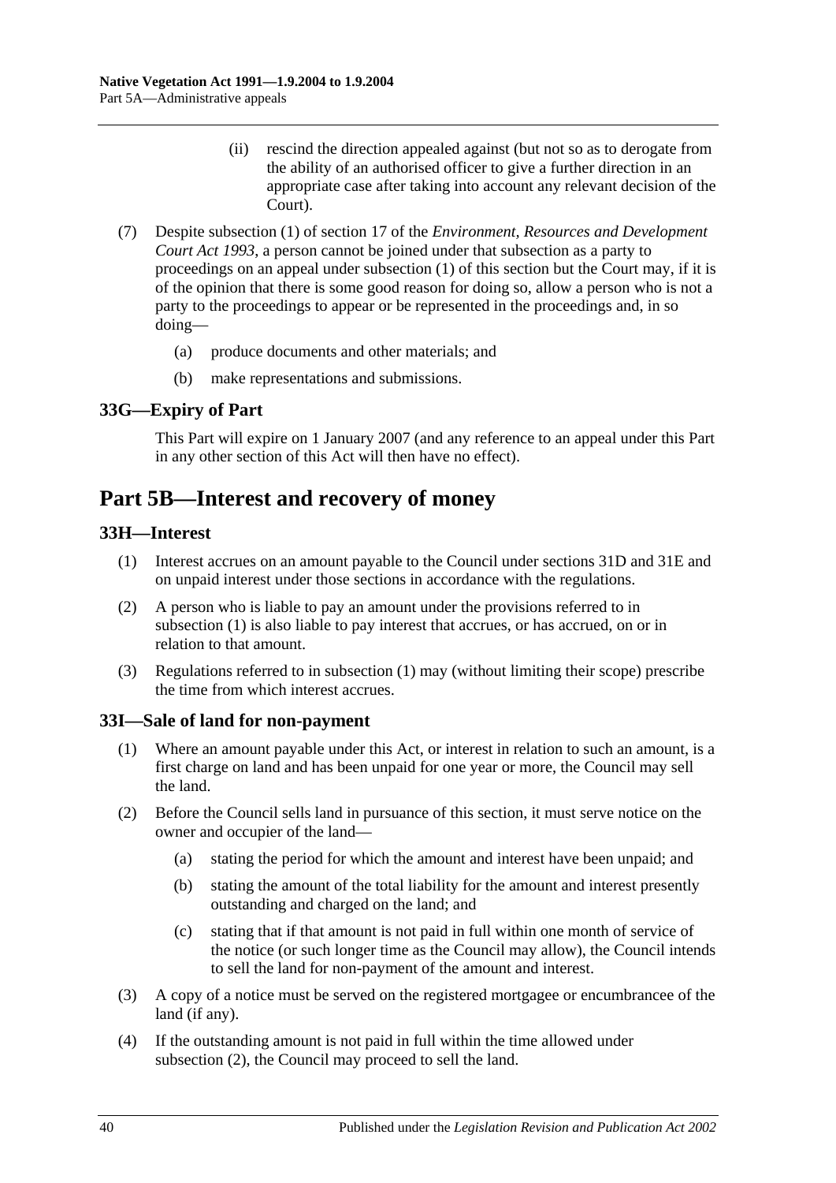(ii) rescind the direction appealed against (but not so as to derogate from the ability of an authorised officer to give a further direction in an appropriate case after taking into account any relevant decision of the Court).

(7) Despite subsection (1) of section 17 of the *Environment, Resources and Development Court Act 1993*, a person cannot be joined under that subsection as a party to proceedings on an appeal under subsection (1) of this section but the Court may, if it is of the opinion that there is some good reason for doing so, allow a person who is not a party to the proceedings to appear or be represented in the proceedings and, in so doing—

(a) produce documents and other materials; and

(b) make representations and submissions.

### 33G—Expiry of Part

This Part will expire on 1 January 2007 (and any reference to an appeal under this Part in any other section of this Act will then have no effect).

## Part 5B—Interest and recovery of money

### 33H—Interest

(1) Interest accrues on an amount payable to the Council under sections 31D and 31E and on unpaid interest under those sections in accordance with the regulations.

(2) A person who is liable to pay an amount under the provisions referred to in subsection (1) is also liable to pay interest that accrues, or has accrued, on or in relation to that amount.

(3) Regulations referred to in subsection (1) may (without limiting their scope) prescribe the time from which interest accrues.

### 33I—Sale of land for non-payment

(1) Where an amount payable under this Act, or interest in relation to such an amount, is a first charge on land and has been unpaid for one year or more, the Council may sell the land.

(2) Before the Council sells land in pursuance of this section, it must serve notice on the owner and occupier of the land—

(a) stating the period for which the amount and interest have been unpaid; and

(b) stating the amount of the total liability for the amount and interest presently outstanding and charged on the land; and

(c) stating that if that amount is not paid in full within one month of service of the notice (or such longer time as the Council may allow), the Council intends to sell the land for non-payment of the amount and interest.

(3) A copy of a notice must be served on the registered mortgagee or encumbrancee of the land (if any).

(4) If the outstanding amount is not paid in full within the time allowed under subsection (2), the Council may proceed to sell the land.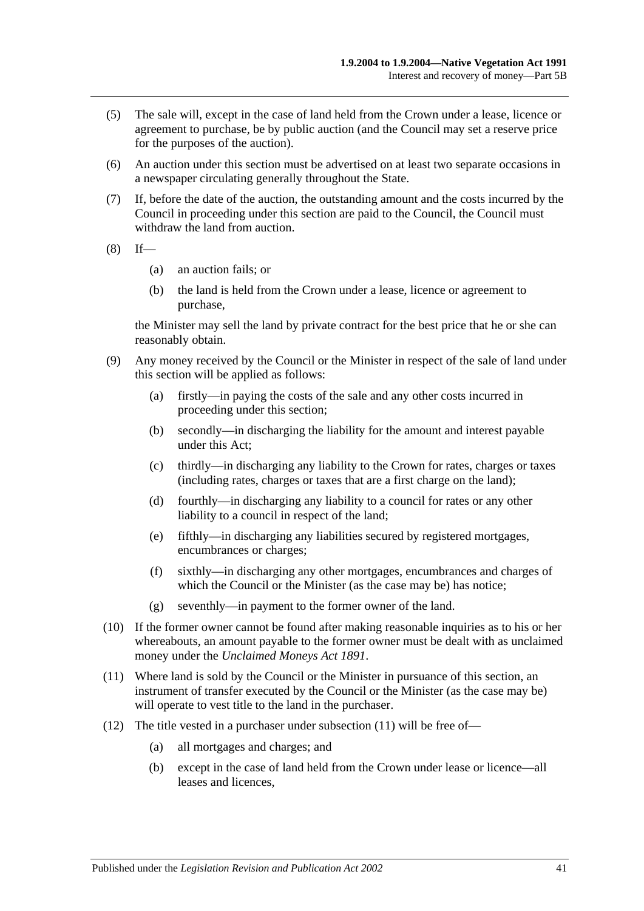(5) The sale will, except in the case of land held from the Crown under a lease, licence or agreement to purchase, be by public auction (and the Council may set a reserve price for the purposes of the auction).

(6) An auction under this section must be advertised on at least two separate occasions in a newspaper circulating generally throughout the State.

(7) If, before the date of the auction, the outstanding amount and the costs incurred by the Council in proceeding under this section are paid to the Council, the Council must withdraw the land from auction.

(8) If—

  (a) an auction fails; or

  (b) the land is held from the Crown under a lease, licence or agreement to purchase,

the Minister may sell the land by private contract for the best price that he or she can reasonably obtain.

(9) Any money received by the Council or the Minister in respect of the sale of land under this section will be applied as follows:

  (a) firstly—in paying the costs of the sale and any other costs incurred in proceeding under this section;

  (b) secondly—in discharging the liability for the amount and interest payable under this Act;

  (c) thirdly—in discharging any liability to the Crown for rates, charges or taxes (including rates, charges or taxes that are a first charge on the land);

  (d) fourthly—in discharging any liability to a council for rates or any other liability to a council in respect of the land;

  (e) fifthly—in discharging any liabilities secured by registered mortgages, encumbrances or charges;

  (f) sixthly—in discharging any other mortgages, encumbrances and charges of which the Council or the Minister (as the case may be) has notice;

  (g) seventhly—in payment to the former owner of the land.

(10) If the former owner cannot be found after making reasonable inquiries as to his or her whereabouts, an amount payable to the former owner must be dealt with as unclaimed money under the *Unclaimed Moneys Act 1891*.

(11) Where land is sold by the Council or the Minister in pursuance of this section, an instrument of transfer executed by the Council or the Minister (as the case may be) will operate to vest title to the land in the purchaser.

(12) The title vested in a purchaser under subsection (11) will be free of—

  (a) all mortgages and charges; and

  (b) except in the case of land held from the Crown under lease or licence—all leases and licences,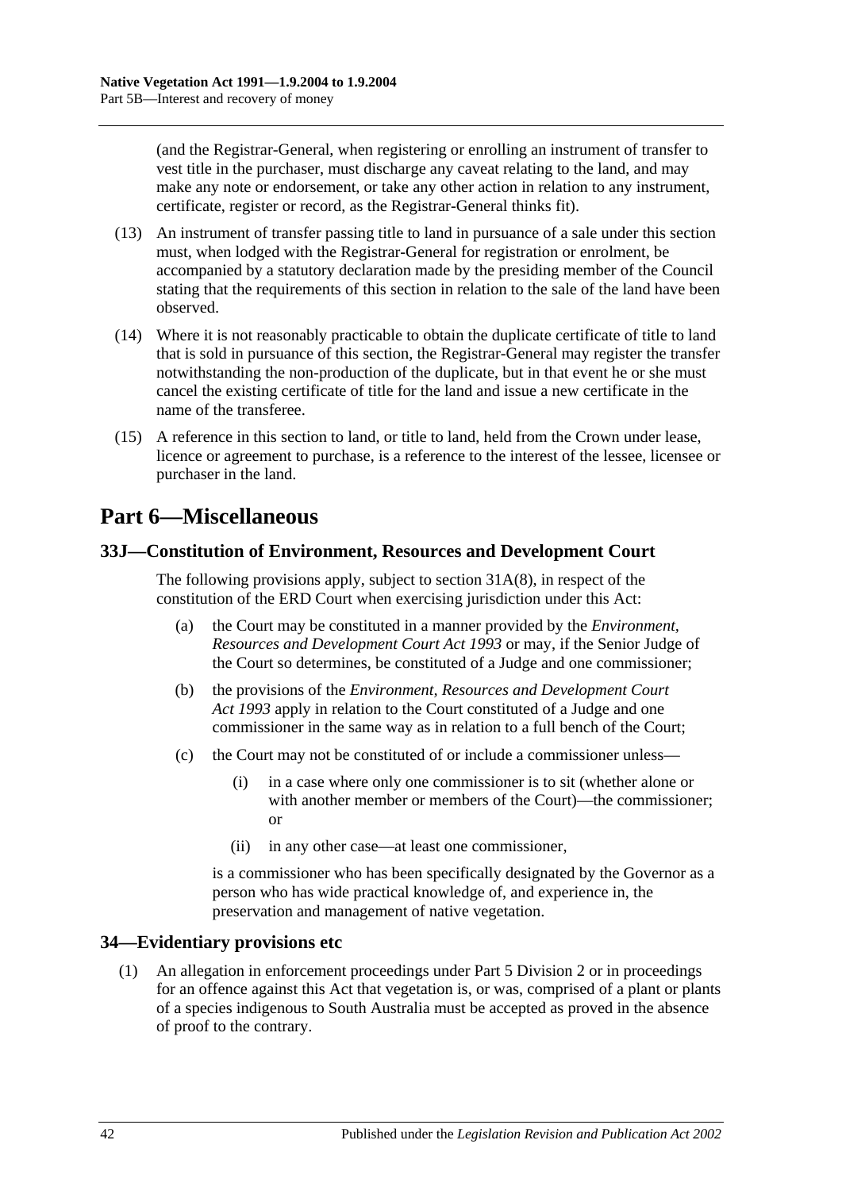(and the Registrar-General, when registering or enrolling an instrument of transfer to vest title in the purchaser, must discharge any caveat relating to the land, and may make any note or endorsement, or take any other action in relation to any instrument, certificate, register or record, as the Registrar-General thinks fit).

(13) An instrument of transfer passing title to land in pursuance of a sale under this section must, when lodged with the Registrar-General for registration or enrolment, be accompanied by a statutory declaration made by the presiding member of the Council stating that the requirements of this section in relation to the sale of the land have been observed.

(14) Where it is not reasonably practicable to obtain the duplicate certificate of title to land that is sold in pursuance of this section, the Registrar-General may register the transfer notwithstanding the non-production of the duplicate, but in that event he or she must cancel the existing certificate of title for the land and issue a new certificate in the name of the transferee.

(15) A reference in this section to land, or title to land, held from the Crown under lease, licence or agreement to purchase, is a reference to the interest of the lessee, licensee or purchaser in the land.

# Part 6—Miscellaneous

## 33J—Constitution of Environment, Resources and Development Court

The following provisions apply, subject to section 31A(8), in respect of the constitution of the ERD Court when exercising jurisdiction under this Act:

(a) the Court may be constituted in a manner provided by the *Environment, Resources and Development Court Act 1993* or may, if the Senior Judge of the Court so determines, be constituted of a Judge and one commissioner;

(b) the provisions of the *Environment, Resources and Development Court Act 1993* apply in relation to the Court constituted of a Judge and one commissioner in the same way as in relation to a full bench of the Court;

(c) the Court may not be constituted of or include a commissioner unless—

(i) in a case where only one commissioner is to sit (whether alone or with another member or members of the Court)—the commissioner; or

(ii) in any other case—at least one commissioner,

is a commissioner who has been specifically designated by the Governor as a person who has wide practical knowledge of, and experience in, the preservation and management of native vegetation.

## 34—Evidentiary provisions etc

(1) An allegation in enforcement proceedings under Part 5 Division 2 or in proceedings for an offence against this Act that vegetation is, or was, comprised of a plant or plants of a species indigenous to South Australia must be accepted as proved in the absence of proof to the contrary.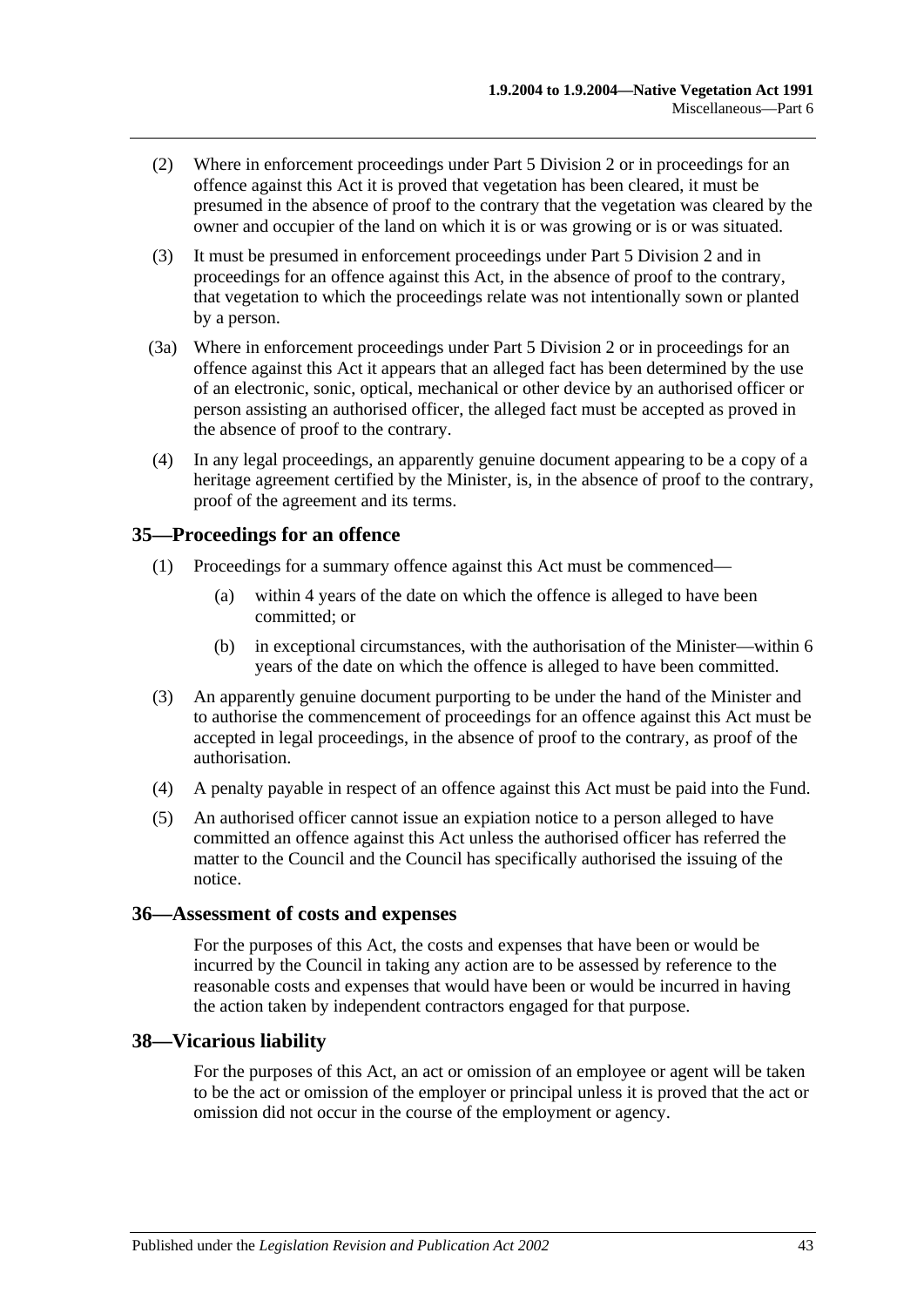(2) Where in enforcement proceedings under Part 5 Division 2 or in proceedings for an offence against this Act it is proved that vegetation has been cleared, it must be presumed in the absence of proof to the contrary that the vegetation was cleared by the owner and occupier of the land on which it is or was growing or is or was situated.

(3) It must be presumed in enforcement proceedings under Part 5 Division 2 and in proceedings for an offence against this Act, in the absence of proof to the contrary, that vegetation to which the proceedings relate was not intentionally sown or planted by a person.

(3a) Where in enforcement proceedings under Part 5 Division 2 or in proceedings for an offence against this Act it appears that an alleged fact has been determined by the use of an electronic, sonic, optical, mechanical or other device by an authorised officer or person assisting an authorised officer, the alleged fact must be accepted as proved in the absence of proof to the contrary.

(4) In any legal proceedings, an apparently genuine document appearing to be a copy of a heritage agreement certified by the Minister, is, in the absence of proof to the contrary, proof of the agreement and its terms.

## 35—Proceedings for an offence

(1) Proceedings for a summary offence against this Act must be commenced—

(a) within 4 years of the date on which the offence is alleged to have been committed; or

(b) in exceptional circumstances, with the authorisation of the Minister—within 6 years of the date on which the offence is alleged to have been committed.

(3) An apparently genuine document purporting to be under the hand of the Minister and to authorise the commencement of proceedings for an offence against this Act must be accepted in legal proceedings, in the absence of proof to the contrary, as proof of the authorisation.

(4) A penalty payable in respect of an offence against this Act must be paid into the Fund.

(5) An authorised officer cannot issue an expiation notice to a person alleged to have committed an offence against this Act unless the authorised officer has referred the matter to the Council and the Council has specifically authorised the issuing of the notice.

## 36—Assessment of costs and expenses

For the purposes of this Act, the costs and expenses that have been or would be incurred by the Council in taking any action are to be assessed by reference to the reasonable costs and expenses that would have been or would be incurred in having the action taken by independent contractors engaged for that purpose.

## 38—Vicarious liability

For the purposes of this Act, an act or omission of an employee or agent will be taken to be the act or omission of the employer or principal unless it is proved that the act or omission did not occur in the course of the employment or agency.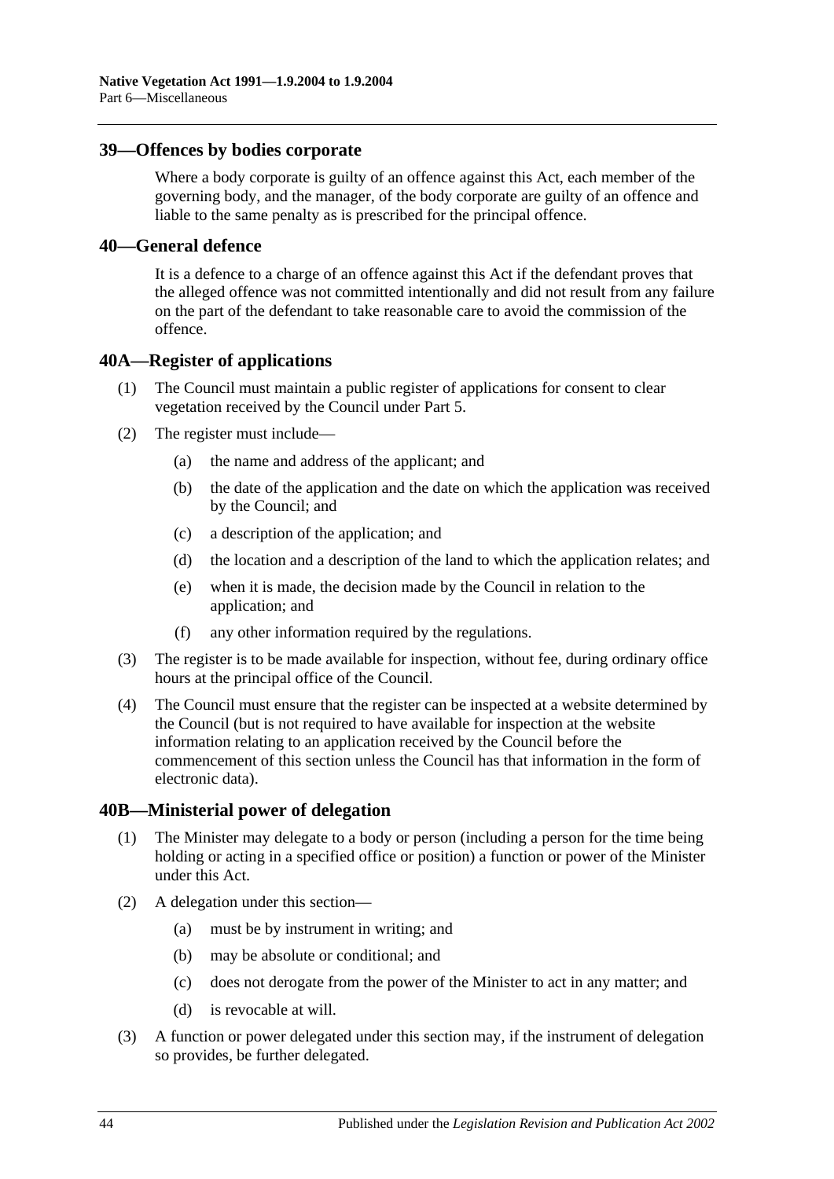## 39—Offences by bodies corporate

Where a body corporate is guilty of an offence against this Act, each member of the governing body, and the manager, of the body corporate are guilty of an offence and liable to the same penalty as is prescribed for the principal offence.

## 40—General defence

It is a defence to a charge of an offence against this Act if the defendant proves that the alleged offence was not committed intentionally and did not result from any failure on the part of the defendant to take reasonable care to avoid the commission of the offence.

## 40A—Register of applications

(1) The Council must maintain a public register of applications for consent to clear vegetation received by the Council under Part 5.

(2) The register must include—

(a) the name and address of the applicant; and

(b) the date of the application and the date on which the application was received by the Council; and

(c) a description of the application; and

(d) the location and a description of the land to which the application relates; and

(e) when it is made, the decision made by the Council in relation to the application; and

(f) any other information required by the regulations.

(3) The register is to be made available for inspection, without fee, during ordinary office hours at the principal office of the Council.

(4) The Council must ensure that the register can be inspected at a website determined by the Council (but is not required to have available for inspection at the website information relating to an application received by the Council before the commencement of this section unless the Council has that information in the form of electronic data).

## 40B—Ministerial power of delegation

(1) The Minister may delegate to a body or person (including a person for the time being holding or acting in a specified office or position) a function or power of the Minister under this Act.

(2) A delegation under this section—

(a) must be by instrument in writing; and

(b) may be absolute or conditional; and

(c) does not derogate from the power of the Minister to act in any matter; and

(d) is revocable at will.

(3) A function or power delegated under this section may, if the instrument of delegation so provides, be further delegated.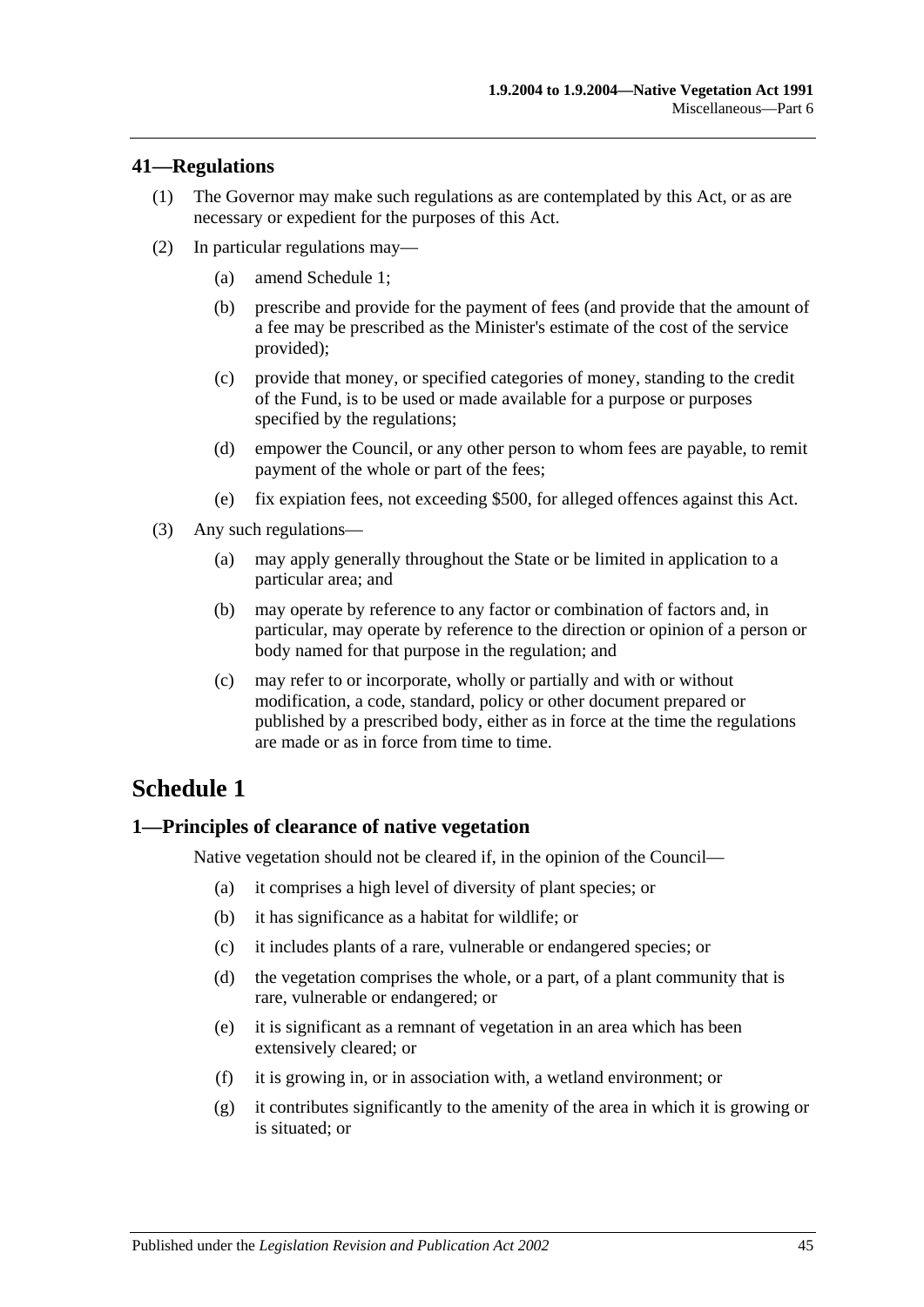## 41—Regulations

(1) The Governor may make such regulations as are contemplated by this Act, or as are necessary or expedient for the purposes of this Act.

(2) In particular regulations may—

(a) amend Schedule 1;

(b) prescribe and provide for the payment of fees (and provide that the amount of a fee may be prescribed as the Minister's estimate of the cost of the service provided);

(c) provide that money, or specified categories of money, standing to the credit of the Fund, is to be used or made available for a purpose or purposes specified by the regulations;

(d) empower the Council, or any other person to whom fees are payable, to remit payment of the whole or part of the fees;

(e) fix expiation fees, not exceeding $500, for alleged offences against this Act.

(3) Any such regulations—

(a) may apply generally throughout the State or be limited in application to a particular area; and

(b) may operate by reference to any factor or combination of factors and, in particular, may operate by reference to the direction or opinion of a person or body named for that purpose in the regulation; and

(c) may refer to or incorporate, wholly or partially and with or without modification, a code, standard, policy or other document prepared or published by a prescribed body, either as in force at the time the regulations are made or as in force from time to time.

# Schedule 1

## 1—Principles of clearance of native vegetation

Native vegetation should not be cleared if, in the opinion of the Council—

(a) it comprises a high level of diversity of plant species; or

(b) it has significance as a habitat for wildlife; or

(c) it includes plants of a rare, vulnerable or endangered species; or

(d) the vegetation comprises the whole, or a part, of a plant community that is rare, vulnerable or endangered; or

(e) it is significant as a remnant of vegetation in an area which has been extensively cleared; or

(f) it is growing in, or in association with, a wetland environment; or

(g) it contributes significantly to the amenity of the area in which it is growing or is situated; or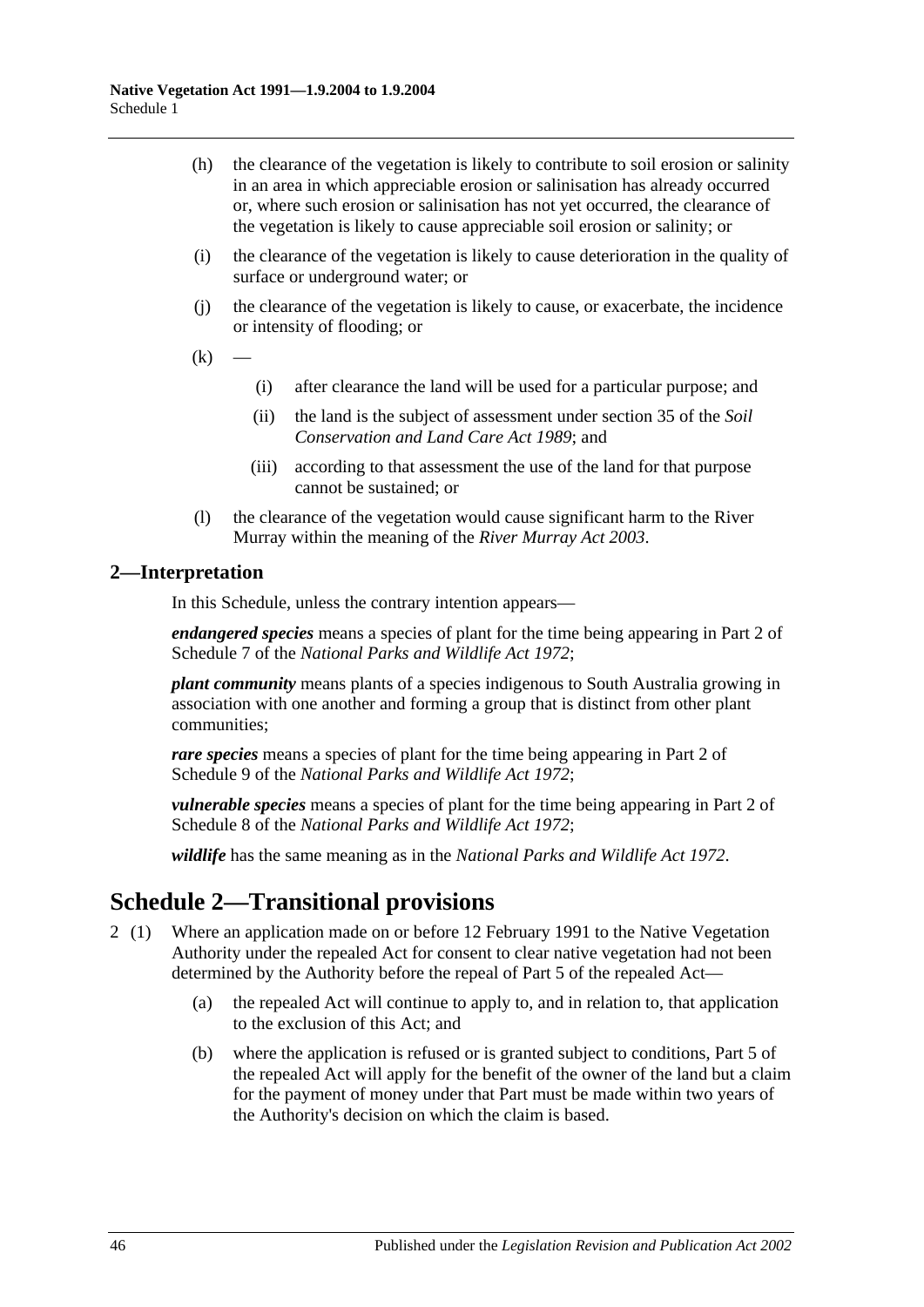(h) the clearance of the vegetation is likely to contribute to soil erosion or salinity in an area in which appreciable erosion or salinisation has already occurred or, where such erosion or salinisation has not yet occurred, the clearance of the vegetation is likely to cause appreciable soil erosion or salinity; or

(i) the clearance of the vegetation is likely to cause deterioration in the quality of surface or underground water; or

(j) the clearance of the vegetation is likely to cause, or exacerbate, the incidence or intensity of flooding; or

(k) —

(i) after clearance the land will be used for a particular purpose; and

(ii) the land is the subject of assessment under section 35 of the *Soil Conservation and Land Care Act 1989*; and

(iii) according to that assessment the use of the land for that purpose cannot be sustained; or

(l) the clearance of the vegetation would cause significant harm to the River Murray within the meaning of the *River Murray Act 2003*.

## 2—Interpretation

In this Schedule, unless the contrary intention appears—

***endangered species*** means a species of plant for the time being appearing in Part 2 of Schedule 7 of the *National Parks and Wildlife Act 1972*;

***plant community*** means plants of a species indigenous to South Australia growing in association with one another and forming a group that is distinct from other plant communities;

***rare species*** means a species of plant for the time being appearing in Part 2 of Schedule 9 of the *National Parks and Wildlife Act 1972*;

***vulnerable species*** means a species of plant for the time being appearing in Part 2 of Schedule 8 of the *National Parks and Wildlife Act 1972*;

***wildlife*** has the same meaning as in the *National Parks and Wildlife Act 1972*.

# Schedule 2—Transitional provisions

2 (1) Where an application made on or before 12 February 1991 to the Native Vegetation Authority under the repealed Act for consent to clear native vegetation had not been determined by the Authority before the repeal of Part 5 of the repealed Act—

(a) the repealed Act will continue to apply to, and in relation to, that application to the exclusion of this Act; and

(b) where the application is refused or is granted subject to conditions, Part 5 of the repealed Act will apply for the benefit of the owner of the land but a claim for the payment of money under that Part must be made within two years of the Authority's decision on which the claim is based.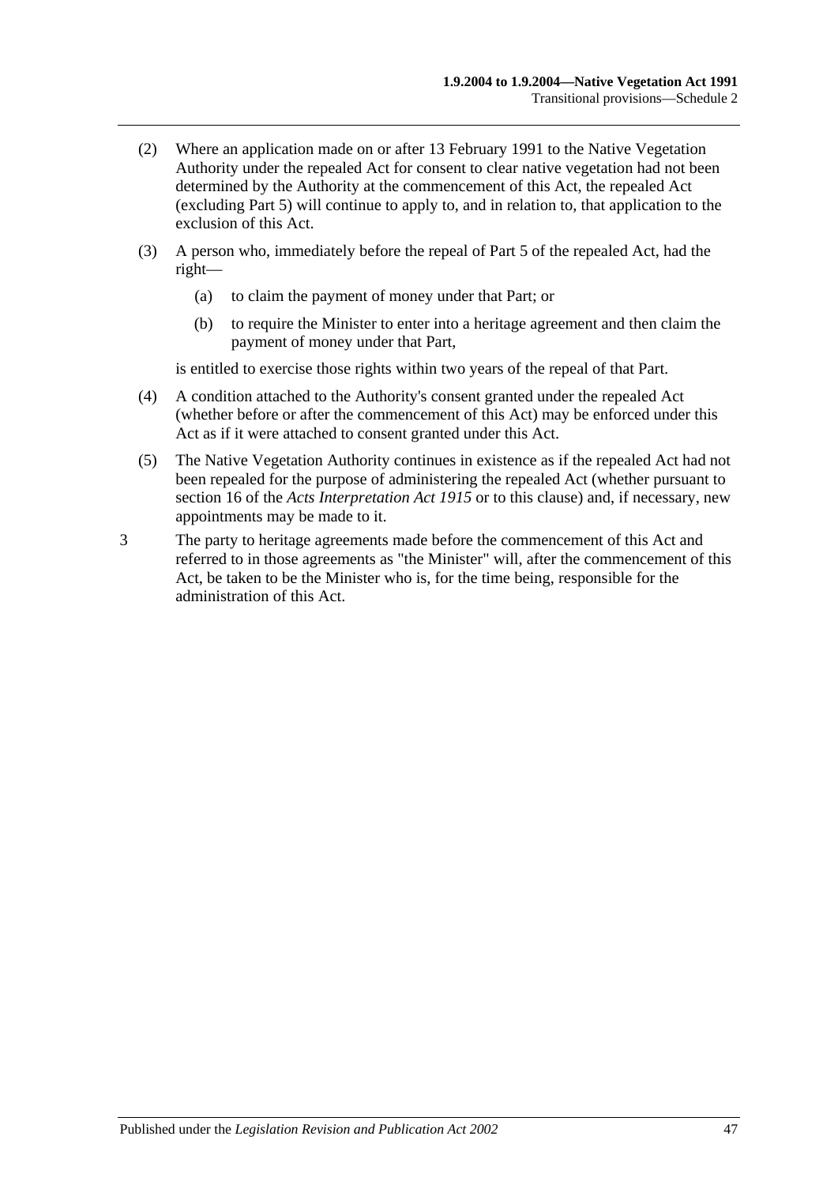(2) Where an application made on or after 13 February 1991 to the Native Vegetation Authority under the repealed Act for consent to clear native vegetation had not been determined by the Authority at the commencement of this Act, the repealed Act (excluding Part 5) will continue to apply to, and in relation to, that application to the exclusion of this Act.

(3) A person who, immediately before the repeal of Part 5 of the repealed Act, had the right—

(a) to claim the payment of money under that Part; or

(b) to require the Minister to enter into a heritage agreement and then claim the payment of money under that Part,

is entitled to exercise those rights within two years of the repeal of that Part.

(4) A condition attached to the Authority's consent granted under the repealed Act (whether before or after the commencement of this Act) may be enforced under this Act as if it were attached to consent granted under this Act.

(5) The Native Vegetation Authority continues in existence as if the repealed Act had not been repealed for the purpose of administering the repealed Act (whether pursuant to section 16 of the *Acts Interpretation Act 1915* or to this clause) and, if necessary, new appointments may be made to it.

3 The party to heritage agreements made before the commencement of this Act and referred to in those agreements as "the Minister" will, after the commencement of this Act, be taken to be the Minister who is, for the time being, responsible for the administration of this Act.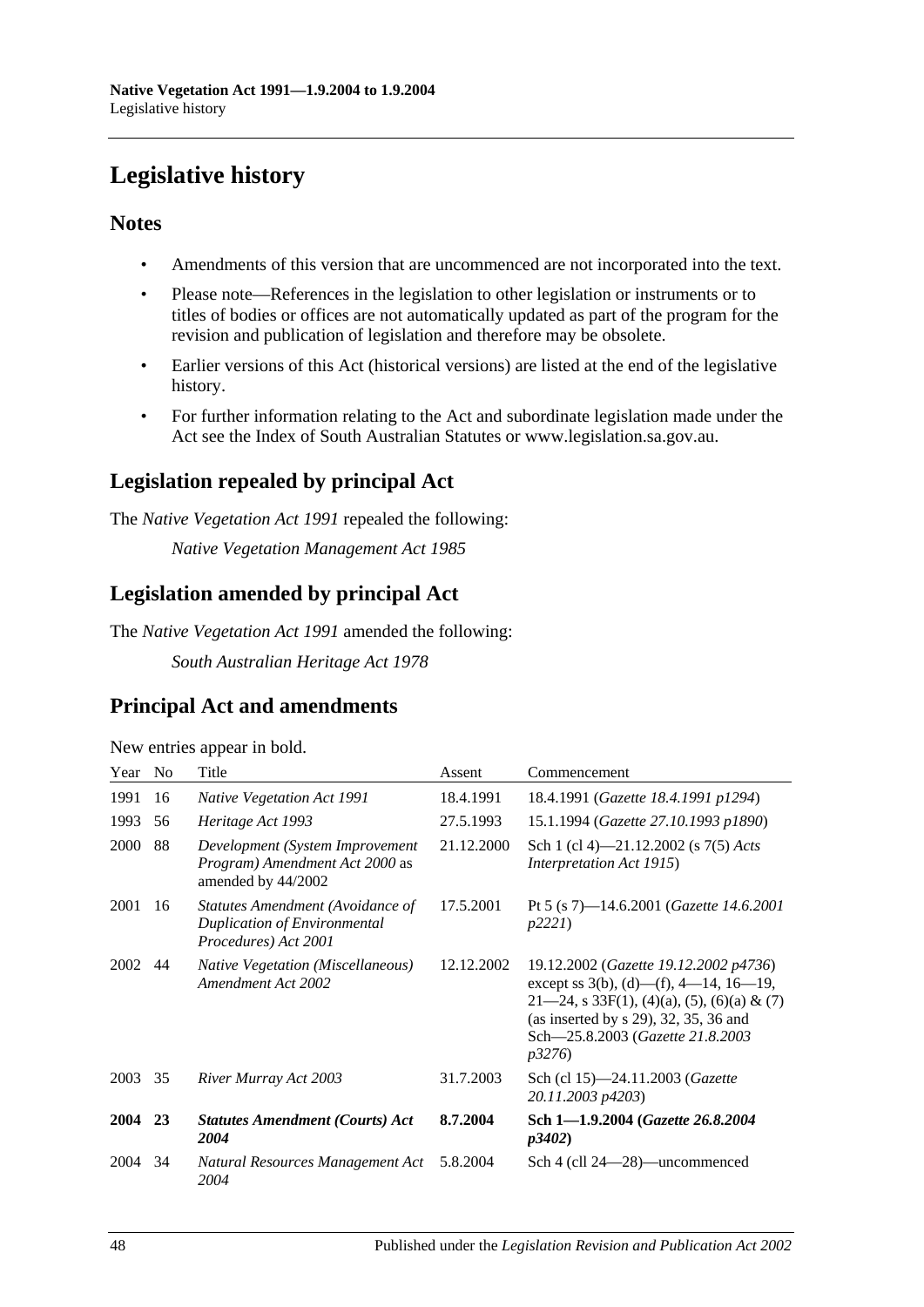# Legislative history

## Notes

- Amendments of this version that are uncommenced are not incorporated into the text.
- Please note—References in the legislation to other legislation or instruments or to titles of bodies or offices are not automatically updated as part of the program for the revision and publication of legislation and therefore may be obsolete.
- Earlier versions of this Act (historical versions) are listed at the end of the legislative history.
- For further information relating to the Act and subordinate legislation made under the Act see the Index of South Australian Statutes or www.legislation.sa.gov.au.

## Legislation repealed by principal Act

The *Native Vegetation Act 1991* repealed the following:

*Native Vegetation Management Act 1985*

## Legislation amended by principal Act

The *Native Vegetation Act 1991* amended the following:

*South Australian Heritage Act 1978*

## Principal Act and amendments

New entries appear in bold.

| Year | No | Title | Assent | Commencement |
|---|---|---|---|---|
| 1991 | 16 | *Native Vegetation Act 1991* | 18.4.1991 | 18.4.1991 (*Gazette 18.4.1991 p1294*) |
| 1993 | 56 | *Heritage Act 1993* | 27.5.1993 | 15.1.1994 (*Gazette 27.10.1993 p1890*) |
| 2000 | 88 | *Development (System Improvement Program) Amendment Act 2000* as amended by 44/2002 | 21.12.2000 | Sch 1 (cl 4)—21.12.2002 (s 7(5) *Acts Interpretation Act 1915*) |
| 2001 | 16 | *Statutes Amendment (Avoidance of Duplication of Environmental Procedures) Act 2001* | 17.5.2001 | Pt 5 (s 7)—14.6.2001 (*Gazette 14.6.2001 p2221*) |
| 2002 | 44 | *Native Vegetation (Miscellaneous) Amendment Act 2002* | 12.12.2002 | 19.12.2002 (*Gazette 19.12.2002 p4736*) except ss 3(b), (d)—(f), 4—14, 16—19, 21—24, s 33F(1), (4)(a), (5), (6)(a) & (7) (as inserted by s 29), 32, 35, 36 and Sch—25.8.2003 (*Gazette 21.8.2003 p3276*) |
| 2003 | 35 | *River Murray Act 2003* | 31.7.2003 | Sch (cl 15)—24.11.2003 (*Gazette 20.11.2003 p4203*) |
| **2004** | **23** | ***Statutes Amendment (Courts) Act 2004*** | **8.7.2004** | **Sch 1—1.9.2004 (*Gazette 26.8.2004 p3402*)** |
| 2004 | 34 | *Natural Resources Management Act 2004* | 5.8.2004 | Sch 4 (cll 24—28)—uncommenced |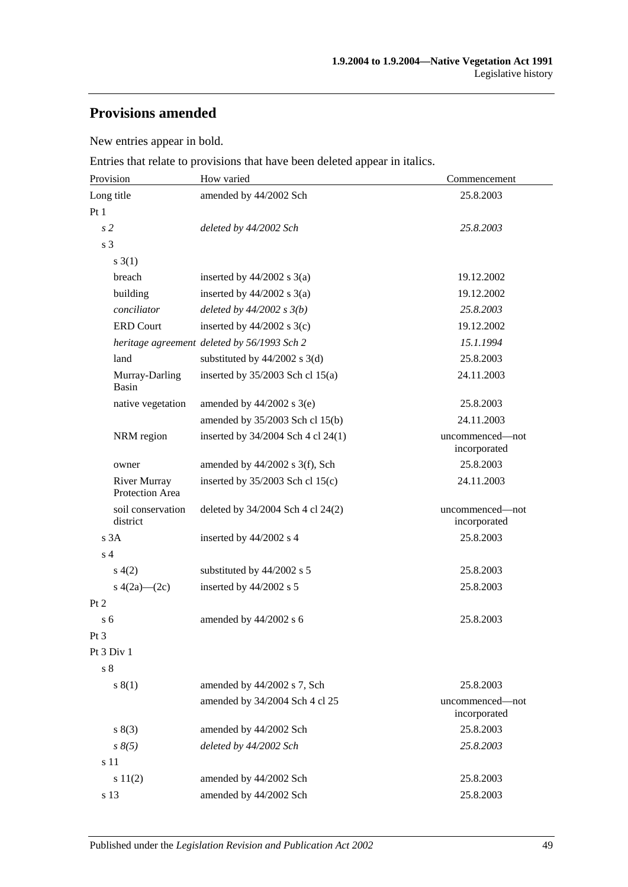## Provisions amended

New entries appear in bold.

Entries that relate to provisions that have been deleted appear in italics.

| Provision | How varied | Commencement |
|---|---|---|
| Long title | amended by 44/2002 Sch | 25.8.2003 |
| Pt 1 | | |
| *s 2* | *deleted by 44/2002 Sch* | *25.8.2003* |
| s 3 | | |
| s 3(1) | | |
| breach | inserted by 44/2002 s 3(a) | 19.12.2002 |
| building | inserted by 44/2002 s 3(a) | 19.12.2002 |
| *conciliator* | *deleted by 44/2002 s 3(b)* | *25.8.2003* |
| ERD Court | inserted by 44/2002 s 3(c) | 19.12.2002 |
| *heritage agreement* | *deleted by 56/1993 Sch 2* | *15.1.1994* |
| land | substituted by 44/2002 s 3(d) | 25.8.2003 |
| Murray-Darling Basin | inserted by 35/2003 Sch cl 15(a) | 24.11.2003 |
| native vegetation | amended by 44/2002 s 3(e) | 25.8.2003 |
| | amended by 35/2003 Sch cl 15(b) | 24.11.2003 |
| NRM region | inserted by 34/2004 Sch 4 cl 24(1) | uncommenced—not incorporated |
| owner | amended by 44/2002 s 3(f), Sch | 25.8.2003 |
| River Murray Protection Area | inserted by 35/2003 Sch cl 15(c) | 24.11.2003 |
| soil conservation district | deleted by 34/2004 Sch 4 cl 24(2) | uncommenced—not incorporated |
| s 3A | inserted by 44/2002 s 4 | 25.8.2003 |
| s 4 | | |
| s 4(2) | substituted by 44/2002 s 5 | 25.8.2003 |
| s 4(2a)—(2c) | inserted by 44/2002 s 5 | 25.8.2003 |
| Pt 2 | | |
| s 6 | amended by 44/2002 s 6 | 25.8.2003 |
| Pt 3 | | |
| Pt 3 Div 1 | | |
| s 8 | | |
| s 8(1) | amended by 44/2002 s 7, Sch | 25.8.2003 |
| | amended by 34/2004 Sch 4 cl 25 | uncommenced—not incorporated |
| s 8(3) | amended by 44/2002 Sch | 25.8.2003 |
| *s 8(5)* | *deleted by 44/2002 Sch* | *25.8.2003* |
| s 11 | | |
| s 11(2) | amended by 44/2002 Sch | 25.8.2003 |
| s 13 | amended by 44/2002 Sch | 25.8.2003 |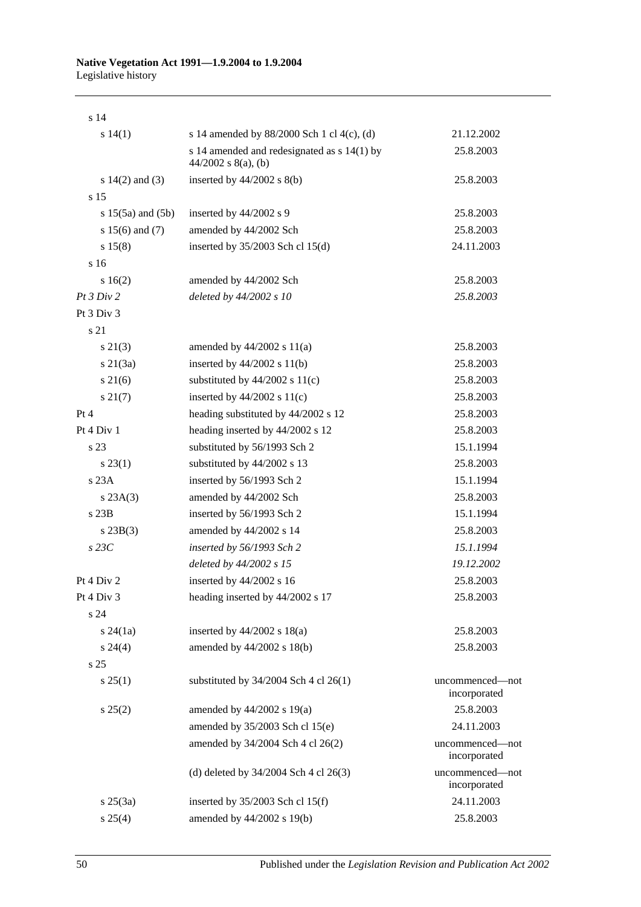| | | |
|---|---|---|
| s 14 | | |
| s 14(1) | s 14 amended by 88/2000 Sch 1 cl 4(c), (d) | 21.12.2002 |
| | s 14 amended and redesignated as s 14(1) by 44/2002 s 8(a), (b) | 25.8.2003 |
| s 14(2) and (3) | inserted by 44/2002 s 8(b) | 25.8.2003 |
| s 15 | | |
| s 15(5a) and (5b) | inserted by 44/2002 s 9 | 25.8.2003 |
| s 15(6) and (7) | amended by 44/2002 Sch | 25.8.2003 |
| s 15(8) | inserted by 35/2003 Sch cl 15(d) | 24.11.2003 |
| s 16 | | |
| s 16(2) | amended by 44/2002 Sch | 25.8.2003 |
| *Pt 3 Div 2* | *deleted by 44/2002 s 10* | *25.8.2003* |
| Pt 3 Div 3 | | |
| s 21 | | |
| s 21(3) | amended by 44/2002 s 11(a) | 25.8.2003 |
| s 21(3a) | inserted by 44/2002 s 11(b) | 25.8.2003 |
| s 21(6) | substituted by 44/2002 s 11(c) | 25.8.2003 |
| s 21(7) | inserted by 44/2002 s 11(c) | 25.8.2003 |
| Pt 4 | heading substituted by 44/2002 s 12 | 25.8.2003 |
| Pt 4 Div 1 | heading inserted by 44/2002 s 12 | 25.8.2003 |
| s 23 | substituted by 56/1993 Sch 2 | 15.1.1994 |
| s 23(1) | substituted by 44/2002 s 13 | 25.8.2003 |
| s 23A | inserted by 56/1993 Sch 2 | 15.1.1994 |
| s 23A(3) | amended by 44/2002 Sch | 25.8.2003 |
| s 23B | inserted by 56/1993 Sch 2 | 15.1.1994 |
| s 23B(3) | amended by 44/2002 s 14 | 25.8.2003 |
| *s 23C* | *inserted by 56/1993 Sch 2* | *15.1.1994* |
| | *deleted by 44/2002 s 15* | *19.12.2002* |
| Pt 4 Div 2 | inserted by 44/2002 s 16 | 25.8.2003 |
| Pt 4 Div 3 | heading inserted by 44/2002 s 17 | 25.8.2003 |
| s 24 | | |
| s 24(1a) | inserted by 44/2002 s 18(a) | 25.8.2003 |
| s 24(4) | amended by 44/2002 s 18(b) | 25.8.2003 |
| s 25 | | |
| s 25(1) | substituted by 34/2004 Sch 4 cl 26(1) | uncommenced—not incorporated |
| s 25(2) | amended by 44/2002 s 19(a) | 25.8.2003 |
| | amended by 35/2003 Sch cl 15(e) | 24.11.2003 |
| | amended by 34/2004 Sch 4 cl 26(2) | uncommenced—not incorporated |
| | (d) deleted by 34/2004 Sch 4 cl 26(3) | uncommenced—not incorporated |
| s 25(3a) | inserted by 35/2003 Sch cl 15(f) | 24.11.2003 |
| s 25(4) | amended by 44/2002 s 19(b) | 25.8.2003 |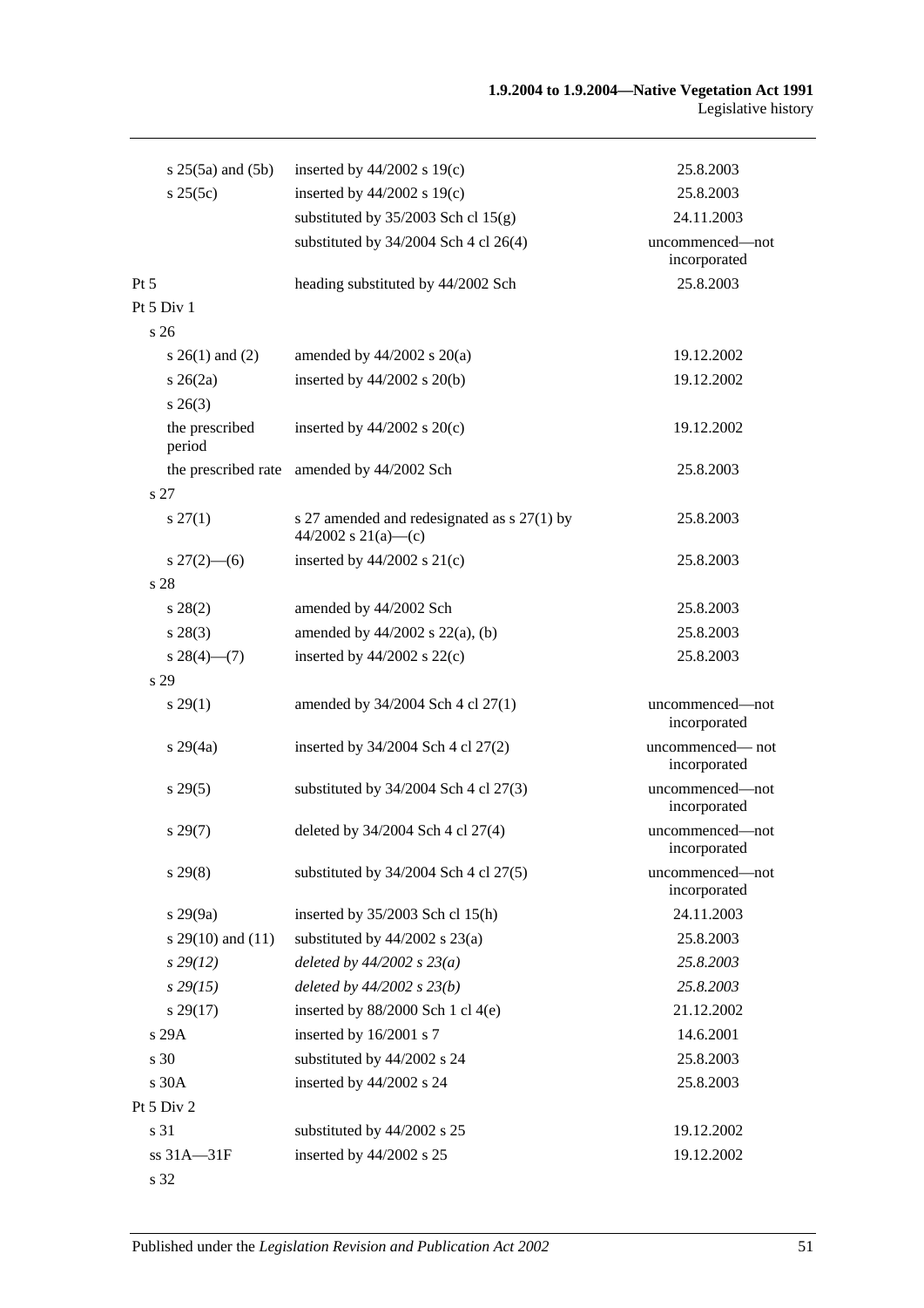| | | |
|---|---|---|
| s 25(5a) and (5b) | inserted by 44/2002 s 19(c) | 25.8.2003 |
| s 25(5c) | inserted by 44/2002 s 19(c) | 25.8.2003 |
| | substituted by 35/2003 Sch cl 15(g) | 24.11.2003 |
| | substituted by 34/2004 Sch 4 cl 26(4) | uncommenced—not incorporated |
| Pt 5 | heading substituted by 44/2002 Sch | 25.8.2003 |
| Pt 5 Div 1 | | |
| s 26 | | |
| s 26(1) and (2) | amended by 44/2002 s 20(a) | 19.12.2002 |
| s 26(2a) | inserted by 44/2002 s 20(b) | 19.12.2002 |
| s 26(3) | | |
| the prescribed period | inserted by 44/2002 s 20(c) | 19.12.2002 |
| the prescribed rate | amended by 44/2002 Sch | 25.8.2003 |
| s 27 | | |
| s 27(1) | s 27 amended and redesignated as s 27(1) by 44/2002 s 21(a)—(c) | 25.8.2003 |
| s 27(2)—(6) | inserted by 44/2002 s 21(c) | 25.8.2003 |
| s 28 | | |
| s 28(2) | amended by 44/2002 Sch | 25.8.2003 |
| s 28(3) | amended by 44/2002 s 22(a), (b) | 25.8.2003 |
| s 28(4)—(7) | inserted by 44/2002 s 22(c) | 25.8.2003 |
| s 29 | | |
| s 29(1) | amended by 34/2004 Sch 4 cl 27(1) | uncommenced—not incorporated |
| s 29(4a) | inserted by 34/2004 Sch 4 cl 27(2) | uncommenced— not incorporated |
| s 29(5) | substituted by 34/2004 Sch 4 cl 27(3) | uncommenced—not incorporated |
| s 29(7) | deleted by 34/2004 Sch 4 cl 27(4) | uncommenced—not incorporated |
| s 29(8) | substituted by 34/2004 Sch 4 cl 27(5) | uncommenced—not incorporated |
| s 29(9a) | inserted by 35/2003 Sch cl 15(h) | 24.11.2003 |
| s 29(10) and (11) | substituted by 44/2002 s 23(a) | 25.8.2003 |
| *s 29(12)* | *deleted by 44/2002 s 23(a)* | *25.8.2003* |
| *s 29(15)* | *deleted by 44/2002 s 23(b)* | *25.8.2003* |
| s 29(17) | inserted by 88/2000 Sch 1 cl 4(e) | 21.12.2002 |
| s 29A | inserted by 16/2001 s 7 | 14.6.2001 |
| s 30 | substituted by 44/2002 s 24 | 25.8.2003 |
| s 30A | inserted by 44/2002 s 24 | 25.8.2003 |
| Pt 5 Div 2 | | |
| s 31 | substituted by 44/2002 s 25 | 19.12.2002 |
| ss 31A—31F | inserted by 44/2002 s 25 | 19.12.2002 |
| s 32 | | |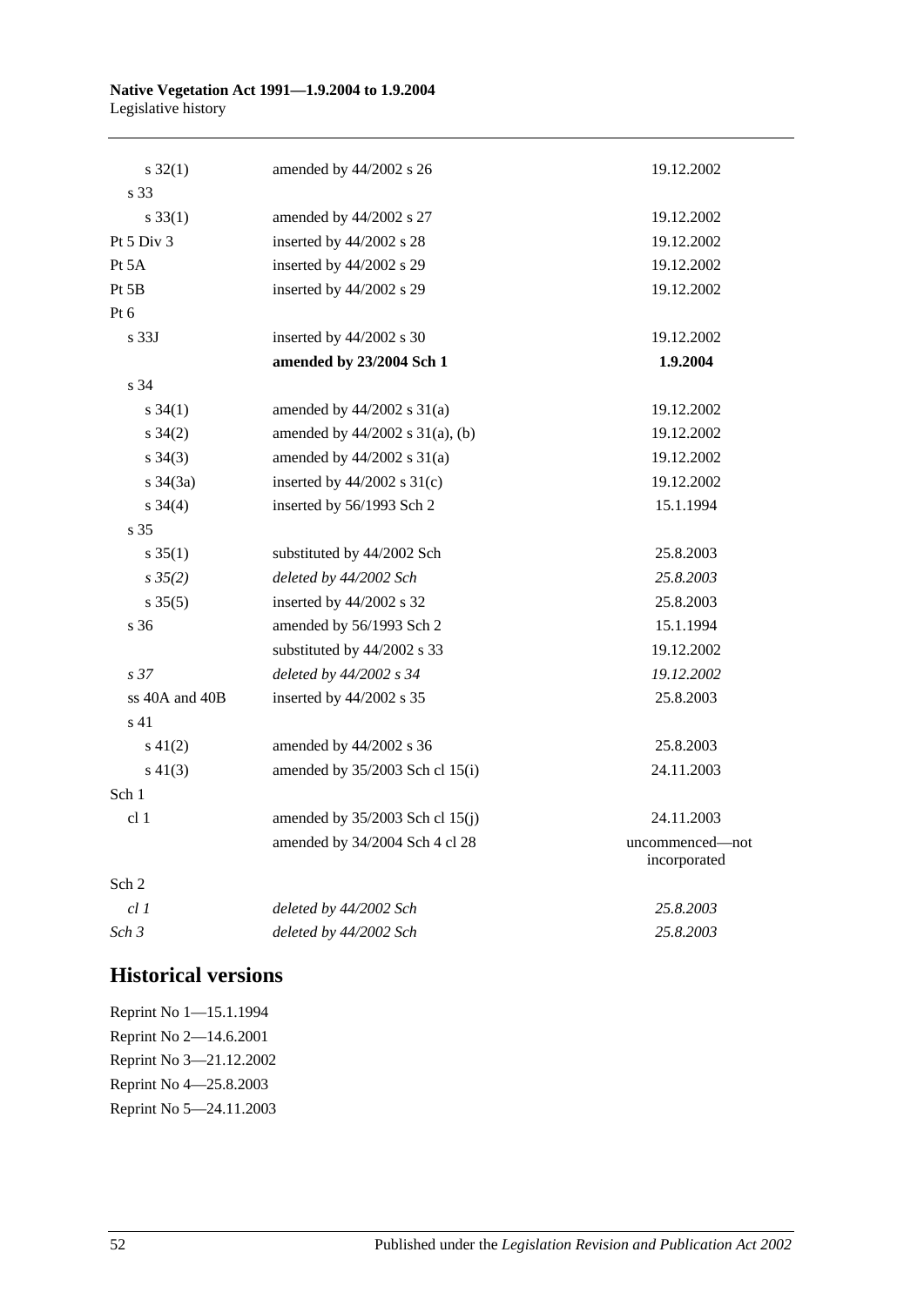| | | |
|---|---|---|
| s 32(1) | amended by 44/2002 s 26 | 19.12.2002 |
| s 33 | | |
| s 33(1) | amended by 44/2002 s 27 | 19.12.2002 |
| Pt 5 Div 3 | inserted by 44/2002 s 28 | 19.12.2002 |
| Pt 5A | inserted by 44/2002 s 29 | 19.12.2002 |
| Pt 5B | inserted by 44/2002 s 29 | 19.12.2002 |
| Pt 6 | | |
| s 33J | inserted by 44/2002 s 30 | 19.12.2002 |
| | **amended by 23/2004 Sch 1** | **1.9.2004** |
| s 34 | | |
| s 34(1) | amended by 44/2002 s 31(a) | 19.12.2002 |
| s 34(2) | amended by 44/2002 s 31(a), (b) | 19.12.2002 |
| s 34(3) | amended by 44/2002 s 31(a) | 19.12.2002 |
| s 34(3a) | inserted by 44/2002 s 31(c) | 19.12.2002 |
| s 34(4) | inserted by 56/1993 Sch 2 | 15.1.1994 |
| s 35 | | |
| s 35(1) | substituted by 44/2002 Sch | 25.8.2003 |
| *s 35(2)* | *deleted by 44/2002 Sch* | *25.8.2003* |
| s 35(5) | inserted by 44/2002 s 32 | 25.8.2003 |
| s 36 | amended by 56/1993 Sch 2 | 15.1.1994 |
| | substituted by 44/2002 s 33 | 19.12.2002 |
| *s 37* | *deleted by 44/2002 s 34* | *19.12.2002* |
| ss 40A and 40B | inserted by 44/2002 s 35 | 25.8.2003 |
| s 41 | | |
| s 41(2) | amended by 44/2002 s 36 | 25.8.2003 |
| s 41(3) | amended by 35/2003 Sch cl 15(i) | 24.11.2003 |
| Sch 1 | | |
| cl 1 | amended by 35/2003 Sch cl 15(j) | 24.11.2003 |
| | amended by 34/2004 Sch 4 cl 28 | uncommenced—not incorporated |
| Sch 2 | | |
| *cl 1* | *deleted by 44/2002 Sch* | *25.8.2003* |
| *Sch 3* | *deleted by 44/2002 Sch* | *25.8.2003* |

## Historical versions

Reprint No 1—15.1.1994
Reprint No 2—14.6.2001
Reprint No 3—21.12.2002
Reprint No 4—25.8.2003
Reprint No 5—24.11.2003